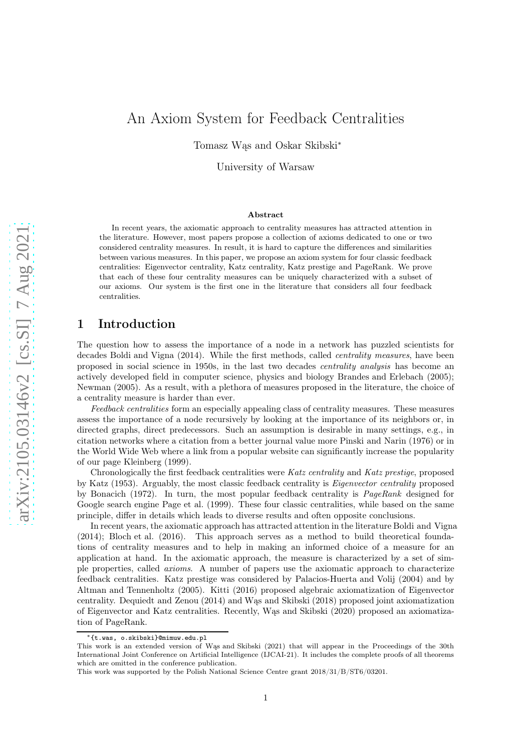# An Axiom System for Feedback Centralities

Tomasz Wąs and Oskar Skibski*

University of Warsaw

### Abstract

In recent years, the axiomatic approach to centrality measures has attracted attention in the literature. However, most papers propose a collection of axioms dedicated to one or two considered centrality measures. In result, it is hard to capture the differences and similarities between various measures. In this paper, we propose an axiom system for four classic feedback centralities: Eigenvector centrality, Katz centrality, Katz prestige and PageRank. We prove that each of these four centrality measures can be uniquely characterized with a subset of our axioms. Our system is the first one in the literature that considers all four feedback centralities.

## 1 Introduction

The question how to assess the importance of a node in a network has puzzled scientists for decades Boldi and Vigna (2014). While the first methods, called *centrality measures*, have been proposed in social science in 1950s, in the last two decades *centrality analysis* has become an actively developed field in computer science, physics and biology Brandes and Erlebach (2005); Newman (2005). As a result, with a plethora of measures proposed in the literature, the choice of a centrality measure is harder than ever.

*Feedback centralities* form an especially appealing class of centrality measures. These measures assess the importance of a node recursively by looking at the importance of its neighbors or, in directed graphs, direct predecessors. Such an assumption is desirable in many settings, e.g., in citation networks where a citation from a better journal value more Pinski and Narin (1976) or in the World Wide Web where a link from a popular website can significantly increase the popularity of our page Kleinberg (1999).

Chronologically the first feedback centralities were *Katz centrality* and *Katz prestige*, proposed by Katz (1953). Arguably, the most classic feedback centrality is *Eigenvector centrality* proposed by Bonacich (1972). In turn, the most popular feedback centrality is *PageRank* designed for Google search engine Page et al. (1999). These four classic centralities, while based on the same principle, differ in details which leads to diverse results and often opposite conclusions.

In recent years, the axiomatic approach has attracted attention in the literature Boldi and Vigna (2014); Bloch et al. (2016). This approach serves as a method to build theoretical foundations of centrality measures and to help in making an informed choice of a measure for an application at hand. In the axiomatic approach, the measure is characterized by a set of simple properties, called *axioms*. A number of papers use the axiomatic approach to characterize feedback centralities. Katz prestige was considered by Palacios-Huerta and Volij (2004) and by Altman and Tennenholtz (2005). Kitti (2016) proposed algebraic axiomatization of Eigenvector centrality. Dequiedt and Zenou (2014) and Wąs and Skibski (2018) proposed joint axiomatization of Eigenvector and Katz centralities. Recently, Wąs and Skibski (2020) proposed an axiomatization of PageRank.

---

*{t.was, o.skibski}@mimuw.edu.pl

This work is an extended version of Wąs and Skibski (2021) that will appear in the Proceedings of the 30th International Joint Conference on Artificial Intelligence (IJCAI-21). It includes the complete proofs of all theorems which are omitted in the conference publication.

This work was supported by the Polish National Science Centre grant 2018/31/B/ST6/03201.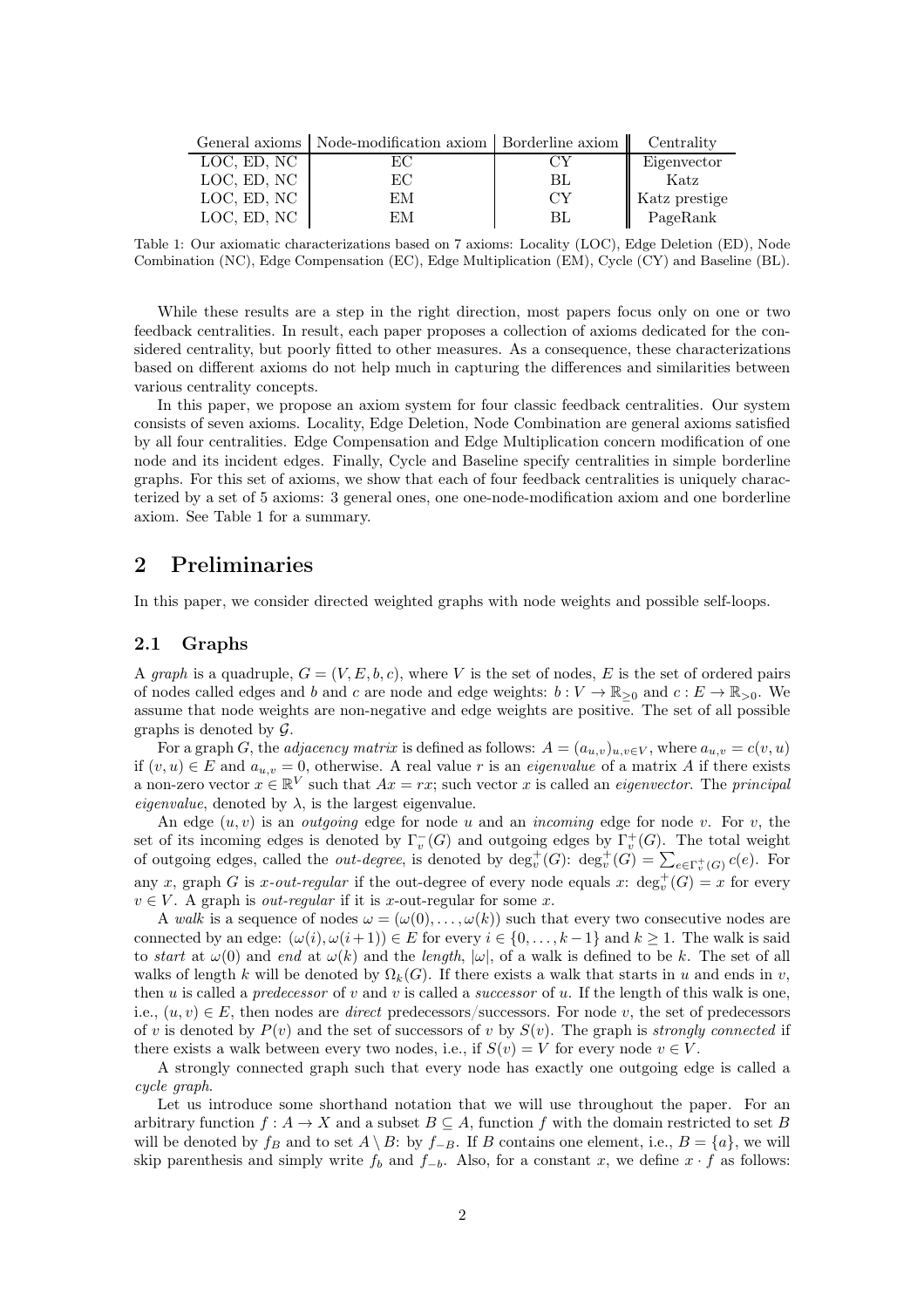| General axioms | Node-modification axiom | Borderline axiom | Centrality |
|---|---|---|---|
| LOC, ED, NC | EC | CY | Eigenvector |
| LOC, ED, NC | EC | BL | Katz |
| LOC, ED, NC | EM | CY | Katz prestige |
| LOC, ED, NC | EM | BL | PageRank |

Table 1: Our axiomatic characterizations based on 7 axioms: Locality (LOC), Edge Deletion (ED), Node Combination (NC), Edge Compensation (EC), Edge Multiplication (EM), Cycle (CY) and Baseline (BL).

While these results are a step in the right direction, most papers focus only on one or two feedback centralities. In result, each paper proposes a collection of axioms dedicated for the considered centrality, but poorly fitted to other measures. As a consequence, these characterizations based on different axioms do not help much in capturing the differences and similarities between various centrality concepts.

In this paper, we propose an axiom system for four classic feedback centralities. Our system consists of seven axioms. Locality, Edge Deletion, Node Combination are general axioms satisfied by all four centralities. Edge Compensation and Edge Multiplication concern modification of one node and its incident edges. Finally, Cycle and Baseline specify centralities in simple borderline graphs. For this set of axioms, we show that each of four feedback centralities is uniquely characterized by a set of 5 axioms: 3 general ones, one one-node-modification axiom and one borderline axiom. See Table 1 for a summary.

## 2 Preliminaries

In this paper, we consider directed weighted graphs with node weights and possible self-loops.

### 2.1 Graphs

A *graph* is a quadruple, $G = (V, E, b, c)$, where $V$ is the set of nodes, $E$ is the set of ordered pairs of nodes called edges and $b$ and $c$ are node and edge weights: $b : V \to \mathbb{R}_{\geq 0}$ and $c : E \to \mathbb{R}_{>0}$. We assume that node weights are non-negative and edge weights are positive. The set of all possible graphs is denoted by $\mathcal{G}$.

For a graph $G$, the *adjacency matrix* is defined as follows: $A = (a_{u,v})_{u,v \in V}$, where $a_{u,v} = c(v, u)$ if $(v, u) \in E$ and $a_{u,v} = 0$, otherwise. A real value $r$ is an *eigenvalue* of a matrix $A$ if there exists a non-zero vector $x \in \mathbb{R}^V$ such that $Ax = rx$; such vector $x$ is called an *eigenvector*. The *principal eigenvalue*, denoted by $\lambda$, is the largest eigenvalue.

An edge $(u, v)$ is an *outgoing* edge for node $u$ and an *incoming* edge for node $v$. For $v$, the set of its incoming edges is denoted by $\Gamma^-_v(G)$ and outgoing edges by $\Gamma^+_v(G)$. The total weight of outgoing edges, called the *out-degree*, is denoted by $\deg^+_v(G)$: $\deg^+_v(G) = \sum_{e \in \Gamma^+_v(G)} c(e)$. For any $x$, graph $G$ is *$x$-out-regular* if the out-degree of every node equals $x$: $\deg^+_v(G) = x$ for every $v \in V$. A graph is *out-regular* if it is $x$-out-regular for some $x$.

A *walk* is a sequence of nodes $\omega = (\omega(0), \dots, \omega(k))$ such that every two consecutive nodes are connected by an edge: $(\omega(i), \omega(i+1)) \in E$ for every $i \in \{0, \dots, k-1\}$ and $k \geq 1$. The walk is said to *start* at $\omega(0)$ and *end* at $\omega(k)$ and the *length*, $|\omega|$, of a walk is defined to be $k$. The set of all walks of length $k$ will be denoted by $\Omega_k(G)$. If there exists a walk that starts in $u$ and ends in $v$, then $u$ is called a *predecessor* of $v$ and $v$ is called a *successor* of $u$. If the length of this walk is one, i.e., $(u, v) \in E$, then nodes are *direct* predecessors/successors. For node $v$, the set of predecessors of $v$ is denoted by $P(v)$ and the set of successors of $v$ by $S(v)$. The graph is *strongly connected* if there exists a walk between every two nodes, i.e., if $S(v) = V$ for every node $v \in V$.

A strongly connected graph such that every node has exactly one outgoing edge is called a *cycle graph*.

Let us introduce some shorthand notation that we will use throughout the paper. For an arbitrary function $f : A \to X$ and a subset $B \subseteq A$, function $f$ with the domain restricted to set $B$ will be denoted by $f_B$ and to set $A \setminus B$: by $f_{-B}$. If $B$ contains one element, i.e., $B = \{a\}$, we will skip parenthesis and simply write $f_b$ and $f_{-b}$. Also, for a constant $x$, we define $x \cdot f$ as follows: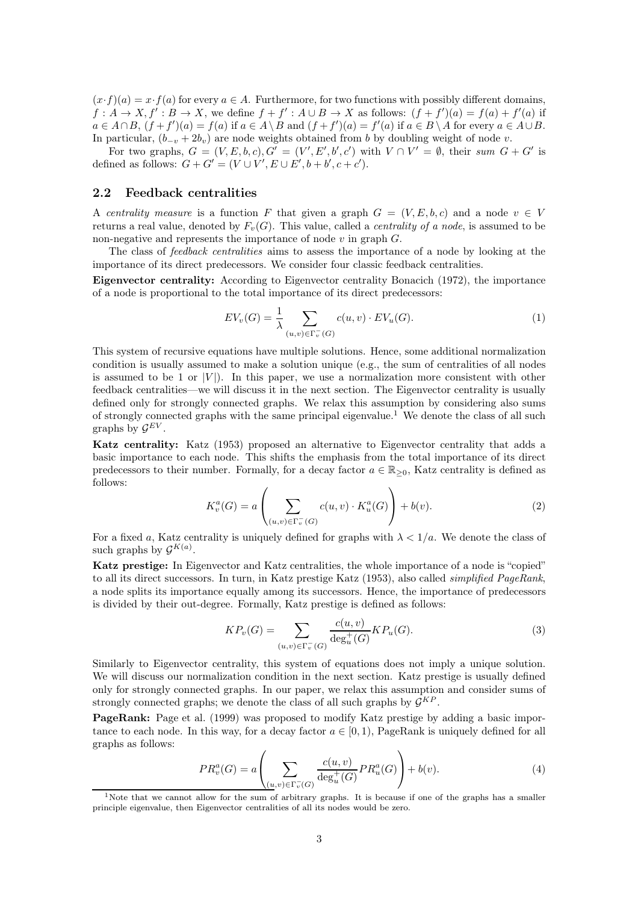$(x \cdot f)(a) = x \cdot f(a)$ for every $a \in A$. Furthermore, for two functions with possibly different domains, $f : A \to X, f' : B \to X$, we define $f + f' : A \cup B \to X$ as follows: $(f + f')(a) = f(a) + f'(a)$ if $a \in A \cap B$, $(f + f')(a) = f(a)$ if $a \in A \setminus B$ and $(f + f')(a) = f'(a)$ if $a \in B \setminus A$ for every $a \in A \cup B$. In particular, $(b_{-v} + 2b_v)$ are node weights obtained from $b$ by doubling weight of node $v$.

For two graphs, $G = (V, E, b, c), G' = (V', E', b', c')$ with $V \cap V' = \emptyset$, their *sum* $G + G'$ is defined as follows: $G + G' = (V \cup V', E \cup E', b + b', c + c')$.

## 2.2 Feedback centralities

A *centrality measure* is a function $F$ that given a graph $G = (V, E, b, c)$ and a node $v \in V$ returns a real value, denoted by $F_v(G)$. This value, called a *centrality of a node*, is assumed to be non-negative and represents the importance of node $v$ in graph $G$.

The class of *feedback centralities* aims to assess the importance of a node by looking at the importance of its direct predecessors. We consider four classic feedback centralities.

**Eigenvector centrality:** According to Eigenvector centrality Bonacich (1972), the importance of a node is proportional to the total importance of its direct predecessors:

$$EV_v(G) = \frac{1}{\lambda} \sum_{(u,v) \in \Gamma_v^-(G)} c(u, v) \cdot EV_u(G). \tag{1}$$

This system of recursive equations have multiple solutions. Hence, some additional normalization condition is usually assumed to make a solution unique (e.g., the sum of centralities of all nodes is assumed to be 1 or $|V|$). In this paper, we use a normalization more consistent with other feedback centralities—we will discuss it in the next section. The Eigenvector centrality is usually defined only for strongly connected graphs. We relax this assumption by considering also sums of strongly connected graphs with the same principal eigenvalue.[1] We denote the class of all such graphs by $\mathcal{G}^{EV}$.

**Katz centrality:** Katz (1953) proposed an alternative to Eigenvector centrality that adds a basic importance to each node. This shifts the emphasis from the total importance of its direct predecessors to their number. Formally, for a decay factor $a \in \mathbb{R}_{\geq 0}$, Katz centrality is defined as follows:

$$K_v^a(G) = a \left( \sum_{(u,v) \in \Gamma_v^-(G)} c(u, v) \cdot K_u^a(G) \right) + b(v). \tag{2}$$

For a fixed $a$, Katz centrality is uniquely defined for graphs with $\lambda < 1/a$. We denote the class of such graphs by $\mathcal{G}^{K(a)}$.

**Katz prestige:** In Eigenvector and Katz centralities, the whole importance of a node is "copied" to all its direct successors. In turn, in Katz prestige Katz (1953), also called *simplified PageRank*, a node splits its importance equally among its successors. Hence, the importance of predecessors is divided by their out-degree. Formally, Katz prestige is defined as follows:

$$KP_v(G) = \sum_{(u,v) \in \Gamma_v^-(G)} \frac{c(u, v)}{\deg_u^+(G)} KP_u(G). \tag{3}$$

Similarly to Eigenvector centrality, this system of equations does not imply a unique solution. We will discuss our normalization condition in the next section. Katz prestige is usually defined only for strongly connected graphs. In our paper, we relax this assumption and consider sums of strongly connected graphs; we denote the class of all such graphs by $\mathcal{G}^{KP}$.

**PageRank:** Page et al. (1999) was proposed to modify Katz prestige by adding a basic importance to each node. In this way, for a decay factor $a \in [0, 1)$, PageRank is uniquely defined for all graphs as follows:

$$PR_v^a(G) = a \left( \sum_{(u,v) \in \Gamma_v^-(G)} \frac{c(u, v)}{\deg_u^+(G)} PR_u^a(G) \right) + b(v). \tag{4}$$

[1] Note that we cannot allow for the sum of arbitrary graphs. It is because if one of the graphs has a smaller principle eigenvalue, then Eigenvector centralities of all its nodes would be zero.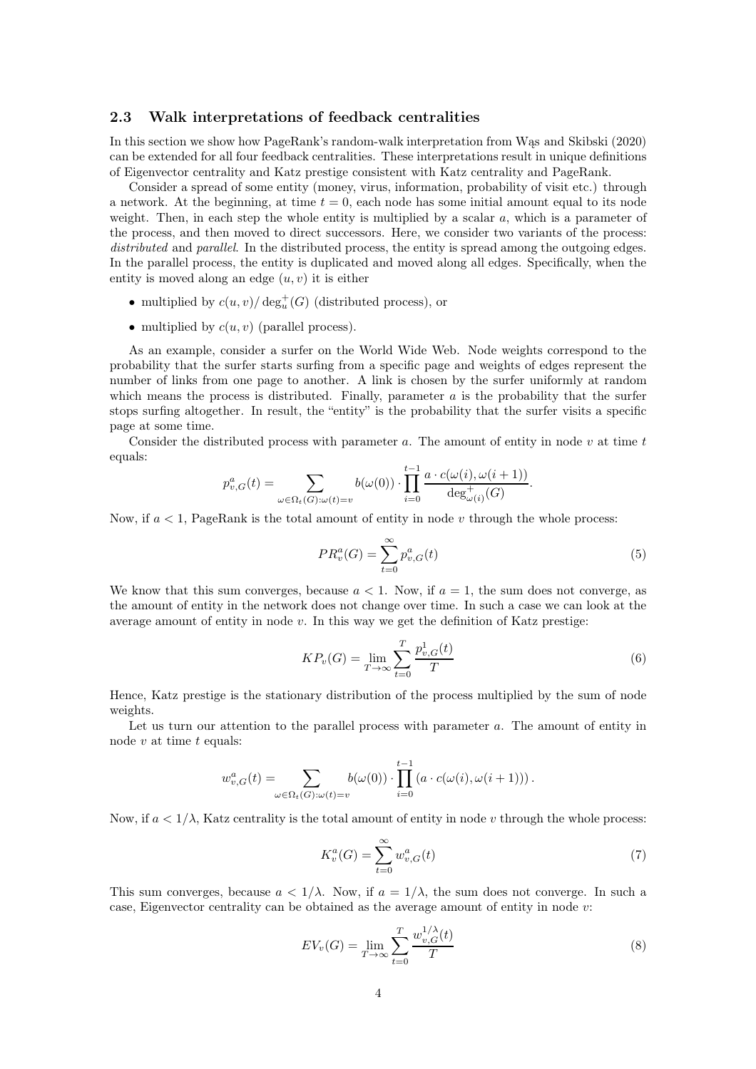### 2.3 Walk interpretations of feedback centralities

In this section we show how PageRank's random-walk interpretation from Wąs and Skibski (2020) can be extended for all four feedback centralities. These interpretations result in unique definitions of Eigenvector centrality and Katz prestige consistent with Katz centrality and PageRank.

Consider a spread of some entity (money, virus, information, probability of visit etc.) through a network. At the beginning, at time $t = 0$, each node has some initial amount equal to its node weight. Then, in each step the whole entity is multiplied by a scalar $a$, which is a parameter of the process, and then moved to direct successors. Here, we consider two variants of the process: *distributed* and *parallel*. In the distributed process, the entity is spread among the outgoing edges. In the parallel process, the entity is duplicated and moved along all edges. Specifically, when the entity is moved along an edge $(u, v)$ it is either

- multiplied by $c(u, v)/\deg^+_u(G)$ (distributed process), or
- multiplied by $c(u, v)$ (parallel process).

As an example, consider a surfer on the World Wide Web. Node weights correspond to the probability that the surfer starts surfing from a specific page and weights of edges represent the number of links from one page to another. A link is chosen by the surfer uniformly at random which means the process is distributed. Finally, parameter $a$ is the probability that the surfer stops surfing altogether. In result, the "entity" is the probability that the surfer visits a specific page at some time.

Consider the distributed process with parameter $a$. The amount of entity in node $v$ at time $t$ equals:

$$p^a_{v,G}(t) = \sum_{\omega \in \Omega_t(G):\omega(t)=v} b(\omega(0)) \cdot \prod_{i=0}^{t-1} \frac{a \cdot c(\omega(i), \omega(i+1))}{\deg^+_{\omega(i)}(G)}.$$

Now, if $a < 1$, PageRank is the total amount of entity in node $v$ through the whole process:

$$PR^a_v(G) = \sum_{t=0}^{\infty} p^a_{v,G}(t) \tag{5}$$

We know that this sum converges, because $a < 1$. Now, if $a = 1$, the sum does not converge, as the amount of entity in the network does not change over time. In such a case we can look at the average amount of entity in node $v$. In this way we get the definition of Katz prestige:

$$KP_v(G) = \lim_{T\to\infty} \sum_{t=0}^{T} \frac{p^1_{v,G}(t)}{T} \tag{6}$$

Hence, Katz prestige is the stationary distribution of the process multiplied by the sum of node weights.

Let us turn our attention to the parallel process with parameter $a$. The amount of entity in node $v$ at time $t$ equals:

$$w^a_{v,G}(t) = \sum_{\omega \in \Omega_t(G):\omega(t)=v} b(\omega(0)) \cdot \prod_{i=0}^{t-1} \left(a \cdot c(\omega(i), \omega(i+1))\right).$$

Now, if $a < 1/\lambda$, Katz centrality is the total amount of entity in node $v$ through the whole process:

$$K^a_v(G) = \sum_{t=0}^{\infty} w^a_{v,G}(t) \tag{7}$$

This sum converges, because $a < 1/\lambda$. Now, if $a = 1/\lambda$, the sum does not converge. In such a case, Eigenvector centrality can be obtained as the average amount of entity in node $v$:

$$EV_v(G) = \lim_{T\to\infty} \sum_{t=0}^{T} \frac{w^{1/\lambda}_{v,G}(t)}{T} \tag{8}$$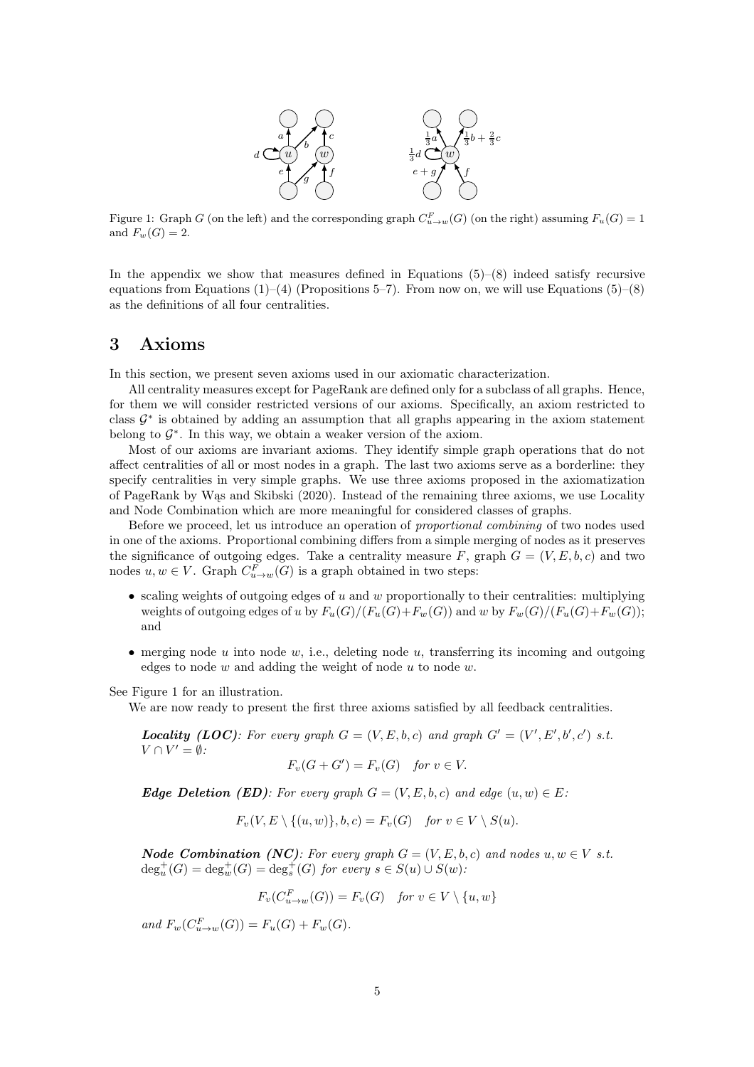Figure 1: Graph $G$ (on the left) and the corresponding graph $C^F_{u\to w}(G)$ (on the right) assuming $F_u(G) = 1$ and $F_w(G) = 2$.

In the appendix we show that measures defined in Equations (5)–(8) indeed satisfy recursive equations from Equations (1)–(4) (Propositions 5–7). From now on, we will use Equations (5)–(8) as the definitions of all four centralities.

# 3 Axioms

In this section, we present seven axioms used in our axiomatic characterization.

All centrality measures except for PageRank are defined only for a subclass of all graphs. Hence, for them we will consider restricted versions of our axioms. Specifically, an axiom restricted to class $\mathcal{G}^*$ is obtained by adding an assumption that all graphs appearing in the axiom statement belong to $\mathcal{G}^*$. In this way, we obtain a weaker version of the axiom.

Most of our axioms are invariant axioms. They identify simple graph operations that do not affect centralities of all or most nodes in a graph. The last two axioms serve as a borderline: they specify centralities in very simple graphs. We use three axioms proposed in the axiomatization of PageRank by Wąs and Skibski (2020). Instead of the remaining three axioms, we use Locality and Node Combination which are more meaningful for considered classes of graphs.

Before we proceed, let us introduce an operation of *proportional combining* of two nodes used in one of the axioms. Proportional combining differs from a simple merging of nodes as it preserves the significance of outgoing edges. Take a centrality measure $F$, graph $G = (V, E, b, c)$ and two nodes $u, w \in V$. Graph $C^F_{u\to w}(G)$ is a graph obtained in two steps:

- scaling weights of outgoing edges of $u$ and $w$ proportionally to their centralities: multiplying weights of outgoing edges of $u$ by $F_u(G)/(F_u(G)+F_w(G))$ and $w$ by $F_w(G)/(F_u(G)+F_w(G))$; and
- merging node $u$ into node $w$, i.e., deleting node $u$, transferring its incoming and outgoing edges to node $w$ and adding the weight of node $u$ to node $w$.

See Figure 1 for an illustration.

We are now ready to present the first three axioms satisfied by all feedback centralities.

***Locality (LOC)****: For every graph $G = (V, E, b, c)$ and graph $G' = (V', E', b', c')$ s.t. $V \cap V' = \emptyset$:*

$$F_v(G + G') = F_v(G) \quad \text{for } v \in V.$$

***Edge Deletion (ED)****: For every graph $G = (V, E, b, c)$ and edge $(u, w) \in E$:*

$$F_v(V, E \setminus \{(u, w)\}, b, c) = F_v(G) \quad \text{for } v \in V \setminus S(u).$$

***Node Combination (NC)****: For every graph $G = (V, E, b, c)$ and nodes $u, w \in V$ s.t. $\deg^+_u(G) = \deg^+_w(G) = \deg^+_s(G)$ for every $s \in S(u) \cup S(w)$:*

$$F_v(C^F_{u\to w}(G)) = F_v(G) \quad \text{for } v \in V \setminus \{u, w\}$$

*and $F_w(C^F_{u\to w}(G)) = F_u(G) + F_w(G)$.*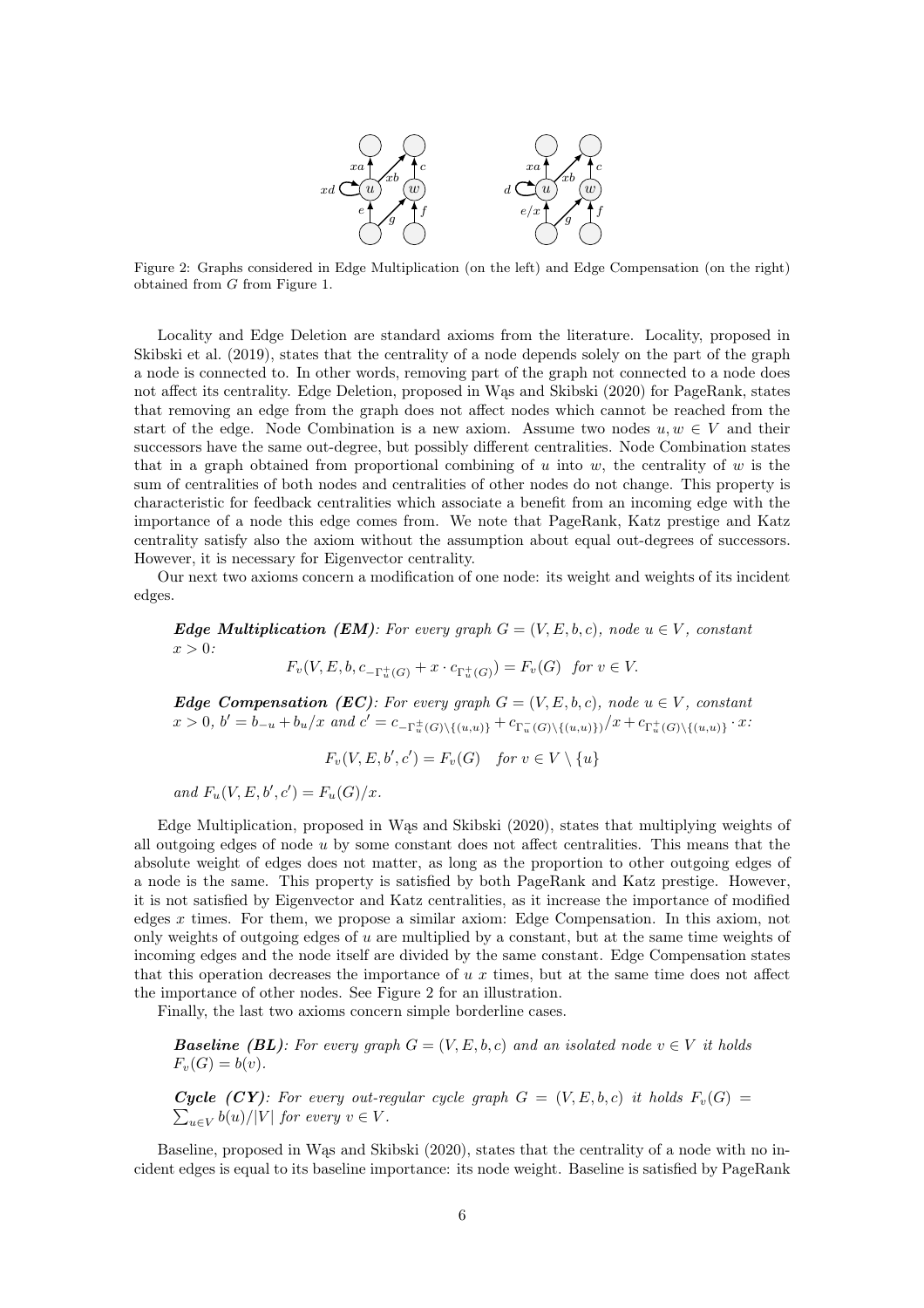Figure 2: Graphs considered in Edge Multiplication (on the left) and Edge Compensation (on the right) obtained from $G$ from Figure 1.

Locality and Edge Deletion are standard axioms from the literature. Locality, proposed in Skibski et al. (2019), states that the centrality of a node depends solely on the part of the graph a node is connected to. In other words, removing part of the graph not connected to a node does not affect its centrality. Edge Deletion, proposed in Wąs and Skibski (2020) for PageRank, states that removing an edge from the graph does not affect nodes which cannot be reached from the start of the edge. Node Combination is a new axiom. Assume two nodes $u, w \in V$ and their successors have the same out-degree, but possibly different centralities. Node Combination states that in a graph obtained from proportional combining of $u$ into $w$, the centrality of $w$ is the sum of centralities of both nodes and centralities of other nodes do not change. This property is characteristic for feedback centralities which associate a benefit from an incoming edge with the importance of a node this edge comes from. We note that PageRank, Katz prestige and Katz centrality satisfy also the axiom without the assumption about equal out-degrees of successors. However, it is necessary for Eigenvector centrality.

Our next two axioms concern a modification of one node: its weight and weights of its incident edges.

***Edge Multiplication (EM)****: For every graph $G = (V, E, b, c)$, node $u \in V$, constant $x > 0$:*

$$F_v(V, E, b, c_{-\Gamma_u^+(G)} + x \cdot c_{\Gamma_u^+(G)}) = F_v(G) \quad \text{for } v \in V.$$

***Edge Compensation (EC)****: For every graph $G = (V, E, b, c)$, node $u \in V$, constant $x > 0$, $b' = b_{-u} + b_u/x$ and $c' = c_{-\Gamma_u^{\pm}(G) \setminus \{(u,u)\}} + c_{\Gamma_u^-(G) \setminus \{(u,u)\}})/x + c_{\Gamma_u^+(G) \setminus \{(u,u)\}} \cdot x$:*

$$F_v(V, E, b', c') = F_v(G) \quad \text{for } v \in V \setminus \{u\}$$

*and $F_u(V, E, b', c') = F_u(G)/x$.*

Edge Multiplication, proposed in Wąs and Skibski (2020), states that multiplying weights of all outgoing edges of node $u$ by some constant does not affect centralities. This means that the absolute weight of edges does not matter, as long as the proportion to other outgoing edges of a node is the same. This property is satisfied by both PageRank and Katz prestige. However, it is not satisfied by Eigenvector and Katz centralities, as it increase the importance of modified edges $x$ times. For them, we propose a similar axiom: Edge Compensation. In this axiom, not only weights of outgoing edges of $u$ are multiplied by a constant, but at the same time weights of incoming edges and the node itself are divided by the same constant. Edge Compensation states that this operation decreases the importance of $u$ $x$ times, but at the same time does not affect the importance of other nodes. See Figure 2 for an illustration.

Finally, the last two axioms concern simple borderline cases.

***Baseline (BL)****: For every graph $G = (V, E, b, c)$ and an isolated node $v \in V$ it holds $F_v(G) = b(v)$.*

***Cycle (CY)****: For every out-regular cycle graph $G = (V, E, b, c)$ it holds $F_v(G) = \sum_{u \in V} b(u)/|V|$ for every $v \in V$.*

Baseline, proposed in Wąs and Skibski (2020), states that the centrality of a node with no incident edges is equal to its baseline importance: its node weight. Baseline is satisfied by PageRank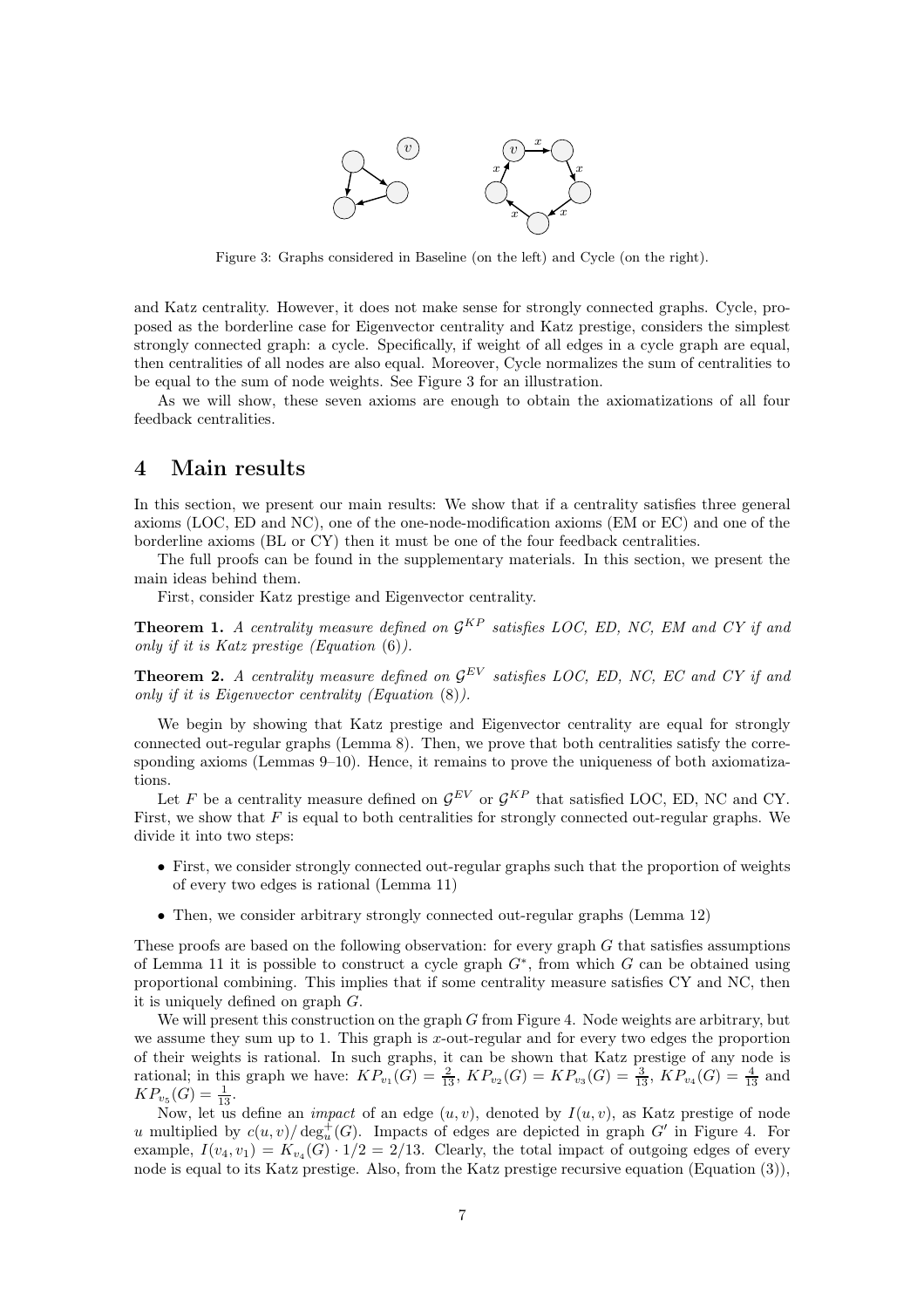Figure 3: Graphs considered in Baseline (on the left) and Cycle (on the right).

and Katz centrality. However, it does not make sense for strongly connected graphs. Cycle, proposed as the borderline case for Eigenvector centrality and Katz prestige, considers the simplest strongly connected graph: a cycle. Specifically, if weight of all edges in a cycle graph are equal, then centralities of all nodes are also equal. Moreover, Cycle normalizes the sum of centralities to be equal to the sum of node weights. See Figure 3 for an illustration.

As we will show, these seven axioms are enough to obtain the axiomatizations of all four feedback centralities.

# 4 Main results

In this section, we present our main results: We show that if a centrality satisfies three general axioms (LOC, ED and NC), one of the one-node-modification axioms (EM or EC) and one of the borderline axioms (BL or CY) then it must be one of the four feedback centralities.

The full proofs can be found in the supplementary materials. In this section, we present the main ideas behind them.

First, consider Katz prestige and Eigenvector centrality.

**Theorem 1.** *A centrality measure defined on $\mathcal{G}^{KP}$ satisfies LOC, ED, NC, EM and CY if and only if it is Katz prestige (Equation (6)).*

**Theorem 2.** *A centrality measure defined on $\mathcal{G}^{EV}$ satisfies LOC, ED, NC, EC and CY if and only if it is Eigenvector centrality (Equation (8)).*

We begin by showing that Katz prestige and Eigenvector centrality are equal for strongly connected out-regular graphs (Lemma 8). Then, we prove that both centralities satisfy the corresponding axioms (Lemmas 9–10). Hence, it remains to prove the uniqueness of both axiomatizations.

Let $F$ be a centrality measure defined on $\mathcal{G}^{EV}$ or $\mathcal{G}^{KP}$ that satisfied LOC, ED, NC and CY. First, we show that $F$ is equal to both centralities for strongly connected out-regular graphs. We divide it into two steps:

- First, we consider strongly connected out-regular graphs such that the proportion of weights of every two edges is rational (Lemma 11)
- Then, we consider arbitrary strongly connected out-regular graphs (Lemma 12)

These proofs are based on the following observation: for every graph $G$ that satisfies assumptions of Lemma 11 it is possible to construct a cycle graph $G^*$, from which $G$ can be obtained using proportional combining. This implies that if some centrality measure satisfies CY and NC, then it is uniquely defined on graph $G$.

We will present this construction on the graph $G$ from Figure 4. Node weights are arbitrary, but we assume they sum up to 1. This graph is $x$-out-regular and for every two edges the proportion of their weights is rational; in this graph we have: $KP_{v_1}(G) = \frac{2}{13}$, $KP_{v_2}(G) = KP_{v_3}(G) = \frac{3}{13}$, $KP_{v_4}(G) = \frac{4}{13}$ and $KP_{v_5}(G) = \frac{1}{13}$.

Now, let us define an *impact* of an edge $(u, v)$, denoted by $I(u, v)$, as Katz prestige of node $u$ multiplied by $c(u, v)/\deg^+_u(G)$. Impacts of edges are depicted in graph $G'$ in Figure 4. For example, $I(v_4, v_1) = K_{v_4}(G) \cdot 1/2 = 2/13$. Clearly, the total impact of outgoing edges of every node is equal to its Katz prestige. Also, from the Katz prestige recursive equation (Equation (3)),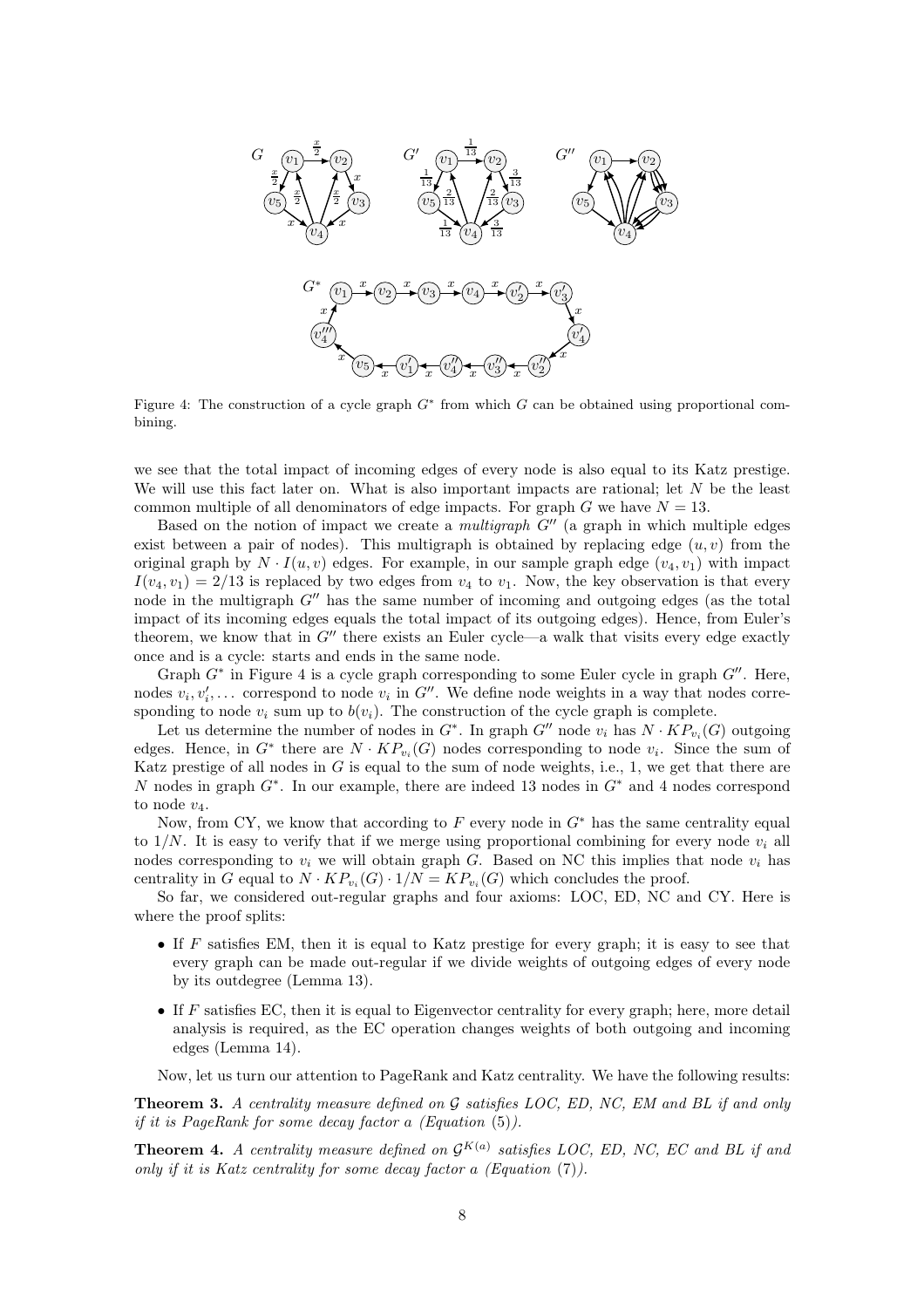Figure 4: The construction of a cycle graph $G^*$ from which $G$ can be obtained using proportional combining.

we see that the total impact of incoming edges of every node is also equal to its Katz prestige. We will use this fact later on. What is also important impacts are rational; let $N$ be the least common multiple of all denominators of edge impacts. For graph $G$ we have $N = 13$.

Based on the notion of impact we create a *multigraph* $G''$ (a graph in which multiple edges exist between a pair of nodes). This multigraph is obtained by replacing edge $(u, v)$ from the original graph by $N \cdot I(u, v)$ edges. For example, in our sample graph edge $(v_4, v_1)$ with impact $I(v_4, v_1) = 2/13$ is replaced by two edges from $v_4$ to $v_1$. Now, the key observation is that every node in the multigraph $G''$ has the same number of incoming and outgoing edges (as the total impact of its incoming edges equals the total impact of its outgoing edges). Hence, from Euler's theorem, we know that in $G''$ there exists an Euler cycle—a walk that visits every edge exactly once and is a cycle: starts and ends in the same node.

Graph $G^*$ in Figure 4 is a cycle graph corresponding to some Euler cycle in graph $G''$. Here, nodes $v_i, v_i', \dots$ correspond to node $v_i$ in $G''$. We define node weights in a way that nodes corresponding to node $v_i$ sum up to $b(v_i)$. The construction of the cycle graph is complete.

Let us determine the number of nodes in $G^*$. In graph $G''$ node $v_i$ has $N \cdot KP_{v_i}(G)$ outgoing edges. Hence, in $G^*$ there are $N \cdot KP_{v_i}(G)$ nodes corresponding to node $v_i$. Since the sum of Katz prestige of all nodes in $G$ is equal to the sum of node weights, i.e., 1, we get that there are $N$ nodes in graph $G^*$. In our example, there are indeed 13 nodes in $G^*$ and 4 nodes correspond to node $v_4$.

Now, from CY, we know that according to $F$ every node in $G^*$ has the same centrality equal to $1/N$. It is easy to verify that if we merge using proportional combining for every node $v_i$ all nodes corresponding to $v_i$ we will obtain graph $G$. Based on NC this implies that node $v_i$ has centrality in $G$ equal to $N \cdot KP_{v_i}(G) \cdot 1/N = KP_{v_i}(G)$ which concludes the proof.

So far, we considered out-regular graphs and four axioms: LOC, ED, NC and CY. Here is where the proof splits:

- If $F$ satisfies EM, then it is equal to Katz prestige for every graph; it is easy to see that every graph can be made out-regular if we divide weights of outgoing edges of every node by its outdegree (Lemma 13).
- If $F$ satisfies EC, then it is equal to Eigenvector centrality for every graph; here, more detail analysis is required, as the EC operation changes weights of both outgoing and incoming edges (Lemma 14).

Now, let us turn our attention to PageRank and Katz centrality. We have the following results:

**Theorem 3.** *A centrality measure defined on $\mathcal{G}$ satisfies LOC, ED, NC, EM and BL if and only if it is PageRank for some decay factor $a$ (Equation (5)).*

**Theorem 4.** *A centrality measure defined on $\mathcal{G}^{K(a)}$ satisfies LOC, ED, NC, EC and BL if and only if it is Katz centrality for some decay factor $a$ (Equation (7)).*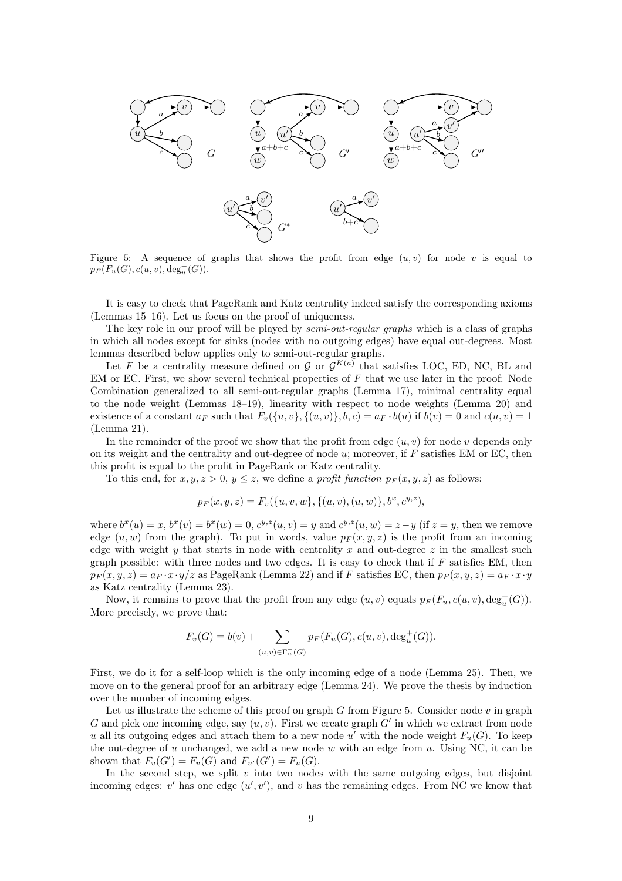Figure 5: A sequence of graphs that shows the profit from edge $(u, v)$ for node $v$ is equal to $p_F(F_u(G), c(u, v), \deg^+_u(G))$.

It is easy to check that PageRank and Katz centrality indeed satisfy the corresponding axioms (Lemmas 15–16). Let us focus on the proof of uniqueness.

The key role in our proof will be played by *semi-out-regular graphs* which is a class of graphs in which all nodes except for sinks (nodes with no outgoing edges) have equal out-degrees. Most lemmas described below applies only to semi-out-regular graphs.

Let $F$ be a centrality measure defined on $\mathcal{G}$ or $\mathcal{G}^{K(a)}$ that satisfies LOC, ED, NC, BL and EM or EC. First, we show several technical properties of $F$ that we use later in the proof: Node Combination generalized to all semi-out-regular graphs (Lemma 17), minimal centrality equal to the node weight (Lemmas 18–19), linearity with respect to node weights (Lemma 20) and existence of a constant $a_F$ such that $F_v(\{u, v\}, \{(u, v)\}, b, c) = a_F \cdot b(u)$ if $b(v) = 0$ and $c(u, v) = 1$ (Lemma 21).

In the remainder of the proof we show that the profit from edge $(u, v)$ for node $v$ depends only on its weight and the centrality and out-degree of node $u$; moreover, if $F$ satisfies EM or EC, then this profit is equal to the profit in PageRank or Katz centrality.

To this end, for $x, y, z > 0$, $y \leq z$, we define a *profit function* $p_F(x, y, z)$ as follows:

$$p_F(x, y, z) = F_v(\{u, v, w\}, \{(u, v), (u, w)\}, b^x, c^{y,z}),$$

where $b^x(u) = x$, $b^x(v) = b^x(w) = 0$, $c^{y,z}(u, v) = y$ and $c^{y,z}(u, w) = z - y$ (if $z = y$, then we remove edge $(u, w)$ from the graph). To put in words, value $p_F(x, y, z)$ is the profit from an incoming edge with weight $y$ that starts in node with centrality $x$ and out-degree $z$ in the smallest such graph possible: with three nodes and two edges. It is easy to check that if $F$ satisfies EM, then $p_F(x, y, z) = a_F \cdot x \cdot y/z$ as PageRank (Lemma 22) and if $F$ satisfies EC, then $p_F(x, y, z) = a_F \cdot x \cdot y$ as Katz centrality (Lemma 23).

Now, it remains to prove that the profit from any edge $(u, v)$ equals $p_F(F_u, c(u, v), \deg^+_u(G))$. More precisely, we prove that:

$$F_v(G) = b(v) + \sum_{(u,v) \in \Gamma^+_u(G)} p_F(F_u(G), c(u, v), \deg^+_u(G)).$$

First, we do it for a self-loop which is the only incoming edge of a node (Lemma 25). Then, we move on to the general proof for an arbitrary edge (Lemma 24). We prove the thesis by induction over the number of incoming edges.

Let us illustrate the scheme of this proof on graph $G$ from Figure 5. Consider node $v$ in graph $G$ and pick one incoming edge, say $(u, v)$. First we create graph $G'$ in which we extract from node $u$ all its outgoing edges and attach them to a new node $u'$ with the node weight $F_u(G)$. To keep the out-degree of $u$ unchanged, we add a new node $w$ with an edge from $u$. Using NC, it can be shown that $F_v(G') = F_v(G)$ and $F_{u'}(G') = F_u(G)$.

In the second step, we split $v$ into two nodes with the same outgoing edges, but disjoint incoming edges: $v'$ has one edge $(u', v')$, and $v$ has the remaining edges. From NC we know that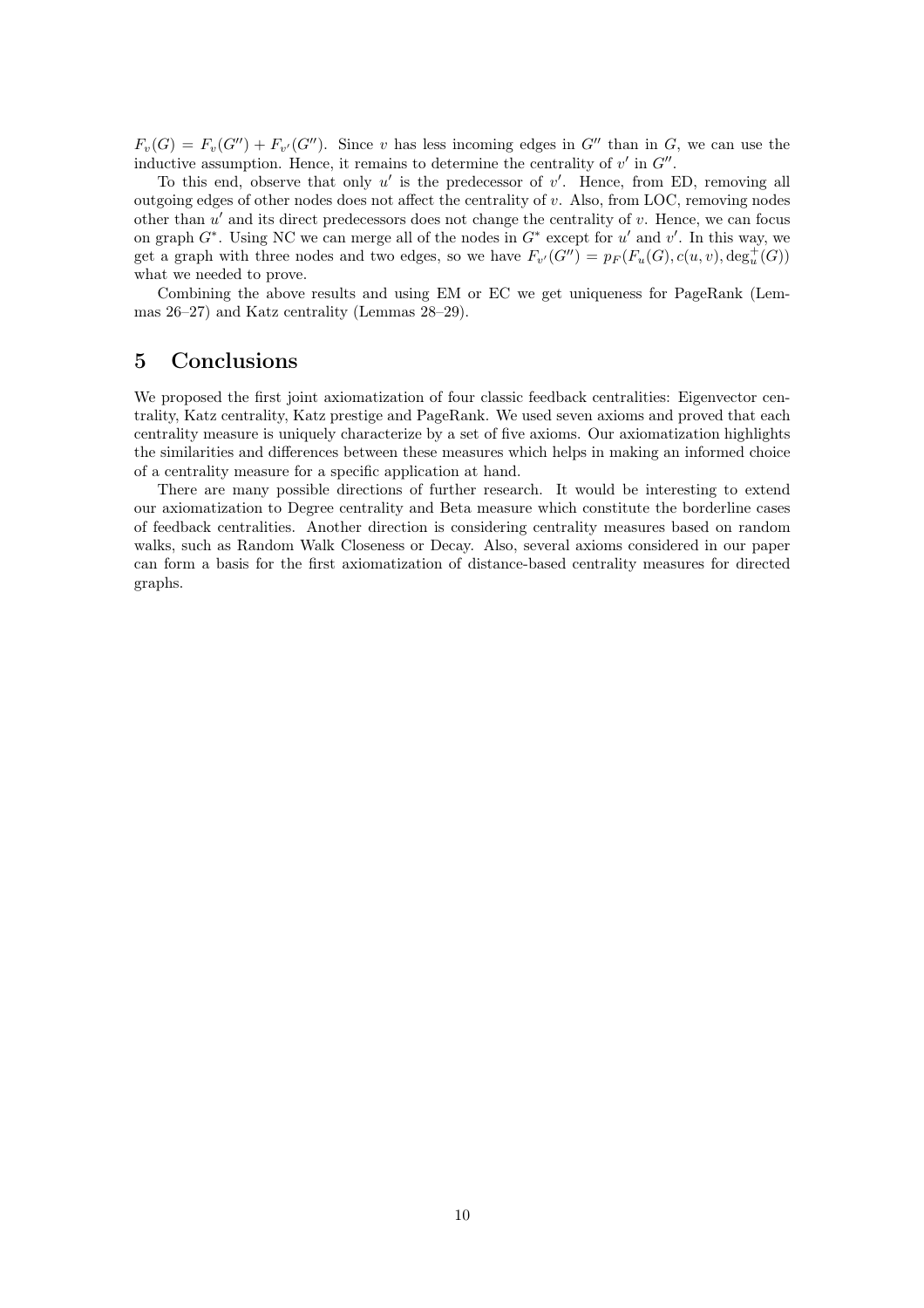$F_v(G) = F_v(G'') + F_{v'}(G'')$. Since $v$ has less incoming edges in $G''$ than in $G$, we can use the inductive assumption. Hence, it remains to determine the centrality of $v'$ in $G''$.

To this end, observe that only $u'$ is the predecessor of $v'$. Hence, from ED, removing all outgoing edges of other nodes does not affect the centrality of $v$. Also, from LOC, removing nodes other than $u'$ and its direct predecessors does not change the centrality of $v$. Hence, we can focus on graph $G^*$. Using NC we can merge all of the nodes in $G^*$ except for $u'$ and $v'$. In this way, we get a graph with three nodes and two edges, so we have $F_{v'}(G'') = p_F(F_u(G), c(u,v), \deg^+_u(G))$ what we needed to prove.

Combining the above results and using EM or EC we get uniqueness for PageRank (Lemmas 26–27) and Katz centrality (Lemmas 28–29).

## 5 Conclusions

We proposed the first joint axiomatization of four classic feedback centralities: Eigenvector centrality, Katz centrality, Katz prestige and PageRank. We used seven axioms and proved that each centrality measure is uniquely characterize by a set of five axioms. Our axiomatization highlights the similarities and differences between these measures which helps in making an informed choice of a centrality measure for a specific application at hand.

There are many possible directions of further research. It would be interesting to extend our axiomatization to Degree centrality and Beta measure which constitute the borderline cases of feedback centralities. Another direction is considering centrality measures based on random walks, such as Random Walk Closeness or Decay. Also, several axioms considered in our paper can form a basis for the first axiomatization of distance-based centrality measures for directed graphs.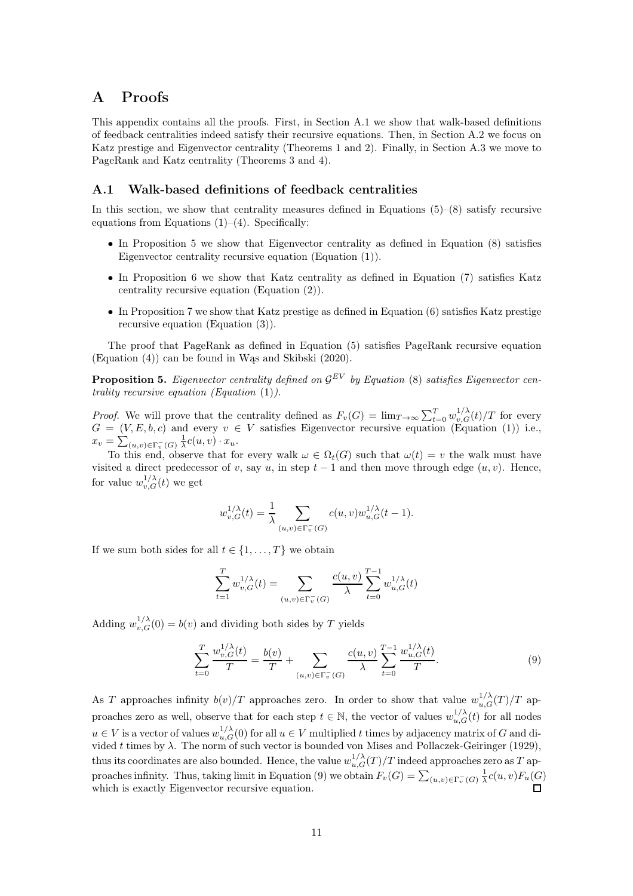# A Proofs

This appendix contains all the proofs. First, in Section A.1 we show that walk-based definitions of feedback centralities indeed satisfy their recursive equations. Then, in Section A.2 we focus on Katz prestige and Eigenvector centrality (Theorems 1 and 2). Finally, in Section A.3 we move to PageRank and Katz centrality (Theorems 3 and 4).

## A.1 Walk-based definitions of feedback centralities

In this section, we show that centrality measures defined in Equations (5)–(8) satisfy recursive equations from Equations (1)–(4). Specifically:

- In Proposition 5 we show that Eigenvector centrality as defined in Equation (8) satisfies Eigenvector centrality recursive equation (Equation (1)).
- In Proposition 6 we show that Katz centrality as defined in Equation (7) satisfies Katz centrality recursive equation (Equation (2)).
- In Proposition 7 we show that Katz prestige as defined in Equation (6) satisfies Katz prestige recursive equation (Equation (3)).

The proof that PageRank as defined in Equation (5) satisfies PageRank recursive equation (Equation (4)) can be found in Wąs and Skibski (2020).

**Proposition 5.** *Eigenvector centrality defined on $\mathcal{G}^{EV}$ by Equation (8) satisfies Eigenvector centrality recursive equation (Equation (1)).*

*Proof.* We will prove that the centrality defined as $F_v(G) = \lim_{T\to\infty} \sum_{t=0}^{T} w^{1/\lambda}_{v,G}(t)/T$ for every $G = (V, E, b, c)$ and every $v \in V$ satisfies Eigenvector recursive equation (Equation (1)) i.e., $x_v = \sum_{(u,v)\in\Gamma^-_v(G)} \frac{1}{\lambda} c(u, v) \cdot x_u$.

To this end, observe that for every walk $\omega \in \Omega_t(G)$ such that $\omega(t) = v$ the walk must have visited a direct predecessor of $v$, say $u$, in step $t - 1$ and then move through edge $(u, v)$. Hence, for value $w^{1/\lambda}_{v,G}(t)$ we get

$$w^{1/\lambda}_{v,G}(t) = \frac{1}{\lambda} \sum_{(u,v)\in\Gamma^-_v(G)} c(u, v) w^{1/\lambda}_{u,G}(t - 1).$$

If we sum both sides for all $t \in \{1, \dots, T\}$ we obtain

$$\sum_{t=1}^{T} w^{1/\lambda}_{v,G}(t) = \sum_{(u,v)\in\Gamma^-_v(G)} \frac{c(u, v)}{\lambda} \sum_{t=0}^{T-1} w^{1/\lambda}_{u,G}(t)$$

Adding $w^{1/\lambda}_{v,G}(0) = b(v)$ and dividing both sides by $T$ yields

$$\sum_{t=0}^{T} \frac{w^{1/\lambda}_{v,G}(t)}{T} = \frac{b(v)}{T} + \sum_{(u,v)\in\Gamma^-_v(G)} \frac{c(u, v)}{\lambda} \sum_{t=0}^{T-1} \frac{w^{1/\lambda}_{u,G}(t)}{T}. \tag{9}$$

As $T$ approaches infinity $b(v)/T$ approaches zero. In order to show that value $w^{1/\lambda}_{u,G}(T)/T$ approaches zero as well, observe that for each step $t \in \mathbb{N}$, the vector of values $w^{1/\lambda}_{u,G}(t)$ for all nodes $u \in V$ is a vector of values $w^{1/\lambda}_{u,G}(0)$ for all $u \in V$ multiplied $t$ times by adjacency matrix of $G$ and divided $t$ times by $\lambda$. The norm of such vector is bounded von Mises and Pollaczek-Geiringer (1929), thus its coordinates are also bounded. Hence, the value $w^{1/\lambda}_{u,G}(T)/T$ indeed approaches zero as $T$ approaches infinity. Thus, taking limit in Equation (9) we obtain $F_v(G) = \sum_{(u,v)\in\Gamma^-_v(G)} \frac{1}{\lambda} c(u, v) F_u(G)$ which is exactly Eigenvector recursive equation. □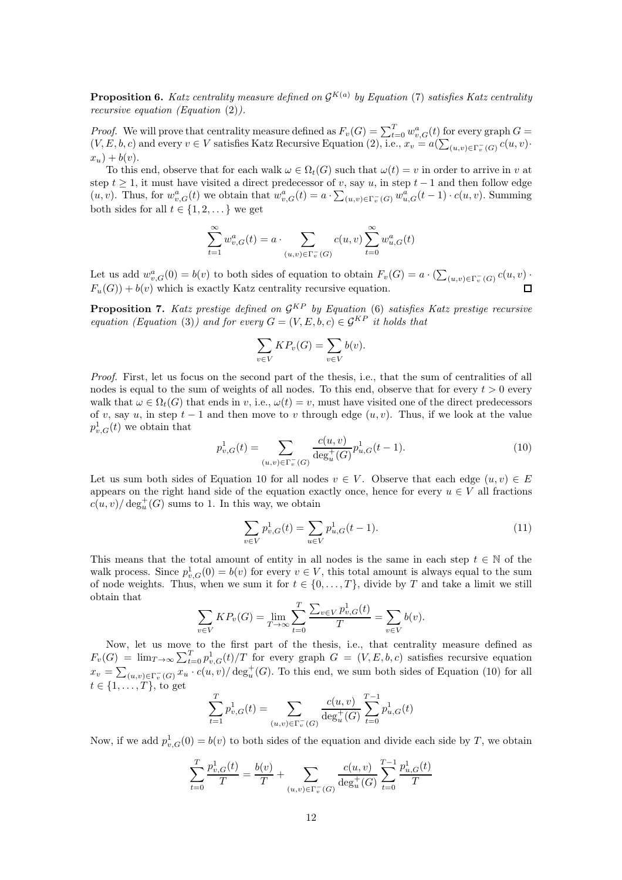**Proposition 6.** *Katz centrality measure defined on $\mathcal{G}^{K(a)}$ by Equation* (7) *satisfies Katz centrality recursive equation (Equation* (2)*).*

*Proof.* We will prove that centrality measure defined as $F_v(G) = \sum_{t=0}^{T} w^a_{v,G}(t)$ for every graph $G = (V, E, b, c)$ and every $v \in V$ satisfies Katz Recursive Equation (2), i.e., $x_v = a(\sum_{(u,v)\in\Gamma^-_v(G)} c(u, v)\cdot x_u) + b(v)$.

To this end, observe that for each walk $\omega \in \Omega_t(G)$ such that $\omega(t) = v$ in order to arrive in $v$ at step $t \geq 1$, it must have visited a direct predecessor of $v$, say $u$, in step $t-1$ and then follow edge $(u, v)$. Thus, for $w^a_{v,G}(t)$ we obtain that $w^a_{v,G}(t) = a \cdot \sum_{(u,v)\in\Gamma^-_v(G)} w^a_{u,G}(t-1) \cdot c(u, v)$. Summing both sides for all $t \in \{1, 2, \dots\}$ we get

$$\sum_{t=1}^{\infty} w^a_{v,G}(t) = a \cdot \sum_{(u,v)\in\Gamma^-_v(G)} c(u, v) \sum_{t=0}^{\infty} w^a_{u,G}(t)$$

Let us add $w^a_{v,G}(0) = b(v)$ to both sides of equation to obtain $F_v(G) = a \cdot (\sum_{(u,v)\in\Gamma^-_v(G)} c(u, v) \cdot F_u(G)) + b(v)$ which is exactly Katz centrality recursive equation. □

**Proposition 7.** *Katz prestige defined on $\mathcal{G}^{KP}$ by Equation* (6) *satisfies Katz prestige recursive equation (Equation* (3)*) and for every $G = (V, E, b, c) \in \mathcal{G}^{KP}$ it holds that*

$$\sum_{v\in V} KP_v(G) = \sum_{v\in V} b(v).$$

*Proof.* First, let us focus on the second part of the thesis, i.e., that the sum of centralities of all nodes is equal to the sum of weights of all nodes. To this end, observe that for every $t > 0$ every walk that $\omega \in \Omega_t(G)$ that ends in $v$, i.e., $\omega(t) = v$, must have visited one of the direct predecessors of $v$, say $u$, in step $t-1$ and then move to $v$ through edge $(u, v)$. Thus, if we look at the value $p^1_{v,G}(t)$ we obtain that

$$p^1_{v,G}(t) = \sum_{(u,v)\in\Gamma^-_v(G)} \frac{c(u, v)}{\deg^+_u(G)} p^1_{u,G}(t-1). \tag{10}$$

Let us sum both sides of Equation 10 for all nodes $v \in V$. Observe that each edge $(u, v) \in E$ appears on the right hand side of the equation exactly once, hence for every $u \in V$ all fractions $c(u, v)/\deg^+_u(G)$ sums to 1. In this way, we obtain

$$\sum_{v\in V} p^1_{v,G}(t) = \sum_{u\in V} p^1_{u,G}(t-1). \tag{11}$$

This means that the total amount of entity in all nodes is the same in each step $t \in \mathbb{N}$ of the walk process. Since $p^1_{v,G}(0) = b(v)$ for every $v \in V$, this total amount is always equal to the sum of node weights. Thus, when we sum it for $t \in \{0, \dots, T\}$, divide by $T$ and take a limit we still obtain that

$$\sum_{v\in V} KP_v(G) = \lim_{T\to\infty} \sum_{t=0}^{T} \frac{\sum_{v\in V} p^1_{v,G}(t)}{T} = \sum_{v\in V} b(v).$$

Now, let us move to the first part of the thesis, i.e., that centrality measure defined as $F_v(G) = \lim_{T\to\infty} \sum_{t=0}^{T} p^1_{v,G}(t)/T$ for every graph $G = (V, E, b, c)$ satisfies recursive equation $x_v = \sum_{(u,v)\in\Gamma^-_v(G)} x_u \cdot c(u, v)/\deg^+_u(G)$. To this end, we sum both sides of Equation (10) for all $t \in \{1, \dots, T\}$, to get

$$\sum_{t=1}^{T} p^1_{v,G}(t) = \sum_{(u,v)\in\Gamma^-_v(G)} \frac{c(u, v)}{\deg^+_u(G)} \sum_{t=0}^{T-1} p^1_{u,G}(t)$$

Now, if we add $p^1_{v,G}(0) = b(v)$ to both sides of the equation and divide each side by $T$, we obtain

$$\sum_{t=0}^{T} \frac{p^1_{v,G}(t)}{T} = \frac{b(v)}{T} + \sum_{(u,v)\in\Gamma^-_v(G)} \frac{c(u, v)}{\deg^+_u(G)} \sum_{t=0}^{T-1} \frac{p^1_{u,G}(t)}{T}$$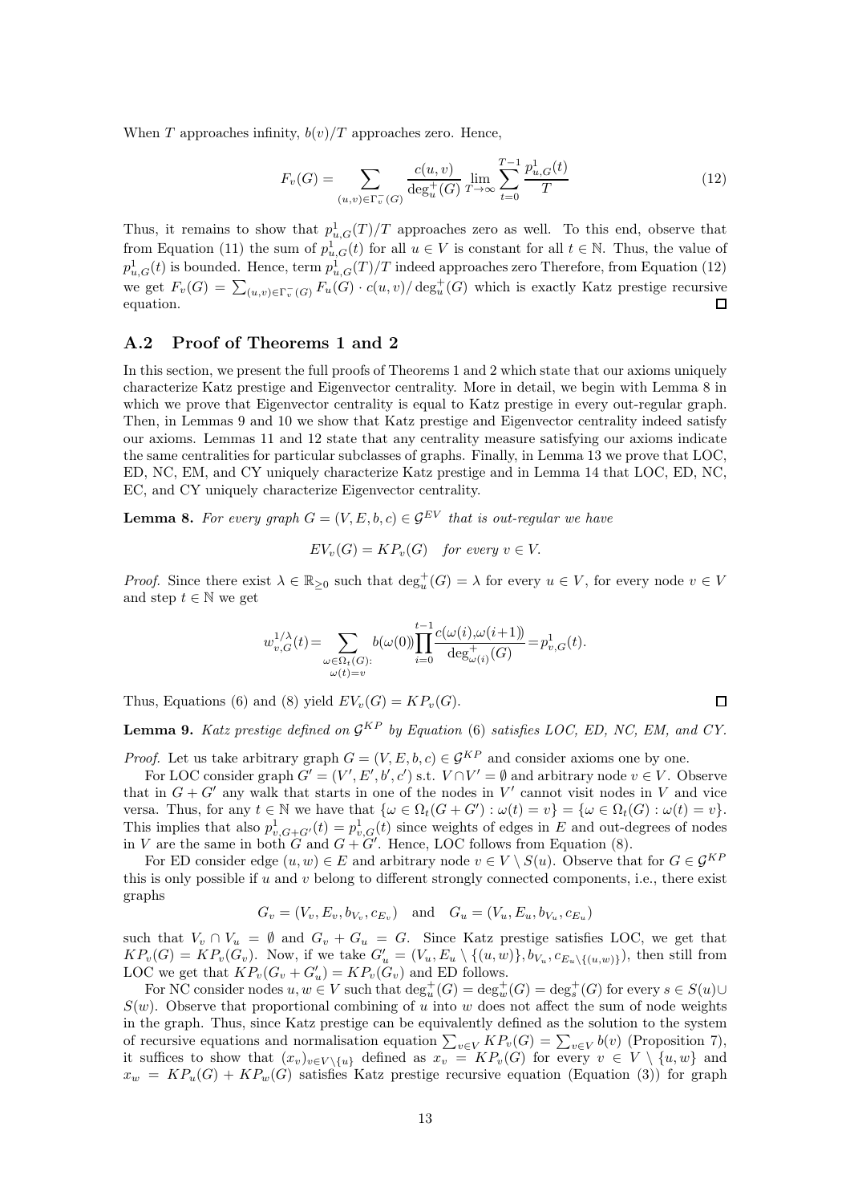When $T$ approaches infinity, $b(v)/T$ approaches zero. Hence,

$$F_v(G) = \sum_{(u,v)\in\Gamma_v^-(G)} \frac{c(u,v)}{\deg_u^+(G)} \lim_{T\to\infty} \sum_{t=0}^{T-1} \frac{p_{u,G}^1(t)}{T} \tag{12}$$

Thus, it remains to show that $p_{u,G}^1(T)/T$ approaches zero as well. To this end, observe that from Equation (11) the sum of $p_{u,G}^1(t)$ for all $u \in V$ is constant for all $t \in \mathbb{N}$. Thus, the value of $p_{u,G}^1(t)$ is bounded. Hence, term $p_{u,G}^1(T)/T$ indeed approaches zero Therefore, from Equation (12) we get $F_v(G) = \sum_{(u,v)\in\Gamma_v^-(G)} F_u(G) \cdot c(u,v)/\deg_u^+(G)$ which is exactly Katz prestige recursive equation. □

## A.2 Proof of Theorems 1 and 2

In this section, we present the full proofs of Theorems 1 and 2 which state that our axioms uniquely characterize Katz prestige and Eigenvector centrality. More in detail, we begin with Lemma 8 in which we prove that Eigenvector centrality is equal to Katz prestige in every out-regular graph. Then, in Lemmas 9 and 10 we show that Katz prestige and Eigenvector centrality indeed satisfy our axioms. Lemmas 11 and 12 state that any centrality measure satisfying our axioms indicate the same centralities for particular subclasses of graphs. Finally, in Lemma 13 we prove that LOC, ED, NC, EM, and CY uniquely characterize Katz prestige and in Lemma 14 that LOC, ED, NC, EC, and CY uniquely characterize Eigenvector centrality.

**Lemma 8.** *For every graph $G = (V, E, b, c) \in \mathcal{G}^{EV}$ that is out-regular we have*

$$EV_v(G) = KP_v(G) \quad \textit{for every } v \in V.$$

*Proof.* Since there exist $\lambda \in \mathbb{R}_{\geq 0}$ such that $\deg_u^+(G) = \lambda$ for every $u \in V$, for every node $v \in V$ and step $t \in \mathbb{N}$ we get

$$w_{v,G}^{1/\lambda}(t) = \sum_{\substack{\omega\in\Omega_t(G):\\ \omega(t)=v}} b(\omega(0)) \prod_{i=0}^{t-1} \frac{c(\omega(i),\omega(i+1))}{\deg_{\omega(i)}^+(G)} = p_{v,G}^1(t).$$

Thus, Equations (6) and (8) yield $EV_v(G) = KP_v(G)$. □

**Lemma 9.** *Katz prestige defined on $\mathcal{G}^{KP}$ by Equation (6) satisfies LOC, ED, NC, EM, and CY.*

*Proof.* Let us take arbitrary graph $G = (V, E, b, c) \in \mathcal{G}^{KP}$ and consider axioms one by one.

For LOC consider graph $G' = (V', E', b', c')$ s.t. $V \cap V' = \emptyset$ and arbitrary node $v \in V$. Observe that in $G + G'$ any walk that starts in one of the nodes in $V'$ cannot visit nodes in $V$ and vice versa. Thus, for any $t \in \mathbb{N}$ we have that $\{\omega \in \Omega_t(G + G') : \omega(t) = v\} = \{\omega \in \Omega_t(G) : \omega(t) = v\}$. This implies that also $p_{v,G+G'}^1(t) = p_{v,G}^1(t)$ since weights of edges in $E$ and out-degrees of nodes in $V$ are the same in both $G$ and $G + G'$. Hence, LOC follows from Equation (8).

For ED consider edge $(u, w) \in E$ and arbitrary node $v \in V \setminus S(u)$. Observe that for $G \in \mathcal{G}^{KP}$ this is only possible if $u$ and $v$ belong to different strongly connected components, i.e., there exist graphs

$$G_v = (V_v, E_v, b_{V_v}, c_{E_v}) \quad \text{and} \quad G_u = (V_u, E_u, b_{V_u}, c_{E_u})$$

such that $V_v \cap V_u = \emptyset$ and $G_v + G_u = G$. Since Katz prestige satisfies LOC, we get that $KP_v(G) = KP_v(G_v)$. Now, if we take $G'_u = (V_u, E_u \setminus \{(u, w)\}, b_{V_u}, c_{E_u\setminus\{(u,w)\}})$, then still from LOC we get that $KP_v(G_v + G'_u) = KP_v(G_v)$ and ED follows.

For NC consider nodes $u, w \in V$ such that $\deg_u^+(G) = \deg_w^+(G) = \deg_s^+(G)$ for every $s \in S(u) \cup S(w)$. Observe that proportional combining of $u$ into $w$ does not affect the sum of node weights in the graph. Thus, since Katz prestige can be equivalently defined as the solution to the system of recursive equations and normalisation equation $\sum_{v\in V} KP_v(G) = \sum_{v\in V} b(v)$ (Proposition 7), it suffices to show that $(x_v)_{v\in V\setminus\{u\}}$ defined as $x_v = KP_v(G)$ for every $v \in V \setminus \{u, w\}$ and $x_w = KP_u(G) + KP_w(G)$ satisfies Katz prestige recursive equation (Equation (3)) for graph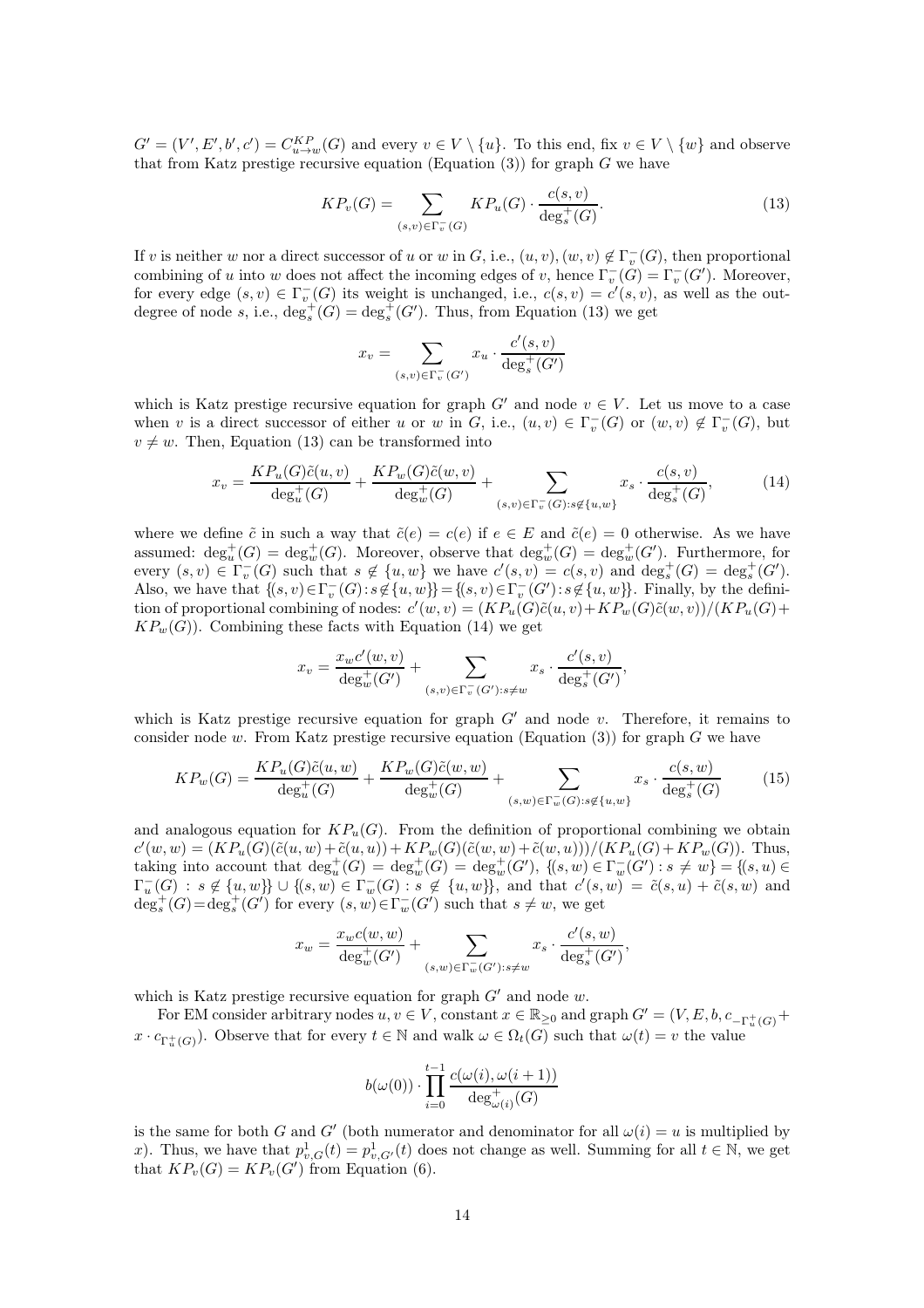$G' = (V', E', b', c') = C^{KP}_{u\to w}(G)$ and every $v \in V \setminus \{u\}$. To this end, fix $v \in V \setminus \{w\}$ and observe that from Katz prestige recursive equation (Equation (3)) for graph $G$ we have

$$KP_v(G) = \sum_{(s,v)\in\Gamma_v^-(G)} KP_u(G) \cdot \frac{c(s,v)}{\deg_s^+(G)}. \tag{13}$$

If $v$ is neither $w$ nor a direct successor of $u$ or $w$ in $G$, i.e., $(u,v),(w,v) \notin \Gamma_v^-(G)$, then proportional combining of $u$ into $w$ does not affect the incoming edges of $v$, hence $\Gamma_v^-(G) = \Gamma_v^-(G')$. Moreover, for every edge $(s,v) \in \Gamma_v^-(G)$ its weight is unchanged, i.e., $c(s,v) = c'(s,v)$, as well as the out-degree of node $s$, i.e., $\deg_s^+(G) = \deg_s^+(G')$. Thus, from Equation (13) we get

$$x_v = \sum_{(s,v)\in\Gamma_v^-(G')} x_u \cdot \frac{c'(s,v)}{\deg_s^+(G')}$$

which is Katz prestige recursive equation for graph $G'$ and node $v \in V$. Let us move to a case when $v$ is a direct successor of either $u$ or $w$ in $G$, i.e., $(u,v) \in \Gamma_v^-(G)$ or $(w,v) \notin \Gamma_v^-(G)$, but $v \neq w$. Then, Equation (13) can be transformed into

$$x_v = \frac{KP_u(G)\tilde{c}(u,v)}{\deg_u^+(G)} + \frac{KP_w(G)\tilde{c}(w,v)}{\deg_w^+(G)} + \sum_{(s,v)\in\Gamma_v^-(G):s\notin\{u,w\}} x_s \cdot \frac{c(s,v)}{\deg_s^+(G)}, \tag{14}$$

where we define $\tilde{c}$ in such a way that $\tilde{c}(e) = c(e)$ if $e \in E$ and $\tilde{c}(e) = 0$ otherwise. As we have assumed: $\deg_u^+(G) = \deg_w^+(G)$. Moreover, observe that $\deg_w^+(G) = \deg_w^+(G')$. Furthermore, for every $(s,v) \in \Gamma_v^-(G)$ such that $s \notin \{u,w\}$ we have $c'(s,v) = c(s,v)$ and $\deg_s^+(G) = \deg_s^+(G')$. Also, we have that $\{(s,v)\in\Gamma_v^-(G) : s\notin\{u,w\}\} = \{(s,v)\in\Gamma_v^-(G') : s\notin\{u,w\}\}$. Finally, by the definition of proportional combining of nodes: $c'(w,v) = (KP_u(G)\tilde{c}(u,v) + KP_w(G)\tilde{c}(w,v))/(KP_u(G) + KP_w(G))$. Combining these facts with Equation (14) we get

$$x_v = \frac{x_w c'(w,v)}{\deg_w^+(G')} + \sum_{(s,v)\in\Gamma_v^-(G'):s\neq w} x_s \cdot \frac{c'(s,v)}{\deg_s^+(G')},$$

which is Katz prestige recursive equation for graph $G'$ and node $v$. Therefore, it remains to consider node $w$. From Katz prestige recursive equation (Equation (3)) for graph $G$ we have

$$KP_w(G) = \frac{KP_u(G)\tilde{c}(u,w)}{\deg_u^+(G)} + \frac{KP_w(G)\tilde{c}(w,w)}{\deg_w^+(G)} + \sum_{(s,w)\in\Gamma_w^-(G):s\notin\{u,w\}} x_s \cdot \frac{c(s,w)}{\deg_s^+(G)} \tag{15}$$

and analogous equation for $KP_u(G)$. From the definition of proportional combining we obtain $c'(w,w) = (KP_u(G)(\tilde{c}(u,w)+\tilde{c}(u,u)) + KP_w(G)(\tilde{c}(w,w)+\tilde{c}(w,u)))/(KP_u(G)+KP_w(G))$. Thus, taking into account that $\deg_u^+(G) = \deg_w^+(G) = \deg_w^+(G')$, $\{(s,w) \in \Gamma_w^-(G') : s \neq w\} = \{(s,u) \in \Gamma_u^-(G) : s \notin \{u,w\}\} \cup \{(s,w) \in \Gamma_w^-(G) : s \notin \{u,w\}\}$, and that $c'(s,w) = \tilde{c}(s,u) + \tilde{c}(s,w)$ and $\deg_s^+(G) = \deg_s^+(G')$ for every $(s,w) \in \Gamma_w^-(G')$ such that $s \neq w$, we get

$$x_w = \frac{x_w c(w,w)}{\deg_w^+(G')} + \sum_{(s,w)\in\Gamma_w^-(G'):s\neq w} x_s \cdot \frac{c'(s,w)}{\deg_s^+(G')},$$

which is Katz prestige recursive equation for graph $G'$ and node $w$.

For EM consider arbitrary nodes $u, v \in V$, constant $x \in \mathbb{R}_{\geq 0}$ and graph $G' = (V, E, b, c_{-\Gamma_u^+(G)} + x \cdot c_{\Gamma_u^+(G)})$. Observe that for every $t \in \mathbb{N}$ and walk $\omega \in \Omega_t(G)$ such that $\omega(t) = v$ the value

$$b(\omega(0)) \cdot \prod_{i=0}^{t-1} \frac{c(\omega(i), \omega(i+1))}{\deg_{\omega(i)}^+(G)}$$

is the same for both $G$ and $G'$ (both numerator and denominator for all $\omega(i) = u$ is multiplied by $x$). Thus, we have that $p_{v,G}^1(t) = p_{v,G'}^1(t)$ does not change as well. Summing for all $t \in \mathbb{N}$, we get that $KP_v(G) = KP_v(G')$ from Equation (6).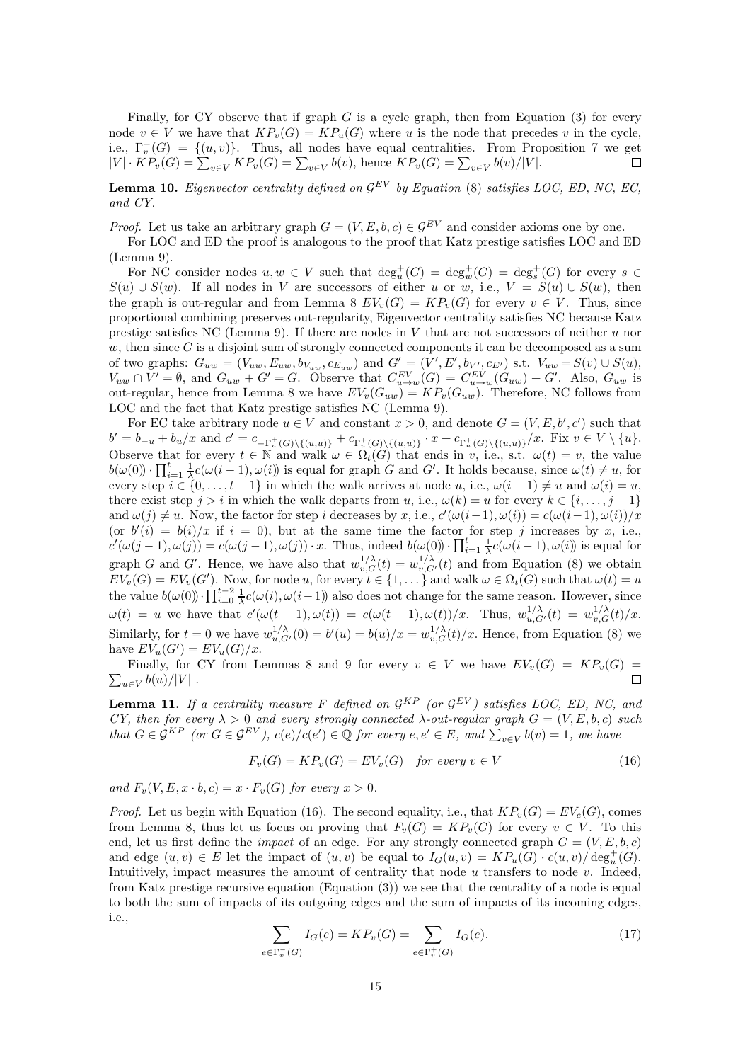Finally, for CY observe that if graph $G$ is a cycle graph, then from Equation (3) for every node $v \in V$ we have that $KP_v(G) = KP_u(G)$ where $u$ is the node that precedes $v$ in the cycle, i.e., $\Gamma^-_v(G) = \{(u,v)\}$. Thus, all nodes have equal centralities. From Proposition 7 we get $|V| \cdot KP_v(G) = \sum_{v \in V} KP_v(G) = \sum_{v \in V} b(v)$, hence $KP_v(G) = \sum_{v \in V} b(v)/|V|$. $\square$

**Lemma 10.** *Eigenvector centrality defined on $\mathcal{G}^{EV}$ by Equation (8) satisfies LOC, ED, NC, EC, and CY.*

*Proof.* Let us take an arbitrary graph $G = (V, E, b, c) \in \mathcal{G}^{EV}$ and consider axioms one by one.

For LOC and ED the proof is analogous to the proof that Katz prestige satisfies LOC and ED (Lemma 9).

For NC consider nodes $u, w \in V$ such that $\deg^+_u(G) = \deg^+_w(G) = \deg^+_s(G)$ for every $s \in S(u) \cup S(w)$. If all nodes in $V$ are successors of either $u$ or $w$, i.e., $V = S(u) \cup S(w)$, then the graph is out-regular and from Lemma 8 $EV_v(G) = KP_v(G)$ for every $v \in V$. Thus, since proportional combining preserves out-regularity, Eigenvector centrality satisfies NC because Katz prestige satisfies NC (Lemma 9). If there are nodes in $V$ that are not successors of neither $u$ nor $w$, then since $G$ is a disjoint sum of strongly connected components it can be decomposed as a sum of two graphs: $G_{uw} = (V_{uw}, E_{uw}, b_{V_{uw}}, c_{E_{uw}})$ and $G' = (V', E', b_{V'}, c_{E'})$ s.t. $V_{uw} = S(v) \cup S(u)$, $V_{uw} \cap V' = \emptyset$, and $G_{uw} + G' = G$. Observe that $C^{EV}_{u \to w}(G) = C^{EV}_{u \to w}(G_{uw}) + G'$. Also, $G_{uw}$ is out-regular, hence from Lemma 8 we have $EV_v(G_{uw}) = KP_v(G_{uw})$. Therefore, NC follows from LOC and the fact that Katz prestige satisfies NC (Lemma 9).

For EC take arbitrary node $u \in V$ and constant $x > 0$, and denote $G = (V, E, b', c')$ such that $b' = b_{-u} + b_u/x$ and $c' = c_{-\Gamma^{\pm}_u(G) \setminus \{(u,u)\}} + c_{\Gamma^+_u(G) \setminus \{(u,u)\}} \cdot x + c_{\Gamma^+_u(G) \setminus \{(u,u)\}}/x$. Fix $v \in V \setminus \{u\}$. Observe that for every $t \in \mathbb{N}$ and walk $\omega \in \Omega_t(G)$ that ends in $v$, i.e., s.t. $\omega(t) = v$, the value $b(\omega(0)) \cdot \prod_{i=1}^{t} \frac{1}{\lambda} c(\omega(i-1), \omega(i))$ is equal for graph $G$ and $G'$. It holds because, since $\omega(t) \neq u$, for every step $i \in \{0, \dots, t-1\}$ in which the walk arrives at node $u$, i.e., $\omega(i-1) \neq u$ and $\omega(i) = u$, there exist step $j > i$ in which the walk departs from $u$, i.e., $\omega(k) = u$ for every $k \in \{i, \dots, j-1\}$ and $\omega(j) \neq u$. Now, the factor for step $i$ decreases by $x$, i.e., $c'(\omega(i-1), \omega(i)) = c(\omega(i-1), \omega(i))/x$ (or $b'(i) = b(i)/x$ if $i = 0$), but at the same time the factor for step $j$ increases by $x$, i.e., $c'(\omega(j-1), \omega(j)) = c(\omega(j-1), \omega(j)) \cdot x$. Thus, indeed $b(\omega(0)) \cdot \prod_{i=1}^{t} \frac{1}{\lambda} c(\omega(i-1), \omega(i))$ is equal for graph $G$ and $G'$. Hence, we have also that $w^{1/\lambda}_{v,G}(t) = w^{1/\lambda}_{v,G'}(t)$ and from Equation (8) we obtain $EV_v(G) = EV_v(G')$. Now, for node $u$, for every $t \in \{1, \dots\}$ and walk $\omega \in \Omega_t(G)$ such that $\omega(t) = u$ the value $b(\omega(0)) \cdot \prod_{i=0}^{t-2} \frac{1}{\lambda} c(\omega(i), \omega(i-1))$ also does not change for the same reason. However, since $\omega(t) = u$ we have that $c'(\omega(t-1), \omega(t)) = c(\omega(t-1), \omega(t))/x$. Thus, $w^{1/\lambda}_{u,G'}(t) = w^{1/\lambda}_{v,G}(t)/x$. Similarly, for $t = 0$ we have $w^{1/\lambda}_{u,G'}(0) = b'(u) = b(u)/x = w^{1/\lambda}_{v,G}(t)/x$. Hence, from Equation (8) we have $EV_u(G') = EV_u(G)/x$.

Finally, for CY from Lemmas 8 and 9 for every $v \in V$ we have $EV_v(G) = KP_v(G) = \sum_{u \in V} b(u)/|V|$ . $\square$

**Lemma 11.** *If a centrality measure $F$ defined on $\mathcal{G}^{KP}$ (or $\mathcal{G}^{EV}$) satisfies LOC, ED, NC, and CY, then for every $\lambda > 0$ and every strongly connected $\lambda$-out-regular graph $G = (V, E, b, c)$ such that $G \in \mathcal{G}^{KP}$ (or $G \in \mathcal{G}^{EV}$), $c(e)/c(e') \in \mathbb{Q}$ for every $e, e' \in E$, and $\sum_{v \in V} b(v) = 1$, we have*

$$F_v(G) = KP_v(G) = EV_v(G) \quad \text{for every } v \in V \tag{16}$$

*and $F_v(V, E, x \cdot b, c) = x \cdot F_v(G)$ for every $x > 0$.*

*Proof.* Let us begin with Equation (16). The second equality, i.e., that $KP_v(G) = EV_c(G)$, comes from Lemma 8, thus let us focus on proving that $F_v(G) = KP_v(G)$ for every $v \in V$. To this end, let us first define the *impact* of an edge. For any strongly connected graph $G = (V, E, b, c)$ and edge $(u, v) \in E$ let the impact of $(u, v)$ be equal to $I_G(u, v) = KP_u(G) \cdot c(u, v)/\deg^+_u(G)$. Intuitively, impact measures the amount of centrality that node $u$ transfers to node $v$. Indeed, from Katz prestige recursive equation (Equation (3)) we see that the centrality of a node is equal to both the sum of impacts of its outgoing edges and the sum of impacts of its incoming edges, i.e.,

$$\sum_{e \in \Gamma^-_v(G)} I_G(e) = KP_v(G) = \sum_{e \in \Gamma^+_v(G)} I_G(e). \tag{17}$$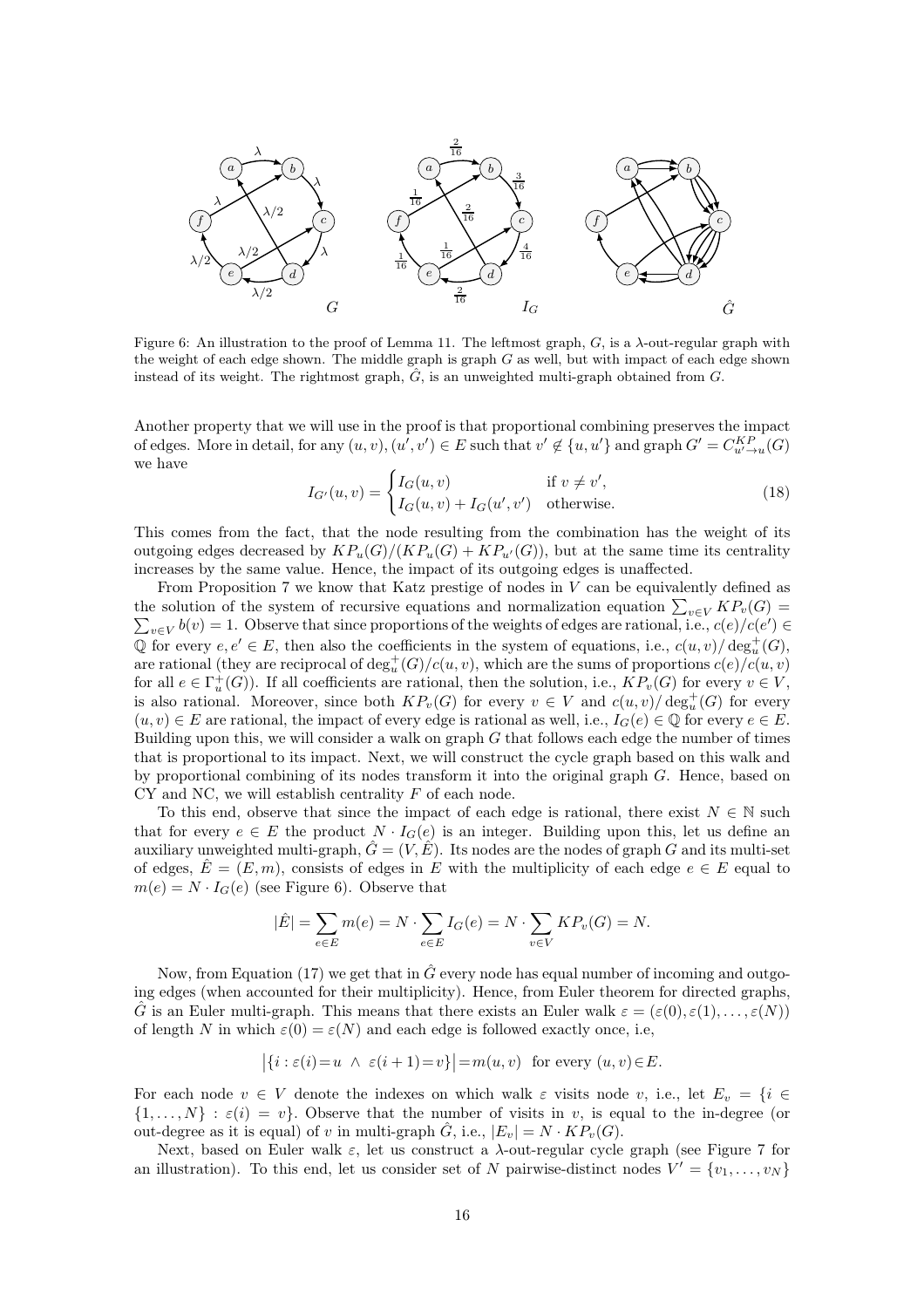Figure 6: An illustration to the proof of Lemma 11. The leftmost graph, $G$, is a $\lambda$-out-regular graph with the weight of each edge shown. The middle graph is graph $G$ as well, but with impact of each edge shown instead of its weight. The rightmost graph, $\hat{G}$, is an unweighted multi-graph obtained from $G$.

Another property that we will use in the proof is that proportional combining preserves the impact of edges. More in detail, for any $(u,v),(u',v') \in E$ such that $v' \notin \{u,u'\}$ and graph $G' = C^{KP}_{u' \to u}(G)$ we have

$$I_{G'}(u,v) = \begin{cases} I_G(u,v) & \text{if } v \neq v', \\ I_G(u,v) + I_G(u',v') & \text{otherwise.} \end{cases} \tag{18}$$

This comes from the fact, that the node resulting from the combination has the weight of its outgoing edges decreased by $KP_u(G)/(KP_u(G) + KP_{u'}(G))$, but at the same time its centrality increases by the same value. Hence, the impact of its outgoing edges is unaffected.

From Proposition 7 we know that Katz prestige of nodes in $V$ can be equivalently defined as the solution of the system of recursive equations and normalization equation $\sum_{v \in V} KP_v(G) = \sum_{v \in V} b(v) = 1$. Observe that since proportions of the weights of edges are rational, i.e., $c(e)/c(e') \in \mathbb{Q}$ for every $e, e' \in E$, then also the coefficients in the system of equations, i.e., $c(u,v)/\deg^+_u(G)$, are rational (they are reciprocal of $\deg^+_u(G)/c(u,v)$, which are the sums of proportions $c(e)/c(u,v)$ for all $e \in \Gamma^+_u(G)$). If all coefficients are rational, then the solution, i.e., $KP_v(G)$ for every $v \in V$, is also rational. Moreover, since both $KP_v(G)$ for every $v \in V$ and $c(u,v)/\deg^+_u(G)$ for every $(u,v) \in E$ are rational, the impact of every edge is rational as well, i.e., $I_G(e) \in \mathbb{Q}$ for every $e \in E$. Building upon this, we will consider a walk on graph $G$ that follows each edge the number of times that is proportional to its impact. Next, we will construct the cycle graph based on this walk and by proportional combining of its nodes transform it into the original graph $G$. Hence, based on CY and NC, we will establish centrality $F$ of each node.

To this end, observe that since the impact of each edge is rational, there exist $N \in \mathbb{N}$ such that for every $e \in E$ the product $N \cdot I_G(e)$ is an integer. Building upon this, let us define an auxiliary unweighted multi-graph, $\hat{G} = (V, \hat{E})$. Its nodes are the nodes of graph $G$ and its multi-set of edges, $\hat{E} = (E, m)$, consists of edges in $E$ with the multiplicity of each edge $e \in E$ equal to $m(e) = N \cdot I_G(e)$ (see Figure 6). Observe that

$$|\hat{E}| = \sum_{e \in E} m(e) = N \cdot \sum_{e \in E} I_G(e) = N \cdot \sum_{v \in V} KP_v(G) = N.$$

Now, from Equation (17) we get that in $\hat{G}$ every node has equal number of incoming and outgoing edges (when accounted for their multiplicity). Hence, from Euler theorem for directed graphs, $\hat{G}$ is an Euler multi-graph. This means that there exists an Euler walk $\varepsilon = (\varepsilon(0), \varepsilon(1), \dots, \varepsilon(N))$ of length $N$ in which $\varepsilon(0) = \varepsilon(N)$ and each edge is followed exactly once, i.e,

$$\big|\{i : \varepsilon(i) = u \ \wedge \ \varepsilon(i+1) = v\}\big| = m(u,v) \ \text{ for every } (u,v) \in E.$$

For each node $v \in V$ denote the indexes on which walk $\varepsilon$ visits node $v$, i.e., let $E_v = \{i \in \{1, \dots, N\} : \varepsilon(i) = v\}$. Observe that the number of visits in $v$, is equal to the in-degree (or out-degree as it is equal) of $v$ in multi-graph $\hat{G}$, i.e., $|E_v| = N \cdot KP_v(G)$.

Next, based on Euler walk $\varepsilon$, let us construct a $\lambda$-out-regular cycle graph (see Figure 7 for an illustration). To this end, let us consider set of $N$ pairwise-distinct nodes $V' = \{v_1, \dots, v_N\}$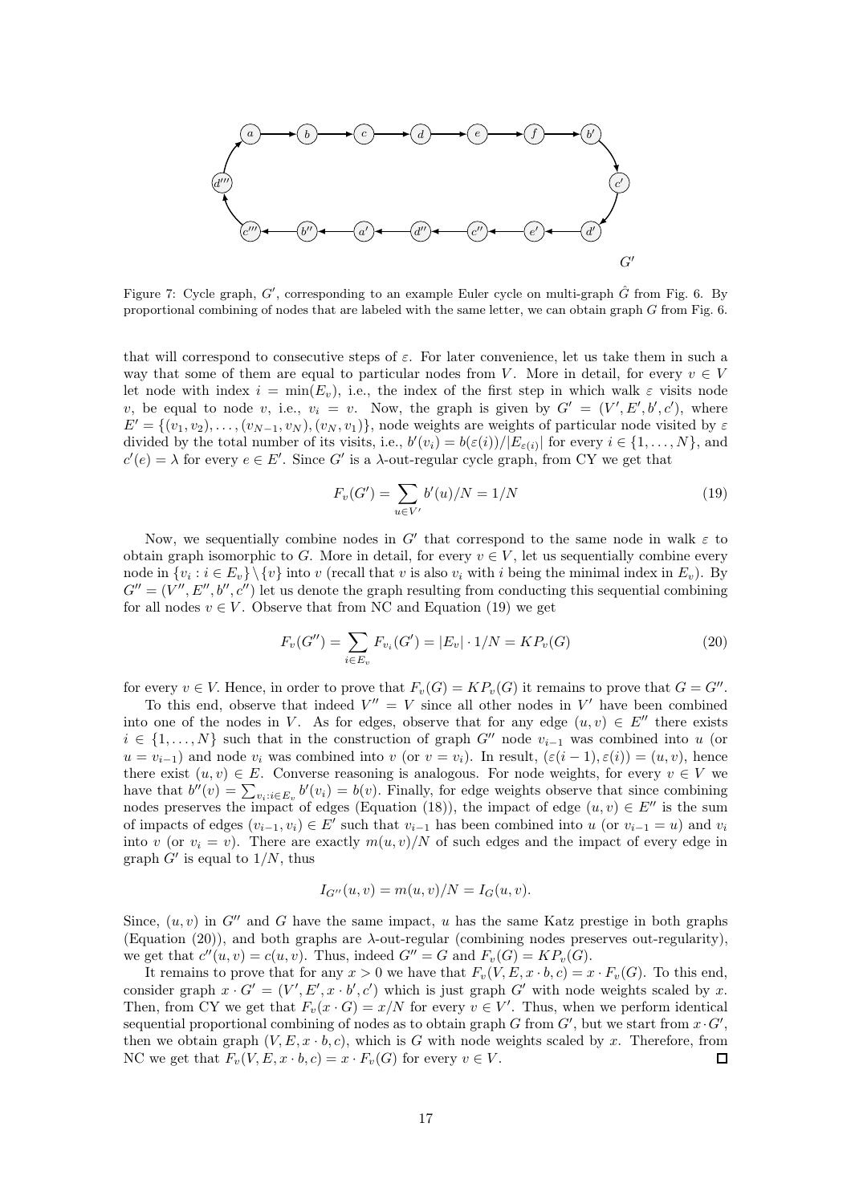Figure 7: Cycle graph, $G'$, corresponding to an example Euler cycle on multi-graph $\hat{G}$ from Fig. 6. By proportional combining of nodes that are labeled with the same letter, we can obtain graph $G$ from Fig. 6.

that will correspond to consecutive steps of $\varepsilon$. For later convenience, let us take them in such a way that some of them are equal to particular nodes from $V$. More in detail, for every $v \in V$ let node with index $i = \min(E_v)$, i.e., the index of the first step in which walk $\varepsilon$ visits node $v$, be equal to node $v$, i.e., $v_i = v$. Now, the graph is given by $G' = (V', E', b', c')$, where $E' = \{(v_1, v_2), \ldots, (v_{N-1}, v_N), (v_N, v_1)\}$, node weights are weights of particular node visited by $\varepsilon$ divided by the total number of its visits, i.e., $b'(v_i) = b(\varepsilon(i))/|E_{\varepsilon(i)}|$ for every $i \in \{1, \ldots, N\}$, and $c'(e) = \lambda$ for every $e \in E'$. Since $G'$ is a $\lambda$-out-regular cycle graph, from CY we get that

$$F_v(G') = \sum_{u \in V'} b'(u)/N = 1/N \tag{19}$$

Now, we sequentially combine nodes in $G'$ that correspond to the same node in walk $\varepsilon$ to obtain graph isomorphic to $G$. More in detail, for every $v \in V$, let us sequentially combine every node in $\{v_i : i \in E_v\} \setminus \{v\}$ into $v$ (recall that $v$ is also $v_i$ with $i$ being the minimal index in $E_v$). By $G'' = (V'', E'', b'', c'')$ let us denote the graph resulting from conducting this sequential combining for all nodes $v \in V$. Observe that from NC and Equation (19) we get

$$F_v(G'') = \sum_{i \in E_v} F_{v_i}(G') = |E_v| \cdot 1/N = KP_v(G) \tag{20}$$

for every $v \in V$. Hence, in order to prove that $F_v(G) = KP_v(G)$ it remains to prove that $G = G''$.

To this end, observe that indeed $V'' = V$ since all other nodes in $V'$ have been combined into one of the nodes in $V$. As for edges, observe that for any edge $(u, v) \in E''$ there exists $i \in \{1, \ldots, N\}$ such that in the construction of graph $G''$ node $v_{i-1}$ was combined into $u$ (or $u = v_{i-1}$) and node $v_i$ was combined into $v$ (or $v = v_i$). In result, $(\varepsilon(i-1), \varepsilon(i)) = (u, v)$, hence there exist $(u, v) \in E$. Converse reasoning is analogous. For node weights, for every $v \in V$ we have that $b''(v) = \sum_{v_i : i \in E_v} b'(v_i) = b(v)$. Finally, for edge weights observe that since combining nodes preserves the impact of edges (Equation (18)), the impact of edge $(u, v) \in E''$ is the sum of impacts of edges $(v_{i-1}, v_i) \in E'$ such that $v_{i-1}$ has been combined into $u$ (or $v_{i-1} = u$) and $v_i$ into $v$ (or $v_i = v$). There are exactly $m(u, v)/N$ of such edges and the impact of every edge in graph $G'$ is equal to $1/N$, thus

$$I_{G''}(u, v) = m(u, v)/N = I_G(u, v).$$

Since, $(u, v)$ in $G''$ and $G$ have the same impact, $u$ has the same Katz prestige in both graphs (Equation (20)), and both graphs are $\lambda$-out-regular (combining nodes preserves out-regularity), we get that $c''(u, v) = c(u, v)$. Thus, indeed $G'' = G$ and $F_v(G) = KP_v(G)$.

It remains to prove that for any $x > 0$ we have that $F_v(V, E, x \cdot b, c) = x \cdot F_v(G)$. To this end, consider graph $x \cdot G' = (V', E', x \cdot b', c')$ which is just graph $G'$ with node weights scaled by $x$. Then, from CY we get that $F_v(x \cdot G) = x/N$ for every $v \in V'$. Thus, when we perform identical sequential proportional combining of nodes as to obtain graph $G$ from $G'$, but we start from $x \cdot G'$, then we obtain graph $(V, E, x \cdot b, c)$, which is $G$ with node weights scaled by $x$. Therefore, from NC we get that $F_v(V, E, x \cdot b, c) = x \cdot F_v(G)$ for every $v \in V$. $\square$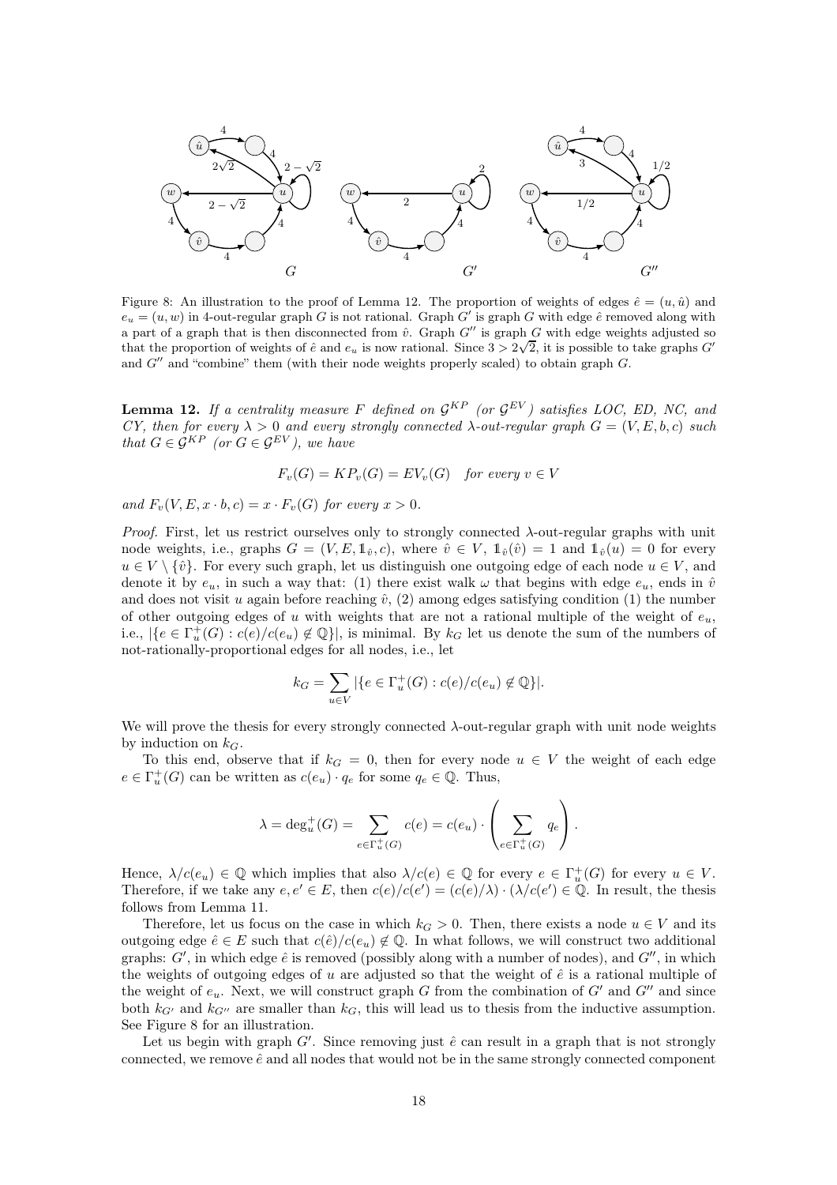Figure 8: An illustration to the proof of Lemma 12. The proportion of weights of edges $\hat{e} = (u, \hat{u})$ and $e_u = (u, w)$ in 4-out-regular graph $G$ is not rational. Graph $G'$ is graph $G$ with edge $\hat{e}$ removed along with a part of a graph that is then disconnected from $\hat{v}$. Graph $G''$ is graph $G$ with edge weights adjusted so that the proportion of weights of $\hat{e}$ and $e_u$ is now rational. Since $3 > 2\sqrt{2}$, it is possible to take graphs $G'$ and $G''$ and "combine" them (with their node weights properly scaled) to obtain graph $G$.

**Lemma 12.** *If a centrality measure $F$ defined on $\mathcal{G}^{KP}$ (or $\mathcal{G}^{EV}$) satisfies LOC, ED, NC, and CY, then for every $\lambda > 0$ and every strongly connected $\lambda$-out-regular graph $G = (V, E, b, c)$ such that $G \in \mathcal{G}^{KP}$ (or $G \in \mathcal{G}^{EV}$), we have*

$$F_v(G) = KP_v(G) = EV_v(G) \quad \text{for every } v \in V$$

*and $F_v(V, E, x \cdot b, c) = x \cdot F_v(G)$ for every $x > 0$.*

*Proof.* First, let us restrict ourselves only to strongly connected $\lambda$-out-regular graphs with unit node weights, i.e., graphs $G = (V, E, \mathbb{1}_{\hat{v}}, c)$, where $\hat{v} \in V$, $\mathbb{1}_{\hat{v}}(\hat{v}) = 1$ and $\mathbb{1}_{\hat{v}}(u) = 0$ for every $u \in V \setminus \{\hat{v}\}$. For every such graph, let us distinguish one outgoing edge of each node $u \in V$, and denote it by $e_u$, in such a way that: (1) there exist walk $\omega$ that begins with edge $e_u$, ends in $\hat{v}$ and does not visit $u$ again before reaching $\hat{v}$, (2) among edges satisfying condition (1) the number of other outgoing edges of $u$ with weights that are not a rational multiple of the weight of $e_u$, i.e., $|\{e \in \Gamma^+_u(G) : c(e)/c(e_u) \notin \mathbb{Q}\}|$, is minimal. By $k_G$ let us denote the sum of the numbers of not-rationally-proportional edges for all nodes, i.e., let

$$k_G = \sum_{u \in V} |\{e \in \Gamma^+_u(G) : c(e)/c(e_u) \notin \mathbb{Q}\}|.$$

We will prove the thesis for every strongly connected $\lambda$-out-regular graph with unit node weights by induction on $k_G$.

To this end, observe that if $k_G = 0$, then for every node $u \in V$ the weight of each edge $e \in \Gamma^+_u(G)$ can be written as $c(e_u) \cdot q_e$ for some $q_e \in \mathbb{Q}$. Thus,

$$\lambda = \deg^+_u(G) = \sum_{e \in \Gamma^+_u(G)} c(e) = c(e_u) \cdot \left( \sum_{e \in \Gamma^+_u(G)} q_e \right).$$

Hence, $\lambda / c(e_u) \in \mathbb{Q}$ which implies that also $\lambda / c(e) \in \mathbb{Q}$ for every $e \in \Gamma^+_u(G)$ for every $u \in V$. Therefore, if we take any $e, e' \in E$, then $c(e)/c(e') = (c(e)/\lambda) \cdot (\lambda / c(e')) \in \mathbb{Q}$. In result, the thesis follows from Lemma 11.

Therefore, let us focus on the case in which $k_G > 0$. Then, there exists a node $u \in V$ and its outgoing edge $\hat{e} \in E$ such that $c(\hat{e})/c(e_u) \notin \mathbb{Q}$. In what follows, we will construct two additional graphs: $G'$, in which edge $\hat{e}$ is removed (possibly along with a number of nodes), and $G''$, in which the weights of outgoing edges of $u$ are adjusted so that the weight of $\hat{e}$ is a rational multiple of the weight of $e_u$. Next, we will construct graph $G$ from the combination of $G'$ and $G''$ and since both $k_{G'}$ and $k_{G''}$ are smaller than $k_G$, this will lead us to thesis from the inductive assumption. See Figure 8 for an illustration.

Let us begin with graph $G'$. Since removing just $\hat{e}$ can result in a graph that is not strongly connected, we remove $\hat{e}$ and all nodes that would not be in the same strongly connected component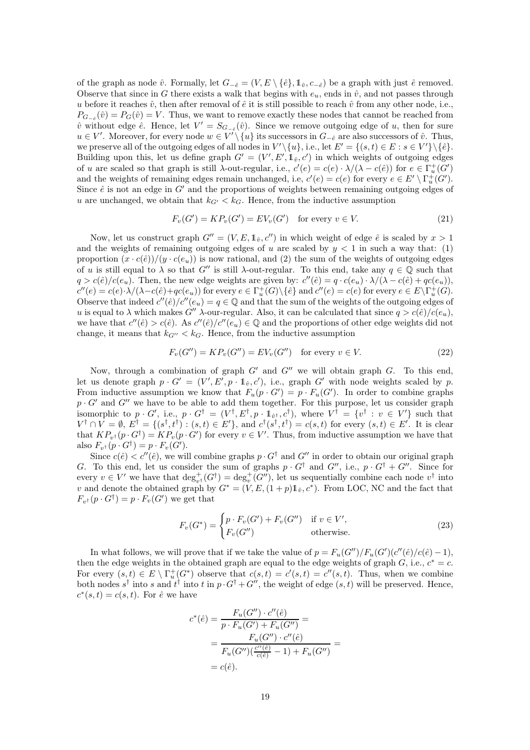of the graph as node $\hat{v}$. Formally, let $G_{-\hat{e}} = (V, E \setminus \{\hat{e}\}, \mathbb{1}_{\hat{v}}, c_{-\hat{e}})$ be a graph with just $\hat{e}$ removed. Observe that since in $G$ there exists a walk that begins with $e_u$, ends in $\hat{v}$, and not passes through $u$ before it reaches $\hat{v}$, then after removal of $\hat{e}$ it is still possible to reach $\hat{v}$ from any other node, i.e., $P_{G_{-\hat{e}}}(\hat{v}) = P_G(\hat{v}) = V$. Thus, we want to remove exactly these nodes that cannot be reached from $\hat{v}$ without edge $\hat{e}$. Hence, let $V' = S_{G_{-\hat{e}}}(\hat{v})$. Since we remove outgoing edge of $u$, then for sure $u \in V'$. Moreover, for every node $w \in V' \setminus \{u\}$ its successors in $G_{-\hat{e}}$ are also successors of $\hat{v}$. Thus, we preserve all of the outgoing edges of all nodes in $V' \setminus \{u\}$, i.e., let $E' = \{(s,t) \in E : s \in V'\} \setminus \{\hat{e}\}$. Building upon this, let us define graph $G' = (V', E', \mathbb{1}_{\hat{v}}, c')$ in which weights of outgoing edges of $u$ are scaled so that graph is still $\lambda$-out-regular, i.e., $c'(e) = c(e) \cdot \lambda/(\lambda - c(\hat{e}))$ for $e \in \Gamma^+_u(G')$ and the weights of remaining edges remain unchanged, i.e, $c'(e) = c(e)$ for every $e \in E' \setminus \Gamma^+_u(G')$. Since $\hat{e}$ is not an edge in $G'$ and the proportions of weights between remaining outgoing edges of $u$ are unchanged, we obtain that $k_{G'} < k_G$. Hence, from the inductive assumption

$$F_v(G') = KP_v(G') = EV_v(G') \quad \text{for every } v \in V. \tag{21}$$

Now, let us construct graph $G'' = (V, E, \mathbb{1}_{\hat{v}}, c'')$ in which weight of edge $\hat{e}$ is scaled by $x > 1$ and the weights of remaining outgoing edges of $u$ are scaled by $y < 1$ in such a way that: (1) proportion $(x \cdot c(\hat{e}))/(y \cdot c(e_u))$ is now rational, and (2) the sum of the weights of outgoing edges of $u$ is still equal to $\lambda$ so that $G''$ is still $\lambda$-out-regular. To this end, take any $q \in \mathbb{Q}$ such that $q > c(\hat{e})/c(e_u)$. Then, the new edge weights are given by: $c''(\hat{e}) = q \cdot c(e_u) \cdot \lambda/(\lambda - c(\hat{e}) + qc(e_u))$, $c''(e) = c(e) \cdot \lambda/(\lambda - c(\hat{e}) + qc(e_u))$ for every $e \in \Gamma^+_u(G) \setminus \{\hat{e}\}$ and $c''(e) = c(e)$ for every $e \in E \setminus \Gamma^+_u(G)$. Observe that indeed $c''(\hat{e})/c''(e_u) = q \in \mathbb{Q}$ and that the sum of the weights of the outgoing edges of $u$ is equal to $\lambda$ which makes $G''$ $\lambda$-our-regular. Also, it can be calculated that since $q > c(\hat{e})/c(e_u)$, we have that $c''(\hat{e}) > c(\hat{e})$. As $c''(\hat{e})/c''(e_u) \in \mathbb{Q}$ and the proportions of other edge weights did not change, it means that $k_{G''} < k_G$. Hence, from the inductive assumption

$$F_v(G'') = KP_v(G'') = EV_v(G'') \quad \text{for every } v \in V. \tag{22}$$

Now, through a combination of graph $G'$ and $G''$ we will obtain graph $G$. To this end, let us denote graph $p \cdot G' = (V', E', p \cdot \mathbb{1}_{\hat{v}}, c')$, i.e., graph $G'$ with node weights scaled by $p$. From inductive assumption we know that $F_u(p \cdot G') = p \cdot F_u(G')$. In order to combine graphs $p \cdot G'$ and $G''$ we have to be able to add them together. For this purpose, let us consider graph isomorphic to $p \cdot G'$, i.e., $p \cdot G^\dagger = (V^\dagger, E^\dagger, p \cdot \mathbb{1}_{\hat{v}^\dagger}, c^\dagger)$, where $V^\dagger = \{v^\dagger : v \in V'\}$ such that $V^\dagger \cap V = \emptyset$, $E^\dagger = \{(s^\dagger, t^\dagger) : (s,t) \in E'\}$, and $c^\dagger(s^\dagger, t^\dagger) = c(s,t)$ for every $(s,t) \in E'$. It is clear that $KP_{v^\dagger}(p \cdot G^\dagger) = KP_v(p \cdot G')$ for every $v \in V'$. Thus, from inductive assumption we have that also $F_{v^\dagger}(p \cdot G^\dagger) = p \cdot F_v(G')$.

Since $c(\hat{e}) < c''(\hat{e})$, we will combine graphs $p \cdot G^\dagger$ and $G''$ in order to obtain our original graph $G$. To this end, let us consider the sum of graphs $p \cdot G^\dagger$ and $G''$, i.e., $p \cdot G^\dagger + G''$. Since for every $v \in V'$ we have that $\deg^+_{v^\dagger}(G^\dagger) = \deg^+_v(G'')$, let us sequentially combine each node $v^\dagger$ into $v$ and denote the obtained graph by $G^* = (V, E, (1+p)\mathbb{1}_{\hat{v}}, c^*)$. From LOC, NC and the fact that $F_{v^\dagger}(p \cdot G^\dagger) = p \cdot F_v(G')$ we get that

$$F_v(G^*) = \begin{cases} p \cdot F_v(G') + F_v(G'') & \text{if } v \in V', \\ F_v(G'') & \text{otherwise.} \end{cases} \tag{23}$$

In what follows, we will prove that if we take the value of $p = F_u(G'')/F_u(G')(c''(\hat{e})/c(\hat{e}) - 1)$, then the edge weights in the obtained graph are equal to the edge weights of graph $G$, i.e., $c^* = c$. For every $(s,t) \in E \setminus \Gamma^+_u(G^*)$ observe that $c(s,t) = c'(s,t) = c''(s,t)$. Thus, when we combine both nodes $s^\dagger$ into $s$ and $t^\dagger$ into $t$ in $p \cdot G^\dagger + G''$, the weight of edge $(s,t)$ will be preserved. Hence, $c^*(s,t) = c(s,t)$. For $\hat{e}$ we have

$$\begin{aligned} c^*(\hat{e}) &= \frac{F_u(G'') \cdot c''(\hat{e})}{p \cdot F_u(G') + F_u(G'')} = \\ &= \frac{F_u(G'') \cdot c''(\hat{e})}{F_u(G'')(\frac{c''(\hat{e})}{c(\hat{e})} - 1) + F_u(G'')} = \\ &= c(\hat{e}). \end{aligned}$$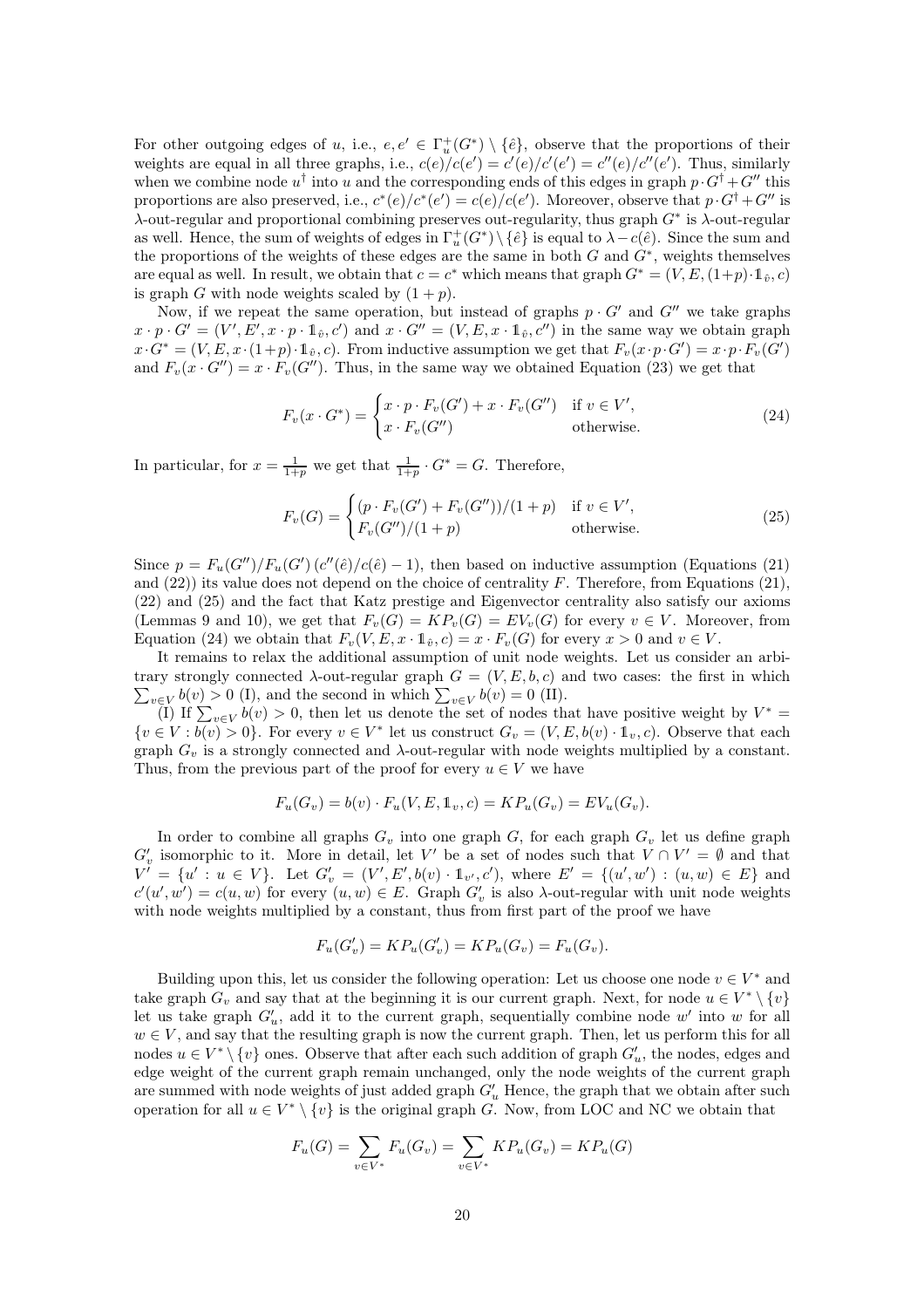For other outgoing edges of $u$, i.e., $e, e' \in \Gamma^+_u(G^*) \setminus \{\hat{e}\}$, observe that the proportions of their weights are equal in all three graphs, i.e., $c(e)/c(e') = c'(e)/c'(e') = c''(e)/c''(e')$. Thus, similarly when we combine node $u^\dagger$ into $u$ and the corresponding ends of this edges in graph $p \cdot G^\dagger + G''$ this proportions are also preserved, i.e., $c^*(e)/c^*(e') = c(e)/c(e')$. Moreover, observe that $p \cdot G^\dagger + G''$ is $\lambda$-out-regular and proportional combining preserves out-regularity, thus graph $G^*$ is $\lambda$-out-regular as well. Hence, the sum of weights of edges in $\Gamma^+_u(G^*) \setminus \{\hat{e}\}$ is equal to $\lambda - c(\hat{e})$. Since the sum and the proportions of the weights of these edges are the same in both $G$ and $G^*$, weights themselves are equal as well. In result, we obtain that $c = c^*$ which means that graph $G^* = (V, E, (1+p) \cdot \mathbb{1}_{\hat{v}}, c)$ is graph $G$ with node weights scaled by $(1 + p)$.

Now, if we repeat the same operation, but instead of graphs $p \cdot G'$ and $G''$ we take graphs $x \cdot p \cdot G' = (V', E', x \cdot p \cdot \mathbb{1}_{\hat{v}}, c')$ and $x \cdot G'' = (V, E, x \cdot \mathbb{1}_{\hat{v}}, c'')$ in the same way we obtain graph $x \cdot G^* = (V, E, x \cdot (1+p) \cdot \mathbb{1}_{\hat{v}}, c)$. From inductive assumption we get that $F_v(x \cdot p \cdot G') = x \cdot p \cdot F_v(G')$ and $F_v(x \cdot G'') = x \cdot F_v(G'')$. Thus, in the same way we obtained Equation (23) we get that

$$F_v(x \cdot G^*) = \begin{cases} x \cdot p \cdot F_v(G') + x \cdot F_v(G'') & \text{if } v \in V', \\ x \cdot F_v(G'') & \text{otherwise.} \end{cases} \tag{24}$$

In particular, for $x = \frac{1}{1+p}$ we get that $\frac{1}{1+p} \cdot G^* = G$. Therefore,

$$F_v(G) = \begin{cases} (p \cdot F_v(G') + F_v(G''))/(1 + p) & \text{if } v \in V', \\ F_v(G'')/(1 + p) & \text{otherwise.} \end{cases} \tag{25}$$

Since $p = F_u(G'')/F_u(G') \left(c''(\hat{e})/c(\hat{e}) - 1\right)$, then based on inductive assumption (Equations (21) and (22)) its value does not depend on the choice of centrality $F$. Therefore, from Equations (21), (22) and (25) and the fact that Katz prestige and Eigenvector centrality also satisfy our axioms (Lemmas 9 and 10), we get that $F_v(G) = KP_v(G) = EV_v(G)$ for every $v \in V$. Moreover, from Equation (24) we obtain that $F_v(V, E, x \cdot \mathbb{1}_{\hat{v}}, c) = x \cdot F_v(G)$ for every $x > 0$ and $v \in V$.

It remains to relax the additional assumption of unit node weights. Let us consider an arbitrary strongly connected $\lambda$-out-regular graph $G = (V, E, b, c)$ and two cases: the first in which $\sum_{v \in V} b(v) > 0$ (I), and the second in which $\sum_{v \in V} b(v) = 0$ (II).

(I) If $\sum_{v \in V} b(v) > 0$, then let us denote the set of nodes that have positive weight by $V^* = \{v \in V : b(v) > 0\}$. For every $v \in V^*$ let us construct $G_v = (V, E, b(v) \cdot \mathbb{1}_v, c)$. Observe that each graph $G_v$ is a strongly connected and $\lambda$-out-regular with node weights multiplied by a constant. Thus, from the previous part of the proof for every $u \in V$ we have

$$F_u(G_v) = b(v) \cdot F_u(V, E, \mathbb{1}_v, c) = KP_u(G_v) = EV_u(G_v).$$

In order to combine all graphs $G_v$ into one graph $G$, for each graph $G_v$ let us define graph $G'_v$ isomorphic to it. More in detail, let $V'$ be a set of nodes such that $V \cap V' = \emptyset$ and that $V' = \{u' : u \in V\}$. Let $G'_v = (V', E', b(v) \cdot \mathbb{1}_{v'}, c')$, where $E' = \{(u', w') : (u, w) \in E\}$ and $c'(u', w') = c(u, w)$ for every $(u, w) \in E$. Graph $G'_v$ is also $\lambda$-out-regular with unit node weights with node weights multiplied by a constant, thus from first part of the proof we have

$$F_u(G'_v) = KP_u(G'_v) = KP_u(G_v) = F_u(G_v).$$

Building upon this, let us consider the following operation: Let us choose one node $v \in V^*$ and take graph $G_v$ and say that at the beginning it is our current graph. Next, for node $u \in V^* \setminus \{v\}$ let us take graph $G'_u$, add it to the current graph, sequentially combine node $w'$ into $w$ for all $w \in V$, and say that the resulting graph is now the current graph. Then, let us perform this for all nodes $u \in V^* \setminus \{v\}$ ones. Observe that after each such addition of graph $G'_u$, the nodes, edges and edge weight of the current graph remain unchanged, only the node weights of the current graph are summed with node weights of just added graph $G'_u$ Hence, the graph that we obtain after such operation for all $u \in V^* \setminus \{v\}$ is the original graph $G$. Now, from LOC and NC we obtain that

$$F_u(G) = \sum_{v \in V^*} F_u(G_v) = \sum_{v \in V^*} KP_u(G_v) = KP_u(G)$$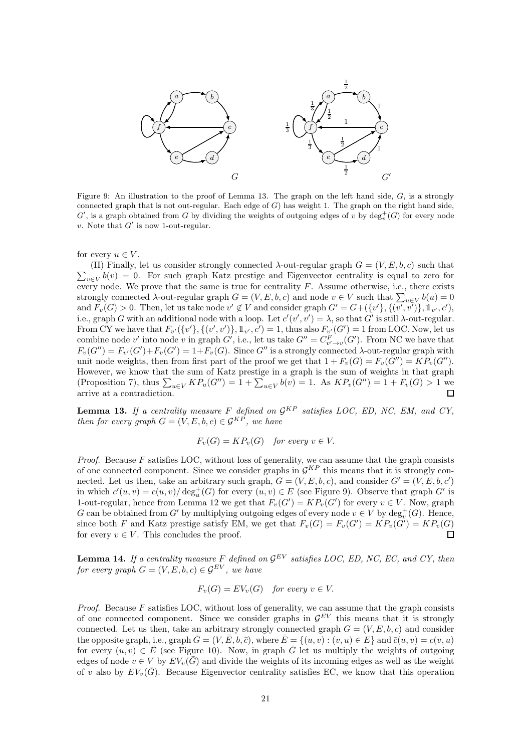Figure 9: An illustration to the proof of Lemma 13. The graph on the left hand side, $G$, is a strongly connected graph that is not out-regular. Each edge of $G$) has weight 1. The graph on the right hand side, $G'$, is a graph obtained from $G$ by dividing the weights of outgoing edges of $v$ by $\deg^+_v(G)$ for every node $v$. Note that $G'$ is now 1-out-regular.

for every $u \in V$.

(II) Finally, let us consider strongly connected $\lambda$-out-regular graph $G = (V, E, b, c)$ such that $\sum_{v \in V} b(v) = 0$. For such graph Katz prestige and Eigenvector centrality is equal to zero for every node. We prove that the same is true for centrality $F$. Assume otherwise, i.e., there exists strongly connected $\lambda$-out-regular graph $G = (V, E, b, c)$ and node $v \in V$ such that $\sum_{u \in V} b(u) = 0$ and $F_v(G) > 0$. Then, let us take node $v' \notin V$ and consider graph $G' = G + (\{v'\}, \{(v', v')\}, \mathbb{1}_{v'}, c')$, i.e., graph $G$ with an additional node with a loop. Let $c'(v', v') = \lambda$, so that $G'$ is still $\lambda$-out-regular. From CY we have that $F_{v'}(\{v'\}, \{(v', v')\}, \mathbb{1}_{v'}, c') = 1$, thus also $F_{v'}(G') = 1$ from LOC. Now, let us combine node $v'$ into node $v$ in graph $G'$, i.e., let us take $G'' = C^F_{v' \to v}(G')$. From NC we have that $F_v(G'') = F_{v'}(G') + F_v(G') = 1 + F_v(G)$. Since $G''$ is a strongly connected $\lambda$-out-regular graph with unit node weights, then from first part of the proof we get that $1 + F_v(G) = F_v(G'') = KP_v(G'')$. However, we know that the sum of Katz prestige in a graph is the sum of weights in that graph (Proposition 7), thus $\sum_{u \in V} KP_u(G'') = 1 + \sum_{u \in V} b(v) = 1$. As $KP_v(G'') = 1 + F_v(G) > 1$ we arrive at a contradiction. $\square$

**Lemma 13.** *If a centrality measure $F$ defined on $\mathcal{G}^{KP}$ satisfies LOC, ED, NC, EM, and CY, then for every graph $G = (V, E, b, c) \in \mathcal{G}^{KP}$, we have*

$$F_v(G) = KP_v(G) \quad \textit{for every } v \in V.$$

*Proof.* Because $F$ satisfies LOC, without loss of generality, we can assume that the graph consists of one connected component. Since we consider graphs in $\mathcal{G}^{KP}$ this means that it is strongly connected. Let us then, take an arbitrary such graph, $G = (V, E, b, c)$, and consider $G' = (V, E, b, c')$ in which $c'(u, v) = c(u, v)/\deg^+_u(G)$ for every $(u, v) \in E$ (see Figure 9). Observe that graph $G'$ is 1-out-regular, hence from Lemma 12 we get that $F_v(G') = KP_v(G')$ for every $v \in V$. Now, graph $G$ can be obtained from $G'$ by multiplying outgoing edges of every node $v \in V$ by $\deg^+_v(G)$. Hence, since both $F$ and Katz prestige satisfy EM, we get that $F_v(G) = F_v(G') = KP_v(G') = KP_v(G)$ for every $v \in V$. This concludes the proof. $\square$

**Lemma 14.** *If a centrality measure $F$ defined on $\mathcal{G}^{EV}$ satisfies LOC, ED, NC, EC, and CY, then for every graph $G = (V, E, b, c) \in \mathcal{G}^{EV}$, we have*

$$F_v(G) = EV_v(G) \quad \textit{for every } v \in V.$$

*Proof.* Because $F$ satisfies LOC, without loss of generality, we can assume that the graph consists of one connected component. Since we consider graphs in $\mathcal{G}^{EV}$ this means that it is strongly connected. Let us then, take an arbitrary strongly connected graph $G = (V, E, b, c)$ and consider the opposite graph, i.e., graph $\bar{G} = (V, \bar{E}, b, \bar{c})$, where $\bar{E} = \{(u, v) : (v, u) \in E\}$ and $\bar{c}(u, v) = c(v, u)$ for every $(u, v) \in \bar{E}$ (see Figure 10). Now, in graph $\bar{G}$ let us multiply the weights of outgoing edges of node $v \in V$ by $EV_v(\bar{G})$ and divide the weights of its incoming edges as well as the weight of $v$ also by $EV_v(\bar{G})$. Because Eigenvector centrality satisfies EC, we know that this operation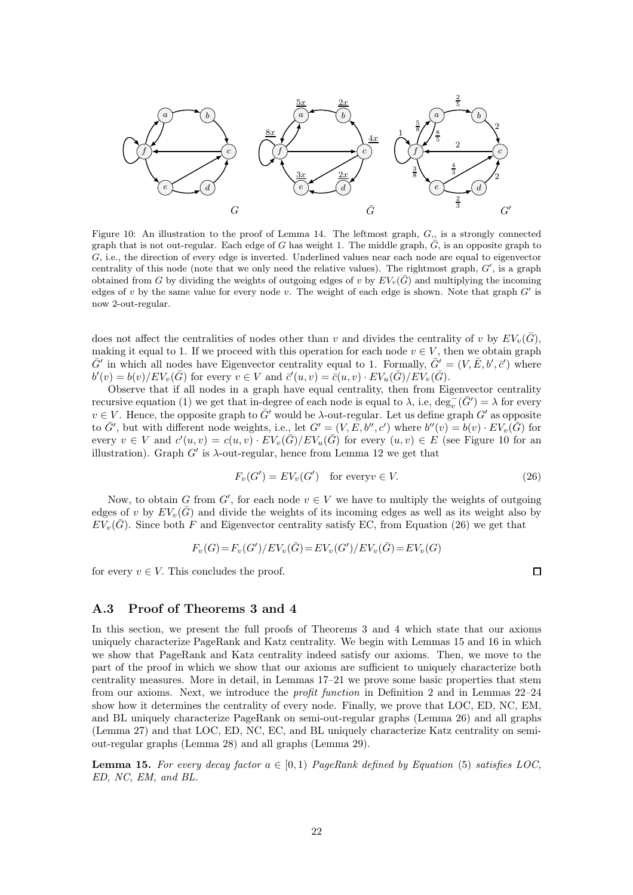Figure 10: An illustration to the proof of Lemma 14. The leftmost graph, $G$,, is a strongly connected graph that is not out-regular. Each edge of $G$ has weight 1. The middle graph, $\bar{G}$, is an opposite graph to $G$, i.e., the direction of every edge is inverted. Underlined values near each node are equal to eigenvector centrality of this node (note that we only need the relative values). The rightmost graph, $G'$, is a graph obtained from $G$ by dividing the weights of outgoing edges of $v$ by $EV_v(\bar{G})$ and multiplying the incoming edges of $v$ by the same value for every node $v$. The weight of each edge is shown. Note that graph $G'$ is now 2-out-regular.

does not affect the centralities of nodes other than $v$ and divides the centrality of $v$ by $EV_v(\bar{G})$, making it equal to 1. If we proceed with this operation for each node $v \in V$, then we obtain graph $\bar{G}'$ in which all nodes have Eigenvector centrality equal to 1. Formally, $\bar{G}' = (V, \bar{E}, b', \bar{c}')$ where $b'(v) = b(v)/EV_v(\bar{G})$ for every $v \in V$ and $\bar{c}'(u, v) = \bar{c}(u, v) \cdot EV_u(\bar{G})/EV_v(\bar{G})$.

Observe that if all nodes in a graph have equal centrality, then from Eigenvector centrality recursive equation (1) we get that in-degree of each node is equal to $\lambda$, i.e, $\deg^-_v(\bar{G}') = \lambda$ for every $v \in V$. Hence, the opposite graph to $\bar{G}'$ would be $\lambda$-out-regular. Let us define graph $G'$ as opposite to $\bar{G}'$, but with different node weights, i.e., let $G' = (V, E, b'', c')$ where $b''(v) = b(v) \cdot EV_v(\bar{G})$ for every $v \in V$ and $c'(u, v) = c(u, v) \cdot EV_v(\bar{G})/EV_u(\bar{G})$ for every $(u, v) \in E$ (see Figure 10 for an illustration). Graph $G'$ is $\lambda$-out-regular, hence from Lemma 12 we get that

$$F_v(G') = EV_v(G') \quad \text{for every} v \in V. \tag{26}$$

Now, to obtain $G$ from $G'$, for each node $v \in V$ we have to multiply the weights of outgoing edges of $v$ by $EV_v(\bar{G})$ and divide the weights of its incoming edges as well as its weight also by $EV_v(\bar{G})$. Since both $F$ and Eigenvector centrality satisfy EC, from Equation (26) we get that

$$F_v(G) = F_v(G')/EV_v(\bar{G}) = EV_v(G')/EV_v(\bar{G}) = EV_v(G)$$

for every $v \in V$. This concludes the proof. □

### A.3 Proof of Theorems 3 and 4

In this section, we present the full proofs of Theorems 3 and 4 which state that our axioms uniquely characterize PageRank and Katz centrality. We begin with Lemmas 15 and 16 in which we show that PageRank and Katz centrality indeed satisfy our axioms. Then, we move to the part of the proof in which we show that our axioms are sufficient to uniquely characterize both centrality measures. More in detail, in Lemmas 17–21 we prove some basic properties that stem from our axioms. Next, we introduce the *profit function* in Definition 2 and in Lemmas 22–24 show how it determines the centrality of every node. Finally, we prove that LOC, ED, NC, EM, and BL uniquely characterize PageRank on semi-out-regular graphs (Lemma 26) and all graphs (Lemma 27) and that LOC, ED, NC, EC, and BL uniquely characterize Katz centrality on semi-out-regular graphs (Lemma 28) and all graphs (Lemma 29).

**Lemma 15.** *For every decay factor $a \in [0, 1)$ PageRank defined by Equation (5) satisfies LOC, ED, NC, EM, and BL.*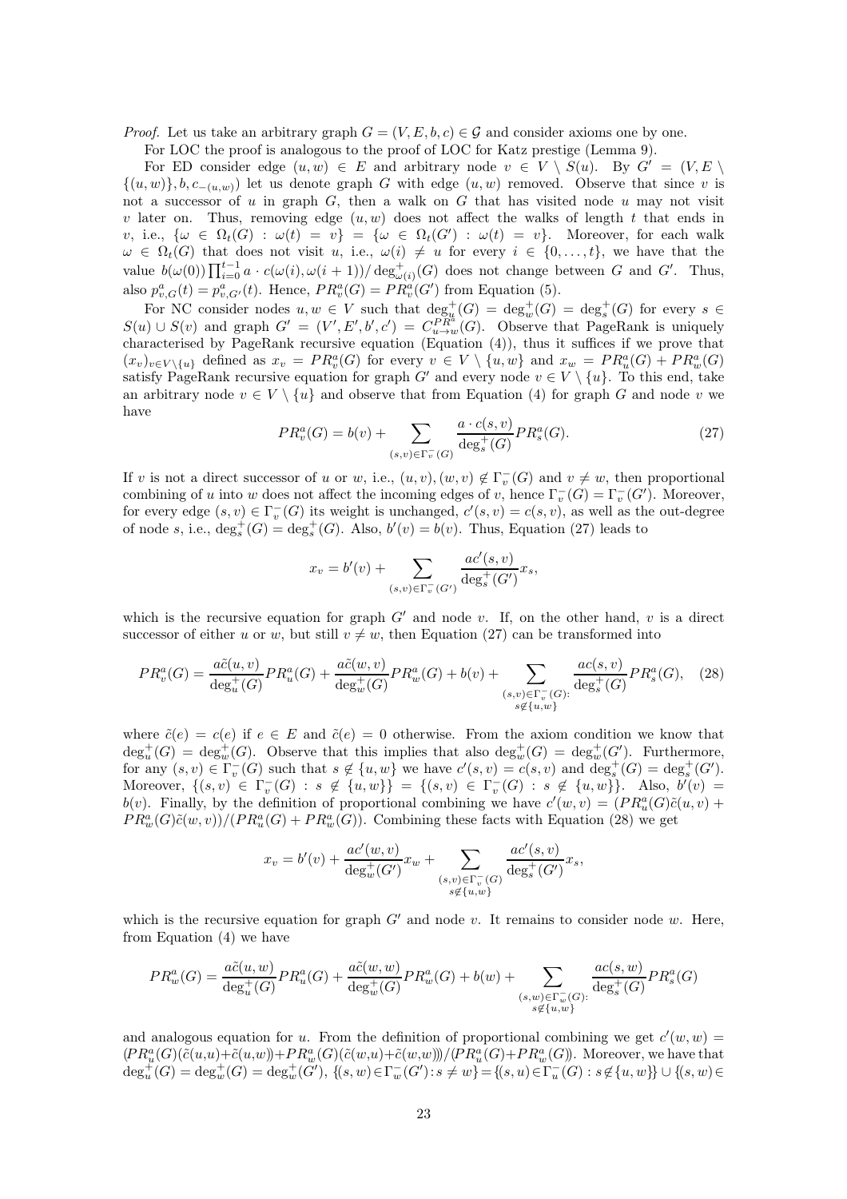*Proof.* Let us take an arbitrary graph $G = (V, E, b, c) \in \mathcal{G}$ and consider axioms one by one.

For LOC the proof is analogous to the proof of LOC for Katz prestige (Lemma 9).

For ED consider edge $(u, w) \in E$ and arbitrary node $v \in V \setminus S(u)$. By $G' = (V, E \setminus \{(u, w)\}, b, c_{-(u,w)})$ let us denote graph $G$ with edge $(u, w)$ removed. Observe that since $v$ is not a successor of $u$ in graph $G$, then a walk on $G$ that has visited node $u$ may not visit $v$ later on. Thus, removing edge $(u, w)$ does not affect the walks of length $t$ that ends in $v$, i.e., $\{\omega \in \Omega_t(G) : \omega(t) = v\} = \{\omega \in \Omega_t(G') : \omega(t) = v\}$. Moreover, for each walk $\omega \in \Omega_t(G)$ that does not visit $u$, i.e., $\omega(i) \neq u$ for every $i \in \{0, \dots, t\}$, we have that the value $b(\omega(0)) \prod_{i=0}^{t-1} a \cdot c(\omega(i), \omega(i+1)) / \deg^+_{\omega(i)}(G)$ does not change between $G$ and $G'$. Thus, also $p^a_{v,G}(t) = p^a_{v,G'}(t)$. Hence, $PR^a_v(G) = PR^a_v(G')$ from Equation (5).

For NC consider nodes $u, w \in V$ such that $\deg^+_u(G) = \deg^+_w(G) = \deg^+_s(G)$ for every $s \in S(u) \cup S(v)$ and graph $G' = (V', E', b', c') = C^{PR^a}_{u \to w}(G)$. Observe that PageRank is uniquely characterised by PageRank recursive equation (Equation (4)), thus it suffices if we prove that $(x_v)_{v \in V \setminus \{u\}}$ defined as $x_v = PR^a_v(G)$ for every $v \in V \setminus \{u, w\}$ and $x_w = PR^a_u(G) + PR^a_w(G)$ satisfy PageRank recursive equation for graph $G'$ and every node $v \in V \setminus \{u\}$. To this end, take an arbitrary node $v \in V \setminus \{u\}$ and observe that from Equation (4) for graph $G$ and node $v$ we have

$$PR^a_v(G) = b(v) + \sum_{(s,v) \in \Gamma^-_v(G)} \frac{a \cdot c(s, v)}{\deg^+_s(G)} PR^a_s(G). \tag{27}$$

If $v$ is not a direct successor of $u$ or $w$, i.e., $(u, v), (w, v) \notin \Gamma^-_v(G)$ and $v \neq w$, then proportional combining of $u$ into $w$ does not affect the incoming edges of $v$, hence $\Gamma^-_v(G) = \Gamma^-_v(G')$. Moreover, for every edge $(s, v) \in \Gamma^-_v(G)$ its weight is unchanged, $c'(s, v) = c(s, v)$, as well as the out-degree of node $s$, i.e., $\deg^+_s(G) = \deg^+_s(G)$. Also, $b'(v) = b(v)$. Thus, Equation (27) leads to

$$x_v = b'(v) + \sum_{(s,v) \in \Gamma^-_v(G')} \frac{ac'(s, v)}{\deg^+_s(G')} x_s,$$

which is the recursive equation for graph $G'$ and node $v$. If, on the other hand, $v$ is a direct successor of either $u$ or $w$, but still $v \neq w$, then Equation (27) can be transformed into

$$PR^a_v(G) = \frac{a\tilde{c}(u, v)}{\deg^+_u(G)} PR^a_u(G) + \frac{a\tilde{c}(w, v)}{\deg^+_w(G)} PR^a_w(G) + b(v) + \sum_{\substack{(s,v) \in \Gamma^-_v(G): \\ s \notin \{u,w\}}} \frac{ac(s, v)}{\deg^+_s(G)} PR^a_s(G), \tag{28}$$

where $\tilde{c}(e) = c(e)$ if $e \in E$ and $\tilde{c}(e) = 0$ otherwise. From the axiom condition we know that $\deg^+_u(G) = \deg^+_w(G)$. Observe that this implies that also $\deg^+_w(G) = \deg^+_w(G')$. Furthermore, for any $(s, v) \in \Gamma^-_v(G)$ such that $s \notin \{u, w\}$ we have $c'(s, v) = c(s, v)$ and $\deg^+_s(G) = \deg^+_s(G')$. Moreover, $\{(s, v) \in \Gamma^-_v(G) : s \notin \{u, w\}\} = \{(s, v) \in \Gamma^-_v(G) : s \notin \{u, w\}\}$. Also, $b'(v) = b(v)$. Finally, by the definition of proportional combining we have $c'(w, v) = (PR^a_u(G)\tilde{c}(u, v) + PR^a_w(G)\tilde{c}(w, v))/(PR^a_u(G) + PR^a_w(G))$. Combining these facts with Equation (28) we get

$$x_v = b'(v) + \frac{ac'(w, v)}{\deg^+_w(G')} x_w + \sum_{\substack{(s,v) \in \Gamma^-_v(G) \\ s \notin \{u,w\}}} \frac{ac'(s, v)}{\deg^+_s(G')} x_s,$$

which is the recursive equation for graph $G'$ and node $v$. It remains to consider node $w$. Here, from Equation (4) we have

$$PR^a_w(G) = \frac{a\tilde{c}(u, w)}{\deg^+_u(G)} PR^a_u(G) + \frac{a\tilde{c}(w, w)}{\deg^+_w(G)} PR^a_w(G) + b(w) + \sum_{\substack{(s,w) \in \Gamma^-_w(G): \\ s \notin \{u,w\}}} \frac{ac(s, w)}{\deg^+_s(G)} PR^a_s(G)$$

and analogous equation for $u$. From the definition of proportional combining we get $c'(w, w) = (PR^a_u(G)(\tilde{c}(u,u)+\tilde{c}(u,w)) + PR^a_w(G)(\tilde{c}(w,u)+\tilde{c}(w,w)))/(PR^a_u(G)+PR^a_w(G))$. Moreover, we have that $\deg^+_u(G) = \deg^+_w(G) = \deg^+_w(G')$, $\{(s, w) \in \Gamma^-_w(G') : s \neq w\} = \{(s, u) \in \Gamma^-_u(G) : s \notin \{u, w\}\} \cup \{(s, w) \in$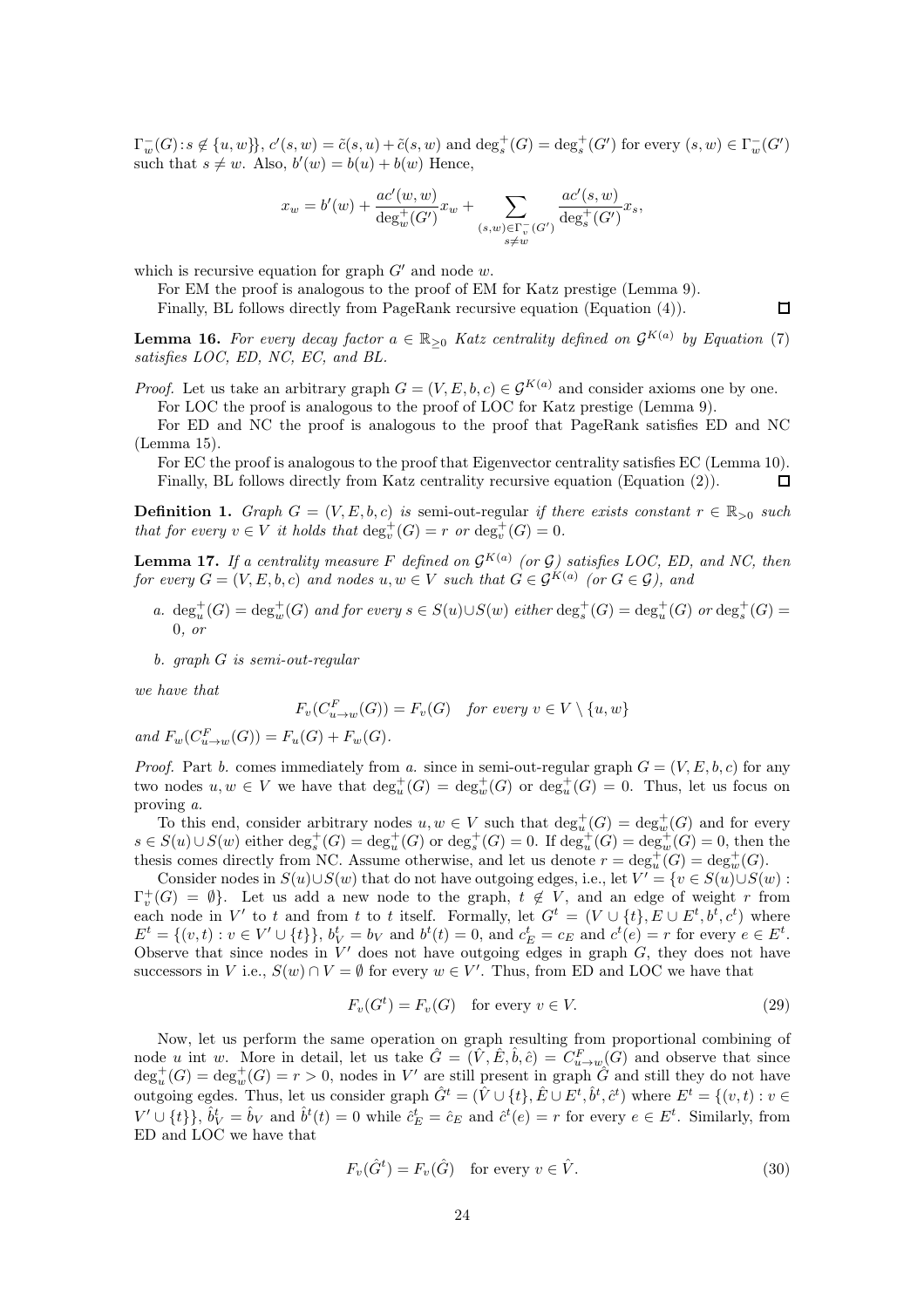$\Gamma^-_w(G) : s \notin \{u, w\}\}$, $c'(s,w) = \tilde{c}(s,u) + \tilde{c}(s,w)$ and $\deg^+_s(G) = \deg^+_s(G')$ for every $(s,w) \in \Gamma^-_w(G')$ such that $s \neq w$. Also, $b'(w) = b(u) + b(w)$ Hence,

$$x_w = b'(w) + \frac{ac'(w,w)}{\deg^+_w(G')} x_w + \sum_{\substack{(s,w)\in\Gamma^-_v(G') \\ s\neq w}} \frac{ac'(s,w)}{\deg^+_s(G')} x_s,$$

which is recursive equation for graph $G'$ and node $w$.

For EM the proof is analogous to the proof of EM for Katz prestige (Lemma 9).

Finally, BL follows directly from PageRank recursive equation (Equation (4)). □

**Lemma 16.** *For every decay factor $a \in \mathbb{R}_{\geq 0}$ Katz centrality defined on $\mathcal{G}^{K(a)}$ by Equation* (7) *satisfies LOC, ED, NC, EC, and BL.*

*Proof.* Let us take an arbitrary graph $G = (V, E, b, c) \in \mathcal{G}^{K(a)}$ and consider axioms one by one.

For LOC the proof is analogous to the proof of LOC for Katz prestige (Lemma 9).

For ED and NC the proof is analogous to the proof that PageRank satisfies ED and NC (Lemma 15).

For EC the proof is analogous to the proof that Eigenvector centrality satisfies EC (Lemma 10).

Finally, BL follows directly from Katz centrality recursive equation (Equation (2)). □

**Definition 1.** *Graph $G = (V, E, b, c)$ is* semi-out-regular *if there exists constant $r \in \mathbb{R}_{>0}$ such that for every $v \in V$ it holds that $\deg^+_v(G) = r$ or $\deg^+_v(G) = 0$.*

**Lemma 17.** *If a centrality measure $F$ defined on $\mathcal{G}^{K(a)}$ (or $\mathcal{G}$) satisfies LOC, ED, and NC, then for every $G = (V, E, b, c)$ and nodes $u, w \in V$ such that $G \in \mathcal{G}^{K(a)}$ (or $G \in \mathcal{G}$), and*

*a. $\deg^+_u(G) = \deg^+_w(G)$ and for every $s \in S(u) \cup S(w)$ either $\deg^+_s(G) = \deg^+_u(G)$ or $\deg^+_s(G) = 0$, or*

*b. graph $G$ is semi-out-regular*

*we have that*

$$F_v(C^F_{u\to w}(G)) = F_v(G) \quad \text{for every } v \in V \setminus \{u, w\}$$

*and $F_w(C^F_{u\to w}(G)) = F_u(G) + F_w(G)$.*

*Proof.* Part *b.* comes immediately from *a.* since in semi-out-regular graph $G = (V, E, b, c)$ for any two nodes $u, w \in V$ we have that $\deg^+_u(G) = \deg^+_w(G)$ or $\deg^+_u(G) = 0$. Thus, let us focus on proving *a.*

To this end, consider arbitrary nodes $u, w \in V$ such that $\deg^+_u(G) = \deg^+_w(G)$ and for every $s \in S(u) \cup S(w)$ either $\deg^+_s(G) = \deg^+_u(G)$ or $\deg^+_s(G) = 0$. If $\deg^+_u(G) = \deg^+_w(G) = 0$, then the thesis comes directly from NC. Assume otherwise, and let us denote $r = \deg^+_u(G) = \deg^+_w(G)$.

Consider nodes in $S(u) \cup S(w)$ that do not have outgoing edges, i.e., let $V' = \{v \in S(u) \cup S(w) : \Gamma^+_v(G) = \emptyset\}$. Let us add a new node to the graph, $t \notin V$, and an edge of weight $r$ from each node in $V'$ to $t$ and from $t$ to $t$ itself. Formally, let $G^t = (V \cup \{t\}, E \cup E^t, b^t, c^t)$ where $E^t = \{(v,t) : v \in V' \cup \{t\}\}$, $b^t_V = b_V$ and $b^t(t) = 0$, and $c^t_E = c_E$ and $c^t(e) = r$ for every $e \in E^t$. Observe that since nodes in $V'$ does not have outgoing edges in graph $G$, they does not have successors in $V$ i.e., $S(w) \cap V = \emptyset$ for every $w \in V'$. Thus, from ED and LOC we have that

$$F_v(G^t) = F_v(G) \quad \text{for every } v \in V. \tag{29}$$

Now, let us perform the same operation on graph resulting from proportional combining of node $u$ int $w$. More in detail, let us take $\hat{G} = (\hat{V}, \hat{E}, \hat{b}, \hat{c}) = C^F_{u\to w}(G)$ and observe that since $\deg^+_u(G) = \deg^+_w(G) = r > 0$, nodes in $V'$ are still present in graph $\hat{G}$ and still they do not have outgoing egdes. Thus, let us consider graph $\hat{G}^t = (\hat{V} \cup \{t\}, \hat{E} \cup E^t, \hat{b}^t, \hat{c}^t)$ where $E^t = \{(v,t) : v \in V' \cup \{t\}\}$, $\hat{b}^t_V = \hat{b}_V$ and $\hat{b}^t(t) = 0$ while $\hat{c}^t_E = \hat{c}_E$ and $\hat{c}^t(e) = r$ for every $e \in E^t$. Similarly, from ED and LOC we have that

$$F_v(\hat{G}^t) = F_v(\hat{G}) \quad \text{for every } v \in \hat{V}. \tag{30}$$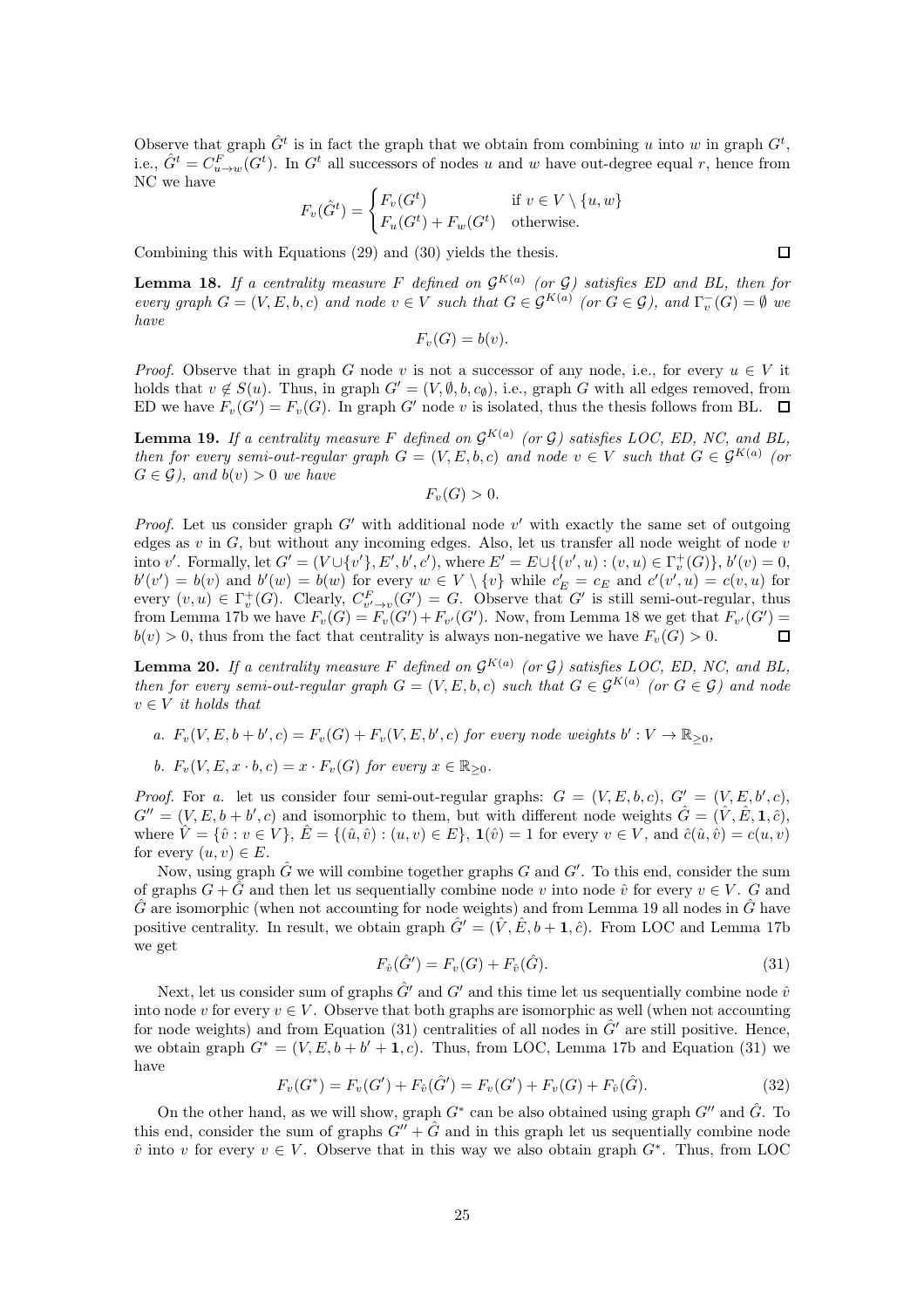Observe that graph $\hat{G}^t$ is in fact the graph that we obtain from combining $u$ into $w$ in graph $G^t$, i.e., $\hat{G}^t = C^F_{u \to w}(G^t)$. In $G^t$ all successors of nodes $u$ and $w$ have out-degree equal $r$, hence from NC we have

$$F_v(\hat{G}^t) = \begin{cases} F_v(G^t) & \text{if } v \in V \setminus \{u, w\} \\ F_u(G^t) + F_w(G^t) & \text{otherwise.} \end{cases}$$

Combining this with Equations (29) and (30) yields the thesis. $\square$

**Lemma 18.** *If a centrality measure $F$ defined on $\mathcal{G}^{K(a)}$ (or $\mathcal{G}$) satisfies ED and BL, then for every graph $G = (V, E, b, c)$ and node $v \in V$ such that $G \in \mathcal{G}^{K(a)}$ (or $G \in \mathcal{G}$), and $\Gamma^-_v(G) = \emptyset$ we have*

$$F_v(G) = b(v).$$

*Proof.* Observe that in graph $G$ node $v$ is not a successor of any node, i.e., for every $u \in V$ it holds that $v \notin S(u)$. Thus, in graph $G' = (V, \emptyset, b, c_\emptyset)$, i.e., graph $G$ with all edges removed, from ED we have $F_v(G') = F_v(G)$. In graph $G'$ node $v$ is isolated, thus the thesis follows from BL. $\square$

**Lemma 19.** *If a centrality measure $F$ defined on $\mathcal{G}^{K(a)}$ (or $\mathcal{G}$) satisfies LOC, ED, NC, and BL, then for every semi-out-regular graph $G = (V, E, b, c)$ and node $v \in V$ such that $G \in \mathcal{G}^{K(a)}$ (or $G \in \mathcal{G}$), and $b(v) > 0$ we have*

$$F_v(G) > 0.$$

*Proof.* Let us consider graph $G'$ with additional node $v'$ with exactly the same set of outgoing edges as $v$ in $G$, but without any incoming edges. Also, let us transfer all node weight of node $v$ into $v'$. Formally, let $G' = (V \cup \{v'\}, E', b', c')$, where $E' = E \cup \{(v', u) : (v, u) \in \Gamma^+_v(G)\}$, $b'(v) = 0$, $b'(v') = b(v)$ and $b'(w) = b(w)$ for every $w \in V \setminus \{v\}$ while $c'_E = c_E$ and $c'(v', u) = c(v, u)$ for every $(v, u) \in \Gamma^+_v(G)$. Clearly, $C^F_{v' \to v}(G') = G$. Observe that $G'$ is still semi-out-regular, thus from Lemma 17b we have $F_v(G) = F_v(G') + F_{v'}(G')$. Now, from Lemma 18 we get that $F_{v'}(G') = b(v) > 0$, thus from the fact that centrality is always non-negative we have $F_v(G) > 0$. $\square$

**Lemma 20.** *If a centrality measure $F$ defined on $\mathcal{G}^{K(a)}$ (or $\mathcal{G}$) satisfies LOC, ED, NC, and BL, then for every semi-out-regular graph $G = (V, E, b, c)$ such that $G \in \mathcal{G}^{K(a)}$ (or $G \in \mathcal{G}$) and node $v \in V$ it holds that*

a. *$F_v(V, E, b + b', c) = F_v(G) + F_v(V, E, b', c)$ for every node weights $b' : V \to \mathbb{R}_{\geq 0}$,*

b. *$F_v(V, E, x \cdot b, c) = x \cdot F_v(G)$ for every $x \in \mathbb{R}_{\geq 0}$.*

*Proof.* For a. let us consider four semi-out-regular graphs: $G = (V, E, b, c)$, $G' = (V, E, b', c)$, $G'' = (V, E, b + b', c)$ and isomorphic to them, but with different node weights $\hat{G} = (\hat{V}, \hat{E}, \mathbf{1}, \hat{c})$, where $\hat{V} = \{\hat{v} : v \in V\}$, $\hat{E} = \{(\hat{u}, \hat{v}) : (u, v) \in E\}$, $\mathbf{1}(\hat{v}) = 1$ for every $v \in V$, and $\hat{c}(\hat{u}, \hat{v}) = c(u, v)$ for every $(u, v) \in E$.

Now, using graph $\hat{G}$ we will combine together graphs $G$ and $G'$. To this end, consider the sum of graphs $G + \hat{G}$ and then let us sequentially combine node $v$ into node $\hat{v}$ for every $v \in V$. $G$ and $\hat{G}$ are isomorphic (when not accounting for node weights) and from Lemma 19 all nodes in $\hat{G}$ have positive centrality. In result, we obtain graph $\hat{G}' = (\hat{V}, \hat{E}, b + \mathbf{1}, \hat{c})$. From LOC and Lemma 17b we get

$$F_{\hat{v}}(\hat{G}') = F_v(G) + F_{\hat{v}}(\hat{G}). \tag{31}$$

Next, let us consider sum of graphs $\hat{G}'$ and $G'$ and this time let us sequentially combine node $\hat{v}$ into node $v$ for every $v \in V$. Observe that both graphs are isomorphic as well (when not accounting for node weights) and from Equation (31) centralities of all nodes in $\hat{G}'$ are still positive. Hence, we obtain graph $G^* = (V, E, b + b' + \mathbf{1}, c)$. Thus, from LOC, Lemma 17b and Equation (31) we have

$$F_v(G^*) = F_v(G') + F_{\hat{v}}(\hat{G}') = F_v(G') + F_v(G) + F_{\hat{v}}(\hat{G}). \tag{32}$$

On the other hand, as we will show, graph $G^*$ can be also obtained using graph $G''$ and $\hat{G}$. To this end, consider the sum of graphs $G'' + \hat{G}$ and in this graph let us sequentially combine node $\hat{v}$ into $v$ for every $v \in V$. Observe that in this way we also obtain graph $G^*$. Thus, from LOC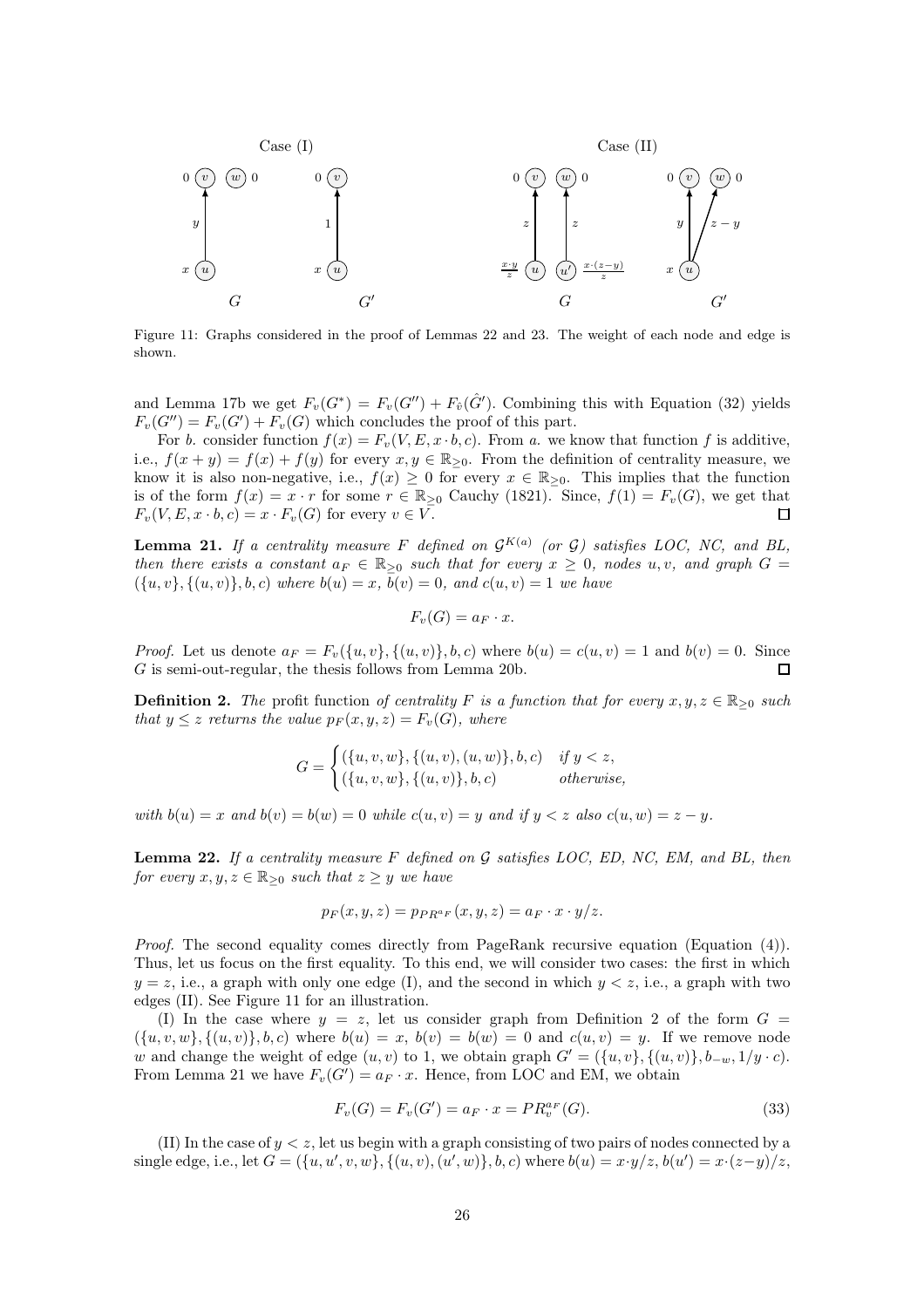Figure 11: Graphs considered in the proof of Lemmas 22 and 23. The weight of each node and edge is shown.

and Lemma 17b we get $F_v(G^*) = F_v(G'') + F_{\hat{v}}(\hat{G}')$. Combining this with Equation (32) yields $F_v(G'') = F_v(G') + F_v(G)$ which concludes the proof of this part.

For *b.* consider function $f(x) = F_v(V, E, x \cdot b, c)$. From *a.* we know that function $f$ is additive, i.e., $f(x + y) = f(x) + f(y)$ for every $x, y \in \mathbb{R}_{\geq 0}$. From the definition of centrality measure, we know it is also non-negative, i.e., $f(x) \geq 0$ for every $x \in \mathbb{R}_{\geq 0}$. This implies that the function is of the form $f(x) = x \cdot r$ for some $r \in \mathbb{R}_{\geq 0}$ Cauchy (1821). Since, $f(1) = F_v(G)$, we get that $F_v(V, E, x \cdot b, c) = x \cdot F_v(G)$ for every $v \in V$. $\square$

**Lemma 21.** *If a centrality measure $F$ defined on $\mathcal{G}^{K(a)}$ (or $\mathcal{G}$) satisfies LOC, NC, and BL, then there exists a constant $a_F \in \mathbb{R}_{\geq 0}$ such that for every $x \geq 0$, nodes $u, v$, and graph $G = (\{u, v\}, \{(u, v)\}, b, c)$ where $b(u) = x$, $b(v) = 0$, and $c(u, v) = 1$ we have*

$$F_v(G) = a_F \cdot x.$$

*Proof.* Let us denote $a_F = F_v(\{u, v\}, \{(u, v)\}, b, c)$ where $b(u) = c(u, v) = 1$ and $b(v) = 0$. Since $G$ is semi-out-regular, the thesis follows from Lemma 20b. $\square$

**Definition 2.** *The* profit function *of centrality $F$ is a function that for every $x, y, z \in \mathbb{R}_{\geq 0}$ such that $y \leq z$ returns the value $p_F(x, y, z) = F_v(G)$, where*

$$G = \begin{cases} (\{u, v, w\}, \{(u, v), (u, w)\}, b, c) & \text{if } y < z, \\ (\{u, v, w\}, \{(u, v)\}, b, c) & \text{otherwise,} \end{cases}$$

*with $b(u) = x$ and $b(v) = b(w) = 0$ while $c(u, v) = y$ and if $y < z$ also $c(u, w) = z - y$.*

**Lemma 22.** *If a centrality measure $F$ defined on $\mathcal{G}$ satisfies LOC, ED, NC, EM, and BL, then for every $x, y, z \in \mathbb{R}_{\geq 0}$ such that $z \geq y$ we have*

$$p_F(x, y, z) = p_{PR^{a_F}}(x, y, z) = a_F \cdot x \cdot y/z.$$

*Proof.* The second equality comes directly from PageRank recursive equation (Equation (4)). Thus, let us focus on the first equality. To this end, we will consider two cases: the first in which $y = z$, i.e., a graph with only one edge (I), and the second in which $y < z$, i.e., a graph with two edges (II). See Figure 11 for an illustration.

(I) In the case where $y = z$, let us consider graph from Definition 2 of the form $G = (\{u, v, w\}, \{(u, v)\}, b, c)$ where $b(u) = x$, $b(v) = b(w) = 0$ and $c(u, v) = y$. If we remove node $w$ and change the weight of edge $(u, v)$ to 1, we obtain graph $G' = (\{u, v\}, \{(u, v)\}, b_{-w}, 1/y \cdot c)$. From Lemma 21 we have $F_v(G') = a_F \cdot x$. Hence, from LOC and EM, we obtain

$$F_v(G) = F_v(G') = a_F \cdot x = PR^{a_F}_v(G). \tag{33}$$

(II) In the case of $y < z$, let us begin with a graph consisting of two pairs of nodes connected by a single edge, i.e., let $G = (\{u, u', v, w\}, \{(u, v), (u', w)\}, b, c)$ where $b(u) = x \cdot y/z$, $b(u') = x \cdot (z - y)/z$,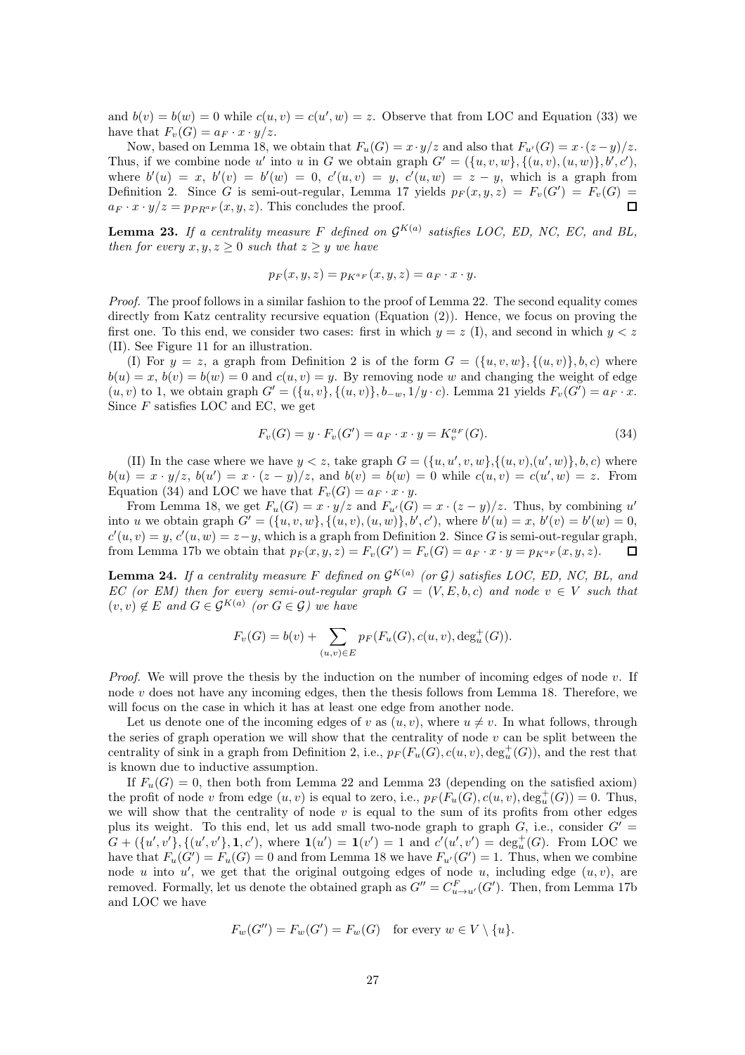and $b(v) = b(w) = 0$ while $c(u,v) = c(u',w) = z$. Observe that from LOC and Equation (33) we have that $F_v(G) = a_F \cdot x \cdot y/z$.

Now, based on Lemma 18, we obtain that $F_u(G) = x \cdot y/z$ and also that $F_{u'}(G) = x \cdot (z-y)/z$. Thus, if we combine node $u'$ into $u$ in $G$ we obtain graph $G' = (\{u,v,w\}, \{(u,v),(u,w)\}, b', c')$, where $b'(u) = x$, $b'(v) = b'(w) = 0$, $c'(u,v) = y$, $c'(u,w) = z - y$, which is a graph from Definition 2. Since $G$ is semi-out-regular, Lemma 17 yields $p_F(x,y,z) = F_v(G') = F_v(G) = a_F \cdot x \cdot y/z = p_{PR^{a_F}}(x,y,z)$. This concludes the proof. ∎

**Lemma 23.** *If a centrality measure $F$ defined on $\mathcal{G}^{K(a)}$ satisfies LOC, ED, NC, EC, and BL, then for every $x, y, z \geq 0$ such that $z \geq y$ we have*

$$p_F(x,y,z) = p_{K^{a_F}}(x,y,z) = a_F \cdot x \cdot y.$$

*Proof.* The proof follows in a similar fashion to the proof of Lemma 22. The second equality comes directly from Katz centrality recursive equation (Equation (2)). Hence, we focus on proving the first one. To this end, we consider two cases: first in which $y = z$ (I), and second in which $y < z$ (II). See Figure 11 for an illustration.

(I) For $y = z$, a graph from Definition 2 is of the form $G = (\{u,v,w\}, \{(u,v)\}, b, c)$ where $b(u) = x$, $b(v) = b(w) = 0$ and $c(u,v) = y$. By removing node $w$ and changing the weight of edge $(u,v)$ to 1, we obtain graph $G' = (\{u,v\}, \{(u,v)\}, b_{-w}, 1/y \cdot c)$. Lemma 21 yields $F_v(G') = a_F \cdot x$. Since $F$ satisfies LOC and EC, we get

$$F_v(G) = y \cdot F_v(G') = a_F \cdot x \cdot y = K_v^{a_F}(G). \tag{34}$$

(II) In the case where we have $y < z$, take graph $G = (\{u,u',v,w\}, \{(u,v),(u',w)\}, b, c)$ where $b(u) = x \cdot y/z$, $b(u') = x \cdot (z-y)/z$, and $b(v) = b(w) = 0$ while $c(u,v) = c(u',w) = z$. From Equation (34) and LOC we have that $F_v(G) = a_F \cdot x \cdot y$.

From Lemma 18, we get $F_u(G) = x \cdot y/z$ and $F_{u'}(G) = x \cdot (z-y)/z$. Thus, by combining $u'$ into $u$ we obtain graph $G' = (\{u,v,w\}, \{(u,v),(u,w)\}, b', c')$, where $b'(u) = x$, $b'(v) = b'(w) = 0$, $c'(u,v) = y$, $c'(u,w) = z - y$, which is a graph from Definition 2. Since $G$ is semi-out-regular graph, from Lemma 17b we obtain that $p_F(x,y,z) = F_v(G') = F_v(G) = a_F \cdot x \cdot y = p_{K^{a_F}}(x,y,z)$. ∎

**Lemma 24.** *If a centrality measure $F$ defined on $\mathcal{G}^{K(a)}$ (or $\mathcal{G}$) satisfies LOC, ED, NC, BL, and EC (or EM) then for every semi-out-regular graph $G = (V,E,b,c)$ and node $v \in V$ such that $(v,v) \notin E$ and $G \in \mathcal{G}^{K(a)}$ (or $G \in \mathcal{G}$) we have*

$$F_v(G) = b(v) + \sum_{(u,v) \in E} p_F(F_u(G), c(u,v), \deg_u^+(G)).$$

*Proof.* We will prove the thesis by the induction on the number of incoming edges of node $v$. If node $v$ does not have any incoming edges, then the thesis follows from Lemma 18. Therefore, we will focus on the case in which it has at least one edge from another node.

Let us denote one of the incoming edges of $v$ as $(u,v)$, where $u \neq v$. In what follows, through the series of graph operation we will show that the centrality of node $v$ can be split between the centrality of sink in a graph from Definition 2, i.e., $p_F(F_u(G), c(u,v), \deg_u^+(G))$, and the rest that is known due to inductive assumption.

If $F_u(G) = 0$, then both from Lemma 22 and Lemma 23 (depending on the satisfied axiom) the profit of node $v$ from edge $(u,v)$ is equal to zero, i.e., $p_F(F_u(G), c(u,v), \deg_u^+(G)) = 0$. Thus, we will show that the centrality of node $v$ is equal to the sum of its profits from other edges plus its weight. To this end, let us add small two-node graph to graph $G$, i.e., consider $G' = G + (\{u',v'\}, \{(u',v')\}, \mathbf{1}, c')$, where $\mathbf{1}(u') = \mathbf{1}(v') = 1$ and $c'(u',v') = \deg_u^+(G)$. From LOC we have that $F_u(G') = F_u(G) = 0$ and from Lemma 18 we have $F_{u'}(G') = 1$. Thus, when we combine node $u$ into $u'$, we get that the original outgoing edges of node $u$, including edge $(u,v)$, are removed. Formally, let us denote the obtained graph as $G'' = C^F_{u \to u'}(G')$. Then, from Lemma 17b and LOC we have

$$F_w(G'') = F_w(G') = F_w(G) \quad \text{for every } w \in V \setminus \{u\}.$$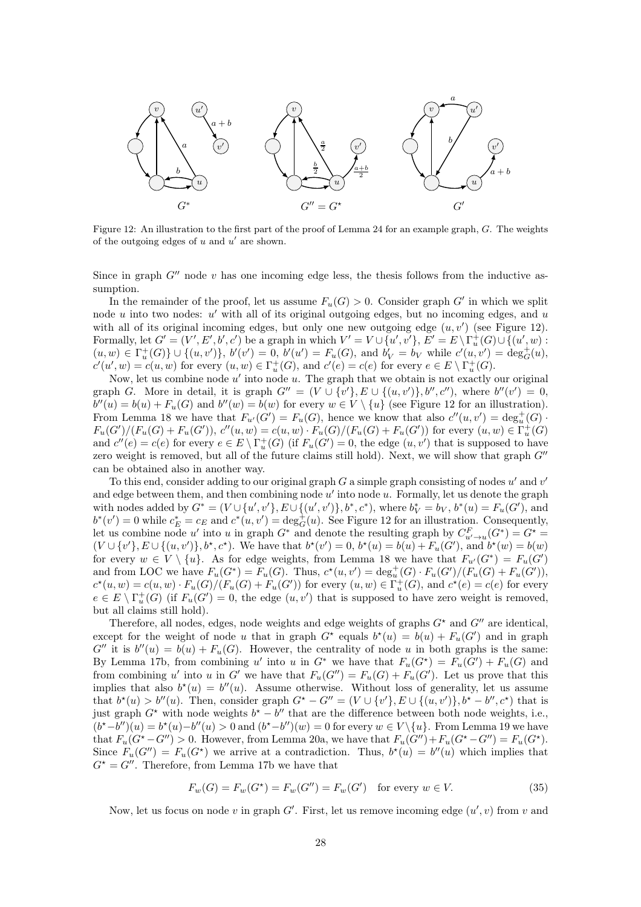Figure 12: An illustration to the first part of the proof of Lemma 24 for an example graph, $G$. The weights of the outgoing edges of $u$ and $u'$ are shown.

Since in graph $G''$ node $v$ has one incoming edge less, the thesis follows from the inductive assumption.

In the remainder of the proof, let us assume $F_u(G) > 0$. Consider graph $G'$ in which we split node $u$ into two nodes: $u'$ with all of its original outgoing edges, but no incoming edges, and $u$ with all of its original incoming edges, but only one new outgoing edge $(u, v')$ (see Figure 12). Formally, let $G' = (V', E', b', c')$ be a graph in which $V' = V \cup \{u', v'\}$, $E' = E \setminus \Gamma^+_u(G) \cup \{(u', w) : (u, w) \in \Gamma^+_u(G)\} \cup \{(u, v')\}$, $b'(v') = 0$, $b'(u') = F_u(G)$, and $b'_V = b_V$ while $c'(u, v') = \deg^+_G(u)$, $c'(u', w) = c(u, w)$ for every $(u, w) \in \Gamma^+_u(G)$, and $c'(e) = c(e)$ for every $e \in E \setminus \Gamma^+_u(G)$.

Now, let us combine node $u'$ into node $u$. The graph that we obtain is not exactly our original graph $G$. More in detail, it is graph $G'' = (V \cup \{v'\}, E \cup \{(u, v')\}, b'', c'')$, where $b''(v') = 0$, $b''(u) = b(u) + F_u(G)$ and $b''(w) = b(w)$ for every $w \in V \setminus \{u\}$ (see Figure 12 for an illustration). From Lemma 18 we have that $F_{u'}(G') = F_u(G)$, hence we know that also $c''(u, v') = \deg^+_u(G) \cdot F_u(G')/(F_u(G) + F_u(G'))$, $c''(u, w) = c(u, w) \cdot F_u(G)/(F_u(G) + F_u(G'))$ for every $(u, w) \in \Gamma^+_u(G)$ and $c''(e) = c(e)$ for every $e \in E \setminus \Gamma^+_u(G)$ (if $F_u(G') = 0$, the edge $(u, v')$ that is supposed to have zero weight is removed, but all of the future claims still hold). Next, we will show that graph $G''$ can be obtained also in another way.

To this end, consider adding to our original graph $G$ a simple graph consisting of nodes $u'$ and $v'$ and edge between them, and then combining node $u'$ into node $u$. Formally, let us denote the graph with nodes added by $G^* = (V \cup \{u', v'\}, E \cup \{(u', v')\}, b^*, c^*)$, where $b^*_V = b_V$, $b^*(u) = F_u(G')$, and $b^*(v') = 0$ while $c^*_E = c_E$ and $c^*(u, v') = \deg^+_G(u)$. See Figure 12 for an illustration. Consequently, let us combine node $u'$ into $u$ in graph $G^*$ and denote the resulting graph by $C^F_{u' \to u}(G^*) = G^\star = (V \cup \{v'\}, E \cup \{(u, v')\}, b^\star, c^\star)$. We have that $b^\star(v') = 0$, $b^\star(u) = b(u) + F_u(G')$, and $b^\star(w) = b(w)$ for every $w \in V \setminus \{u\}$. As for edge weights, from Lemma 18 we have that $F_{u'}(G^*) = F_u(G')$ and from LOC we have $F_u(G^*) = F_u(G)$. Thus, $c^\star(u, v') = \deg^+_u(G) \cdot F_u(G')/(F_u(G) + F_u(G'))$, $c^\star(u, w) = c(u, w) \cdot F_u(G)/(F_u(G) + F_u(G'))$ for every $(u, w) \in \Gamma^+_u(G)$, and $c^\star(e) = c(e)$ for every $e \in E \setminus \Gamma^+_u(G)$ (if $F_u(G') = 0$, the edge $(u, v')$ that is supposed to have zero weight is removed, but all claims still hold).

Therefore, all nodes, edges, node weights and edge weights of graphs $G^\star$ and $G''$ are identical, except for the weight of node $u$ that in graph $G^\star$ equals $b^\star(u) = b(u) + F_u(G')$ and in graph $G''$ it is $b''(u) = b(u) + F_u(G)$. However, the centrality of node $u$ in both graphs is the same: By Lemma 17b, from combining $u'$ into $u$ in $G^*$ we have that $F_u(G^\star) = F_u(G') + F_u(G)$ and from combining $u'$ into $u$ in $G'$ we have that $F_u(G'') = F_u(G) + F_u(G')$. Let us prove that this implies that also $b^\star(u) = b''(u)$. Assume otherwise. Without loss of generality, let us assume that $b^\star(u) > b''(u)$. Then, consider graph $G^\star - G'' = (V \cup \{v'\}, E \cup \{(u, v')\}, b^\star - b'', c^\star)$ that is just graph $G^\star$ with node weights $b^\star - b''$ that are the difference between both node weights, i.e., $(b^\star - b'')(u) = b^\star(u) - b''(u) > 0$ and $(b^\star - b'')(w) = 0$ for every $w \in V \setminus \{u\}$. From Lemma 19 we have that $F_u(G^\star - G'') > 0$. However, from Lemma 20a, we have that $F_u(G'') + F_u(G^\star - G'') = F_u(G^\star)$. Since $F_u(G'') = F_u(G^\star)$ we arrive at a contradiction. Thus, $b^\star(u) = b''(u)$ which implies that $G^\star = G''$. Therefore, from Lemma 17b we have that

$$F_w(G) = F_w(G^\star) = F_w(G'') = F_w(G') \quad \text{for every } w \in V. \tag{35}$$

Now, let us focus on node $v$ in graph $G'$. First, let us remove incoming edge $(u', v)$ from $v$ and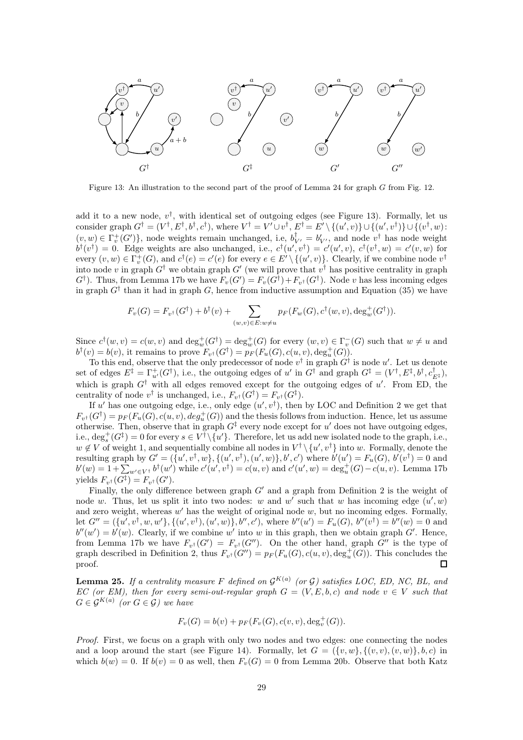Figure 13: An illustration to the second part of the proof of Lemma 24 for graph $G$ from Fig. 12.

add it to a new node, $v^\dagger$, with identical set of outgoing edges (see Figure 13). Formally, let us consider graph $G^\dagger = (V^\dagger, E^\dagger, b^\dagger, c^\dagger)$, where $V^\dagger = V' \cup v^\dagger$, $E^\dagger = E' \setminus \{(u',v)\} \cup \{(u',v^\dagger)\} \cup \{(v^\dagger, w) \colon (v,w) \in \Gamma^+_v(G')\}$, node weights remain unchanged, i.e, $b^\dagger_{V'} = b'_{V'}$, and node $v^\dagger$ has node weight $b^\dagger(v^\dagger) = 0$. Edge weights are also unchanged, i.e., $c^\dagger(u',v^\dagger) = c'(u',v)$, $c^\dagger(v^\dagger, w) = c'(v,w)$ for every $(v,w) \in \Gamma^+_v(G)$, and $c^\dagger(e) = c'(e)$ for every $e \in E' \setminus \{(u',v)\}$. Clearly, if we combine node $v^\dagger$ into node $v$ in graph $G^\dagger$ we obtain graph $G'$ (we will prove that $v^\dagger$ has positive centrality in graph $G^\dagger$). Thus, from Lemma 17b we have $F_v(G') = F_v(G^\dagger) + F_{v^\dagger}(G^\dagger)$. Node $v$ has less incoming edges in graph $G^\dagger$ than it had in graph $G$, hence from inductive assumption and Equation (35) we have

$$F_v(G) = F_{v^\dagger}(G^\dagger) + b^\dagger(v) + \sum_{(w,v) \in E : w \neq u} p_F(F_w(G), c^\dagger(w,v), \deg^+_w(G^\dagger)).$$

Since $c^\dagger(w,v) = c(w,v)$ and $\deg^+_w(G^\dagger) = \deg^+_w(G)$ for every $(w,v) \in \Gamma^-_v(G)$ such that $w \neq u$ and $b^\dagger(v) = b(v)$, it remains to prove $F_{v^\dagger}(G^\dagger) = p_F(F_u(G), c(u,v), \deg^+_u(G))$.

To this end, observe that the only predecessor of node $v^\dagger$ in graph $G^\dagger$ is node $u'$. Let us denote set of edges $E^\ddagger = \Gamma^+_{u'}(G^\dagger)$, i.e., the outgoing edges of $u'$ in $G^\dagger$ and graph $G^\ddagger = (V^\dagger, E^\ddagger, b^\dagger, c^\dagger_{E^\ddagger})$, which is graph $G^\dagger$ with all edges removed except for the outgoing edges of $u'$. From ED, the centrality of node $v^\dagger$ is unchanged, i.e., $F_{v^\dagger}(G^\dagger) = F_{v^\dagger}(G^\ddagger)$.

If $u'$ has one outgoing edge, i.e., only edge $(u', v^\dagger)$, then by LOC and Definition 2 we get that $F_{v^\dagger}(G^\dagger) = p_F(F_u(G), c(u,v), deg^+_u(G))$ and the thesis follows from induction. Hence, let us assume otherwise. Then, observe that in graph $G^\ddagger$ every node except for $u'$ does not have outgoing edges, i.e., $\deg^+_s(G^\ddagger) = 0$ for every $s \in V^\dagger \setminus \{u'\}$. Therefore, let us add new isolated node to the graph, i.e., $w \notin V$ of weight 1, and sequentially combine all nodes in $V^\dagger \setminus \{u', v^\dagger\}$ into $w$. Formally, denote the resulting graph by $G' = (\{u', v^\dagger, w\}, \{(u', v^\dagger), (u', w)\}, b', c')$ where $b'(u') = F_u(G)$, $b'(v^\dagger) = 0$ and $b'(w) = 1 + \sum_{w' \in V^\dagger} b^\dagger(w')$ while $c'(u', v^\dagger) = c(u,v)$ and $c'(u', w) = \deg^+_u(G) - c(u,v)$. Lemma 17b yields $F_{v^\dagger}(G^\ddagger) = F_{v^\dagger}(G')$.

Finally, the only difference between graph $G'$ and a graph from Definition 2 is the weight of node $w$. Thus, let us split it into two nodes: $w$ and $w'$ such that $w$ has incoming edge $(u', w)$ and zero weight, whereas $w'$ has the weight of original node $w$, but no incoming edges. Formally, let $G'' = (\{u', v^\dagger, w, w'\}, \{(u', v^\dagger), (u', w)\}, b'', c')$, where $b''(u') = F_u(G)$, $b''(v^\dagger) = b''(w) = 0$ and $b''(w') = b'(w)$. Clearly, if we combine $w'$ into $w$ in this graph, then we obtain graph $G'$. Hence, from Lemma 17b we have $F_{v^\dagger}(G') = F_{v^\dagger}(G'')$. On the other hand, graph $G''$ is the type of graph described in Definition 2, thus $F_{v^\dagger}(G'') = p_F(F_u(G), c(u,v), \deg^+_u(G))$. This concludes the proof. □

**Lemma 25.** *If a centrality measure $F$ defined on $\mathcal{G}^{K(a)}$ (or $\mathcal{G}$) satisfies LOC, ED, NC, BL, and EC (or EM), then for every semi-out-regular graph $G = (V, E, b, c)$ and node $v \in V$ such that $G \in \mathcal{G}^{K(a)}$ (or $G \in \mathcal{G}$) we have*

$$F_v(G) = b(v) + p_F(F_v(G), c(v,v), \deg^+_v(G)).$$

*Proof.* First, we focus on a graph with only two nodes and two edges: one connecting the nodes and a loop around the start (see Figure 14). Formally, let $G = (\{v, w\}, \{(v,v), (v,w)\}, b, c)$ in which $b(w) = 0$. If $b(v) = 0$ as well, then $F_v(G) = 0$ from Lemma 20b. Observe that both Katz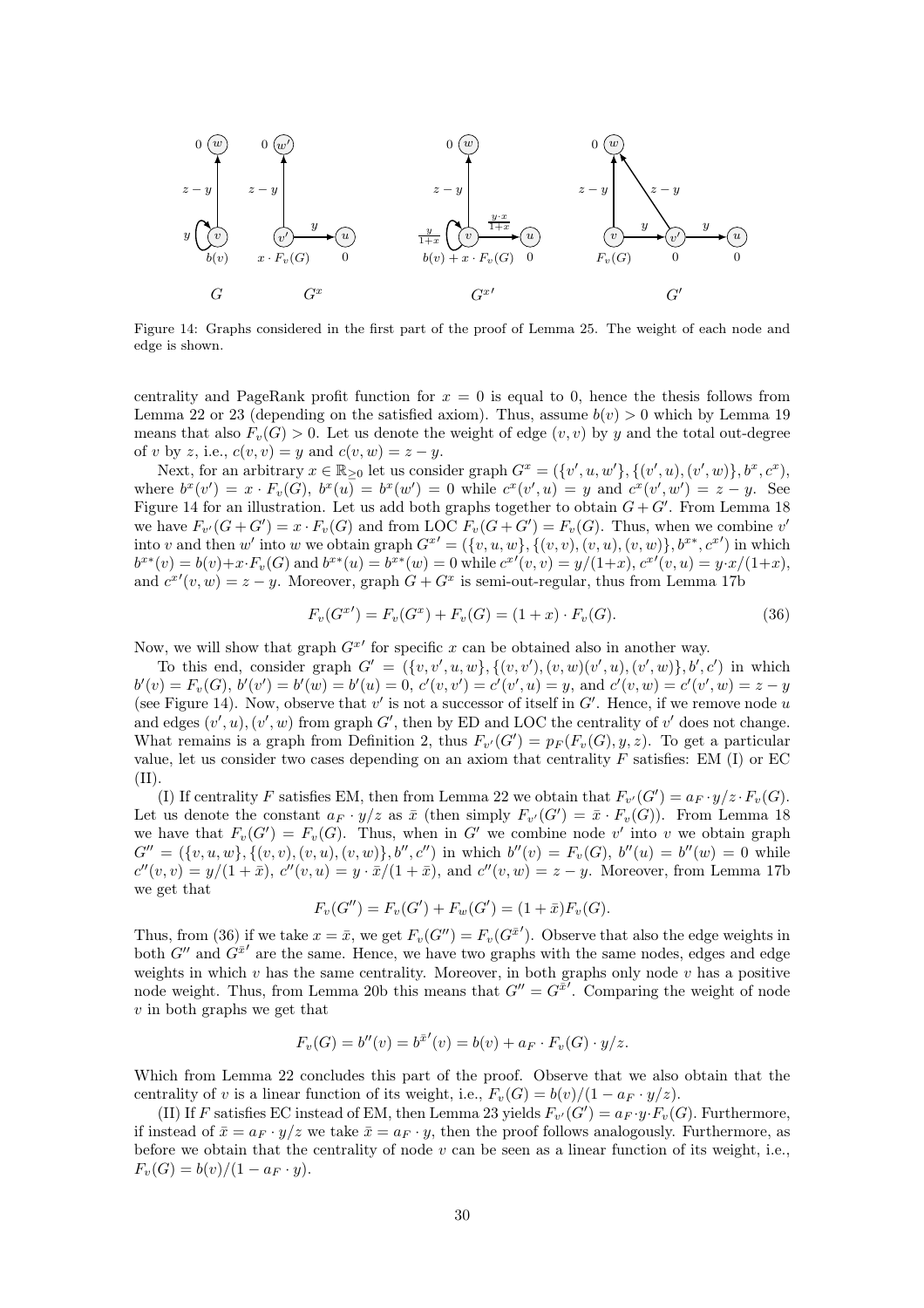Figure 14: Graphs considered in the first part of the proof of Lemma 25. The weight of each node and edge is shown.

centrality and PageRank profit function for $x = 0$ is equal to 0, hence the thesis follows from Lemma 22 or 23 (depending on the satisfied axiom). Thus, assume $b(v) > 0$ which by Lemma 19 means that also $F_v(G) > 0$. Let us denote the weight of edge $(v, v)$ by $y$ and the total out-degree of $v$ by $z$, i.e., $c(v, v) = y$ and $c(v, w) = z - y$.

Next, for an arbitrary $x \in \mathbb{R}_{\geq 0}$ let us consider graph $G^x = (\{v', u, w'\}, \{(v', u), (v', w)\}, b^x, c^x)$, where $b^x(v') = x \cdot F_v(G)$, $b^x(u) = b^x(w') = 0$ while $c^x(v', u) = y$ and $c^x(v', w') = z - y$. See Figure 14 for an illustration. Let us add both graphs together to obtain $G + G'$. From Lemma 18 we have $F_{v'}(G + G') = x \cdot F_v(G)$ and from LOC $F_v(G + G') = F_v(G)$. Thus, when we combine $v'$ into $v$ and then $w'$ into $w$ we obtain graph $G^{x\prime} = (\{v, u, w\}, \{(v, v), (v, u), (v, w)\}, b^{x*}, c^{x\prime})$ in which $b^{x*}(v) = b(v) + x \cdot F_v(G)$ and $b^{x*}(u) = b^{x*}(w) = 0$ while $c^{x\prime}(v, v) = y/(1+x)$, $c^{x\prime}(v, u) = y \cdot x/(1+x)$, and $c^{x\prime}(v, w) = z - y$. Moreover, graph $G + G^x$ is semi-out-regular, thus from Lemma 17b

$$F_v(G^{x\prime}) = F_v(G^x) + F_v(G) = (1 + x) \cdot F_v(G). \tag{36}$$

Now, we will show that graph $G^{x\prime}$ for specific $x$ can be obtained also in another way.

To this end, consider graph $G' = (\{v, v', u, w\}, \{(v, v'), (v, w)(v', u), (v', w)\}, b', c')$ in which $b'(v) = F_v(G)$, $b'(v') = b'(w) = b'(u) = 0$, $c'(v, v') = c'(v', u) = y$, and $c'(v, w) = c'(v', w) = z - y$ (see Figure 14). Now, observe that $v'$ is not a successor of itself in $G'$. Hence, if we remove node $u$ and edges $(v', u), (v', w)$ from graph $G'$, then by ED and LOC the centrality of $v'$ does not change. What remains is a graph from Definition 2, thus $F_{v'}(G') = p_F(F_v(G), y, z)$. To get a particular value, let us consider two cases depending on an axiom that centrality $F$ satisfies: EM (I) or EC (II).

(I) If centrality $F$ satisfies EM, then from Lemma 22 we obtain that $F_{v'}(G') = a_F \cdot y/z \cdot F_v(G)$. Let us denote the constant $a_F \cdot y/z$ as $\bar{x}$ (then simply $F_{v'}(G') = \bar{x} \cdot F_v(G)$). From Lemma 18 we have that $F_v(G') = F_v(G)$. Thus, when in $G'$ we combine node $v'$ into $v$ we obtain graph $G'' = (\{v, u, w\}, \{(v, v), (v, u), (v, w)\}, b'', c'')$ in which $b''(v) = F_v(G)$, $b''(u) = b''(w) = 0$ while $c''(v, v) = y/(1 + \bar{x})$, $c''(v, u) = y \cdot \bar{x}/(1 + \bar{x})$, and $c''(v, w) = z - y$. Moreover, from Lemma 17b we get that

$$F_v(G'') = F_v(G') + F_w(G') = (1 + \bar{x}) F_v(G).$$

Thus, from (36) if we take $x = \bar{x}$, we get $F_v(G'') = F_v(G^{\bar{x}\prime})$. Observe that also the edge weights in both $G''$ and $G^{\bar{x}\prime}$ are the same. Hence, we have two graphs with the same nodes, edges and edge weights in which $v$ has the same centrality. Moreover, in both graphs only node $v$ has a positive node weight. Thus, from Lemma 20b this means that $G'' = G^{\bar{x}\prime}$. Comparing the weight of node $v$ in both graphs we get that

$$F_v(G) = b''(v) = b^{\bar{x}\prime}(v) = b(v) + a_F \cdot F_v(G) \cdot y/z.$$

Which from Lemma 22 concludes this part of the proof. Observe that we also obtain that the centrality of $v$ is a linear function of its weight, i.e., $F_v(G) = b(v)/(1 - a_F \cdot y/z)$.

(II) If $F$ satisfies EC instead of EM, then Lemma 23 yields $F_{v'}(G') = a_F \cdot y \cdot F_v(G)$. Furthermore, if instead of $\bar{x} = a_F \cdot y/z$ we take $\bar{x} = a_F \cdot y$, then the proof follows analogously. Furthermore, as before we obtain that the centrality of node $v$ can be seen as a linear function of its weight, i.e., $F_v(G) = b(v)/(1 - a_F \cdot y)$.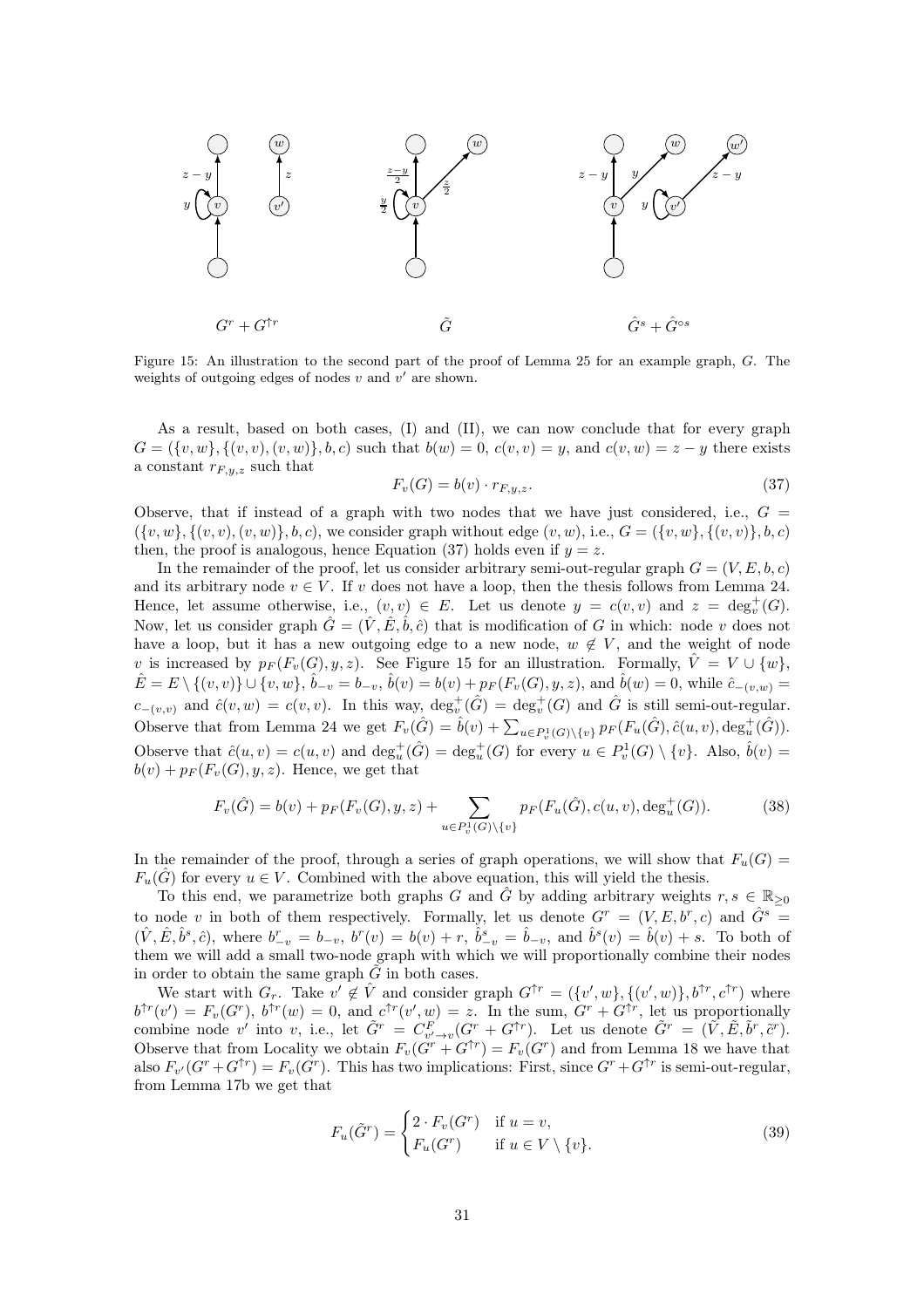Figure 15: An illustration to the second part of the proof of Lemma 25 for an example graph, $G$. The weights of outgoing edges of nodes $v$ and $v'$ are shown.

As a result, based on both cases, (I) and (II), we can now conclude that for every graph $G = (\{v, w\}, \{(v, v), (v, w)\}, b, c)$ such that $b(w) = 0$, $c(v, v) = y$, and $c(v, w) = z - y$ there exists a constant $r_{F,y,z}$ such that

$$F_v(G) = b(v) \cdot r_{F,y,z}. \tag{37}$$

Observe, that if instead of a graph with two nodes that we have just considered, i.e., $G = (\{v, w\}, \{(v, v), (v, w)\}, b, c)$, we consider graph without edge $(v, w)$, i.e., $G = (\{v, w\}, \{(v, v)\}, b, c)$ then, the proof is analogous, hence Equation (37) holds even if $y = z$.

In the remainder of the proof, let us consider arbitrary semi-out-regular graph $G = (V, E, b, c)$ and its arbitrary node $v \in V$. If $v$ does not have a loop, then the thesis follows from Lemma 24. Hence, let assume otherwise, i.e., $(v, v) \in E$. Let us denote $y = c(v, v)$ and $z = \deg^+_v(G)$. Now, let us consider graph $\hat{G} = (\hat{V}, \hat{E}, \hat{b}, \hat{c})$ that is modification of $G$ in which: node $v$ does not have a loop, but it has a new outgoing edge to a new node, $w \notin V$, and the weight of node $v$ is increased by $p_F(F_v(G), y, z)$. See Figure 15 for an illustration. Formally, $\hat{V} = V \cup \{w\}$, $\hat{E} = E \setminus \{(v, v)\} \cup \{v, w\}$, $\hat{b}_{-v} = b_{-v}$, $\hat{b}(v) = b(v) + p_F(F_v(G), y, z)$, and $\hat{b}(w) = 0$, while $\hat{c}_{-(v,w)} = c_{-(v,v)}$ and $\hat{c}(v, w) = c(v, v)$. In this way, $\deg^+_v(\hat{G}) = \deg^+_v(G)$ and $\hat{G}$ is still semi-out-regular. Observe that from Lemma 24 we get $F_v(\hat{G}) = \hat{b}(v) + \sum_{u \in P^1_v(G) \setminus \{v\}} p_F(F_u(\hat{G}), \hat{c}(u, v), \deg^+_u(\hat{G}))$. Observe that $\hat{c}(u, v) = c(u, v)$ and $\deg^+_u(\hat{G}) = \deg^+_u(G)$ for every $u \in P^1_v(G) \setminus \{v\}$. Also, $\hat{b}(v) = b(v) + p_F(F_v(G), y, z)$. Hence, we get that

$$F_v(\hat{G}) = b(v) + p_F(F_v(G), y, z) + \sum_{u \in P^1_v(G) \setminus \{v\}} p_F(F_u(\hat{G}), c(u, v), \deg^+_u(G)). \tag{38}$$

In the remainder of the proof, through a series of graph operations, we will show that $F_u(G) = F_u(\hat{G})$ for every $u \in V$. Combined with the above equation, this will yield the thesis.

To this end, we parametrize both graphs $G$ and $\hat{G}$ by adding arbitrary weights $r, s \in \mathbb{R}_{\geq 0}$ to node $v$ in both of them respectively. Formally, let us denote $G^r = (V, E, b^r, c)$ and $\hat{G}^s = (\hat{V}, \hat{E}, \hat{b}^s, \hat{c})$, where $b^r_{-v} = b_{-v}$, $b^r(v) = b(v) + r$, $\hat{b}^s_{-v} = \hat{b}_{-v}$, and $\hat{b}^s(v) = \hat{b}(v) + s$. To both of them we will add a small two-node graph with which we will proportionally combine their nodes in order to obtain the same graph $\tilde{G}$ in both cases.

We start with $G_r$. Take $v' \notin \hat{V}$ and consider graph $G^{\uparrow r} = (\{v', w\}, \{(v', w)\}, b^{\uparrow r}, c^{\uparrow r})$ where $b^{\uparrow r}(v') = F_v(G^r)$, $b^{\uparrow r}(w) = 0$, and $c^{\uparrow r}(v', w) = z$. In the sum, $G^r + G^{\uparrow r}$, let us proportionally combine node $v'$ into $v$, i.e., let $\tilde{G}^r = C^F_{v' \to v}(G^r + G^{\uparrow r})$. Let us denote $\tilde{G}^r = (\tilde{V}, \tilde{E}, \tilde{b}^r, \tilde{c}^r)$. Observe that from Locality we obtain $F_v(G^r + G^{\uparrow r}) = F_v(G^r)$ and from Lemma 18 we have that also $F_{v'}(G^r + G^{\uparrow r}) = F_v(G^r)$. This has two implications: First, since $G^r + G^{\uparrow r}$ is semi-out-regular, from Lemma 17b we get that

$$F_u(\tilde{G}^r) = \begin{cases} 2 \cdot F_v(G^r) & \text{if } u = v, \\ F_u(G^r) & \text{if } u \in V \setminus \{v\}. \end{cases} \tag{39}$$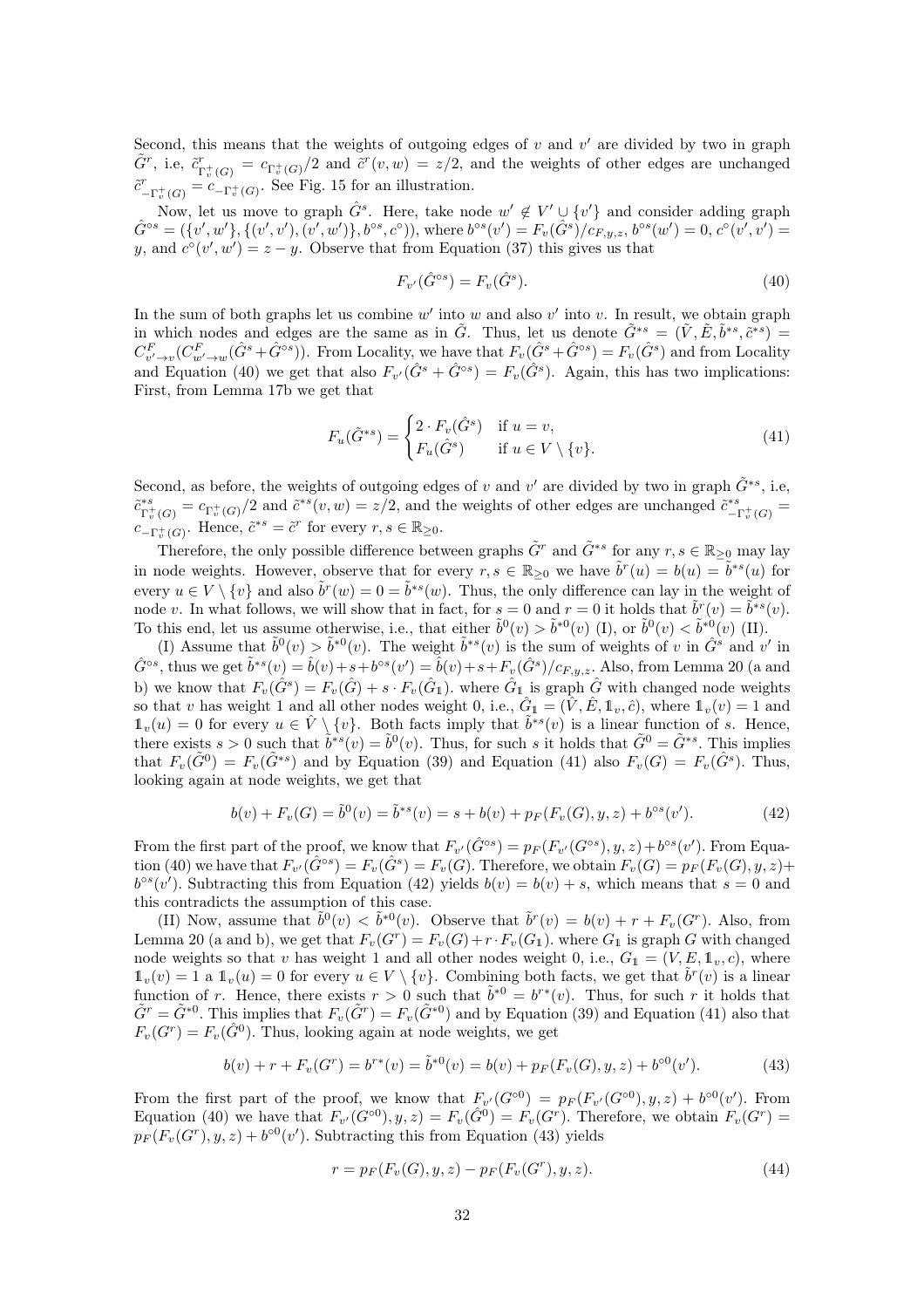Second, this means that the weights of outgoing edges of $v$ and $v'$ are divided by two in graph $\tilde{G}^r$, i.e, $\tilde{c}^r_{\Gamma^+_v(G)} = c_{\Gamma^+_v(G)}/2$ and $\tilde{c}^r(v,w) = z/2$, and the weights of other edges are unchanged $\tilde{c}^r_{-\Gamma^+_v(G)} = c_{-\Gamma^+_v(G)}$. See Fig. 15 for an illustration.

Now, let us move to graph $\hat{G}^s$. Here, take node $w' \notin V' \cup \{v'\}$ and consider adding graph $\hat{G}^{\circ s} = (\{v', w'\}, \{(v', v'), (v', w')\}, b^{\circ s}, c^{\circ}))$, where $b^{\circ s}(v') = F_v(\hat{G}^s)/c_{F,y,z}$, $b^{\circ s}(w') = 0$, $c^{\circ}(v', v') = y$, and $c^{\circ}(v', w') = z - y$. Observe that from Equation (37) this gives us that

$$F_{v'}(\hat{G}^{\circ s}) = F_v(\hat{G}^s). \tag{40}$$

In the sum of both graphs let us combine $w'$ into $w$ and also $v'$ into $v$. In result, we obtain graph in which nodes and edges are the same as in $\tilde{G}$. Thus, let us denote $\tilde{G}^{*s} = (\tilde{V}, \tilde{E}, \tilde{b}^{*s}, \tilde{c}^{*s}) = C^F_{v' \to v}(C^F_{w' \to w}(\hat{G}^s + \hat{G}^{\circ s}))$. From Locality, we have that $F_v(\hat{G}^s + \hat{G}^{\circ s}) = F_v(\hat{G}^s)$ and from Locality and Equation (40) we get that also $F_{v'}(\hat{G}^s + \hat{G}^{\circ s}) = F_v(\hat{G}^s)$. Again, this has two implications: First, from Lemma 17b we get that

$$F_u(\tilde{G}^{*s}) = \begin{cases} 2 \cdot F_v(\hat{G}^s) & \text{if } u = v, \\ F_u(\hat{G}^s) & \text{if } u \in V \setminus \{v\}. \end{cases} \tag{41}$$

Second, as before, the weights of outgoing edges of $v$ and $v'$ are divided by two in graph $\tilde{G}^{*s}$, i.e, $\tilde{c}^{*s}_{\Gamma^+_v(G)} = c_{\Gamma^+_v(G)}/2$ and $\tilde{c}^{*s}(v,w) = z/2$, and the weights of other edges are unchanged $\tilde{c}^{*s}_{-\Gamma^+_v(G)} = c_{-\Gamma^+_v(G)}$. Hence, $\tilde{c}^{*s} = \tilde{c}^r$ for every $r, s \in \mathbb{R}_{\geq 0}$.

Therefore, the only possible difference between graphs $\tilde{G}^r$ and $\tilde{G}^{*s}$ for any $r, s \in \mathbb{R}_{\geq 0}$ may lay in node weights. However, observe that for every $r, s \in \mathbb{R}_{\geq 0}$ we have $\tilde{b}^r(u) = b(u) = \tilde{b}^{*s}(u)$ for every $u \in V \setminus \{v\}$ and also $\tilde{b}^r(w) = 0 = \tilde{b}^{*s}(w)$. Thus, the only difference can lay in the weight of node $v$. In what follows, we will show that in fact, for $s = 0$ and $r = 0$ it holds that $\tilde{b}^r(v) = \tilde{b}^{*s}(v)$. To this end, let us assume otherwise, i.e., that either $\tilde{b}^0(v) > \tilde{b}^{*0}(v)$ (I), or $\tilde{b}^0(v) < \tilde{b}^{*0}(v)$ (II).

(I) Assume that $\tilde{b}^0(v) > \tilde{b}^{*0}(v)$. The weight $\tilde{b}^{*s}(v)$ is the sum of weights of $v$ in $\hat{G}^s$ and $v'$ in $\hat{G}^{\circ s}$, thus we get $\tilde{b}^{*s}(v) = \hat{b}(v) + s + b^{\circ s}(v') = \hat{b}(v) + s + F_v(\hat{G}^s)/c_{F,y,z}$. Also, from Lemma 20 (a and b) we know that $F_v(\hat{G}^s) = F_v(\hat{G}) + s \cdot F_v(\hat{G}_{\mathbb{1}})$. where $\hat{G}_{\mathbb{1}}$ is graph $\hat{G}$ with changed node weights so that $v$ has weight 1 and all other nodes weight 0, i.e., $\hat{G}_{\mathbb{1}} = (\hat{V}, \hat{E}, \mathbb{1}_v, \hat{c})$, where $\mathbb{1}_v(v) = 1$ and $\mathbb{1}_v(u) = 0$ for every $u \in \hat{V} \setminus \{v\}$. Both facts imply that $\tilde{b}^{*s}(v)$ is a linear function of $s$. Hence, there exists $s > 0$ such that $\tilde{b}^{*s}(v) = \tilde{b}^0(v)$. Thus, for such $s$ it holds that $\tilde{G}^0 = \tilde{G}^{*s}$. This implies that $F_v(\tilde{G}^0) = F_v(\tilde{G}^{*s})$ and by Equation (39) and Equation (41) also $F_v(G) = F_v(\hat{G}^s)$. Thus, looking again at node weights, we get that

$$b(v) + F_v(G) = \tilde{b}^0(v) = \tilde{b}^{*s}(v) = s + b(v) + p_F(F_v(G), y, z) + b^{\circ s}(v'). \tag{42}$$

From the first part of the proof, we know that $F_{v'}(\hat{G}^{\circ s}) = p_F(F_{v'}(G^{\circ s}), y, z) + b^{\circ s}(v')$. From Equation (40) we have that $F_{v'}(\hat{G}^{\circ s}) = F_v(\hat{G}^s) = F_v(G)$. Therefore, we obtain $F_v(G) = p_F(F_v(G), y, z) + b^{\circ s}(v')$. Subtracting this from Equation (42) yields $b(v) = b(v) + s$, which means that $s = 0$ and this contradicts the assumption of this case.

(II) Now, assume that $\tilde{b}^0(v) < \tilde{b}^{*0}(v)$. Observe that $\tilde{b}^r(v) = b(v) + r + F_v(G^r)$. Also, from Lemma 20 (a and b), we get that $F_v(G^r) = F_v(G) + r \cdot F_v(G_{\mathbb{1}})$. where $G_{\mathbb{1}}$ is graph $G$ with changed node weights so that $v$ has weight 1 and all other nodes weight 0, i.e., $G_{\mathbb{1}} = (V, E, \mathbb{1}_v, c)$, where $\mathbb{1}_v(v) = 1$ a $\mathbb{1}_v(u) = 0$ for every $u \in V \setminus \{v\}$. Combining both facts, we get that $\tilde{b}^r(v)$ is a linear function of $r$. Hence, there exists $r > 0$ such that $\tilde{b}^{*0} = b^{r*}(v)$. Thus, for such $r$ it holds that $\tilde{G}^r = \tilde{G}^{*0}$. This implies that $F_v(\tilde{G}^r) = F_v(\tilde{G}^{*0})$ and by Equation (39) and Equation (41) also $F_v(G^r) = F_v(\hat{G}^0)$. Thus, looking again at node weights, we get

$$b(v) + r + F_v(G^r) = b^{r*}(v) = \tilde{b}^{*0}(v) = b(v) + p_F(F_v(G), y, z) + b^{\circ 0}(v'). \tag{43}$$

From the first part of the proof, we know that $F_{v'}(G^{\circ 0}) = p_F(F_{v'}(G^{\circ 0}), y, z) + b^{\circ 0}(v')$. From Equation (40) we have that $F_{v'}(G^{\circ 0}), y, z) = F_v(\hat{G}^0) = F_v(G^r)$. Therefore, we obtain $F_v(G^r) = p_F(F_v(G^r), y, z) + b^{\circ 0}(v')$. Subtracting this from Equation (43) yields

$$r = p_F(F_v(G), y, z) - p_F(F_v(G^r), y, z). \tag{44}$$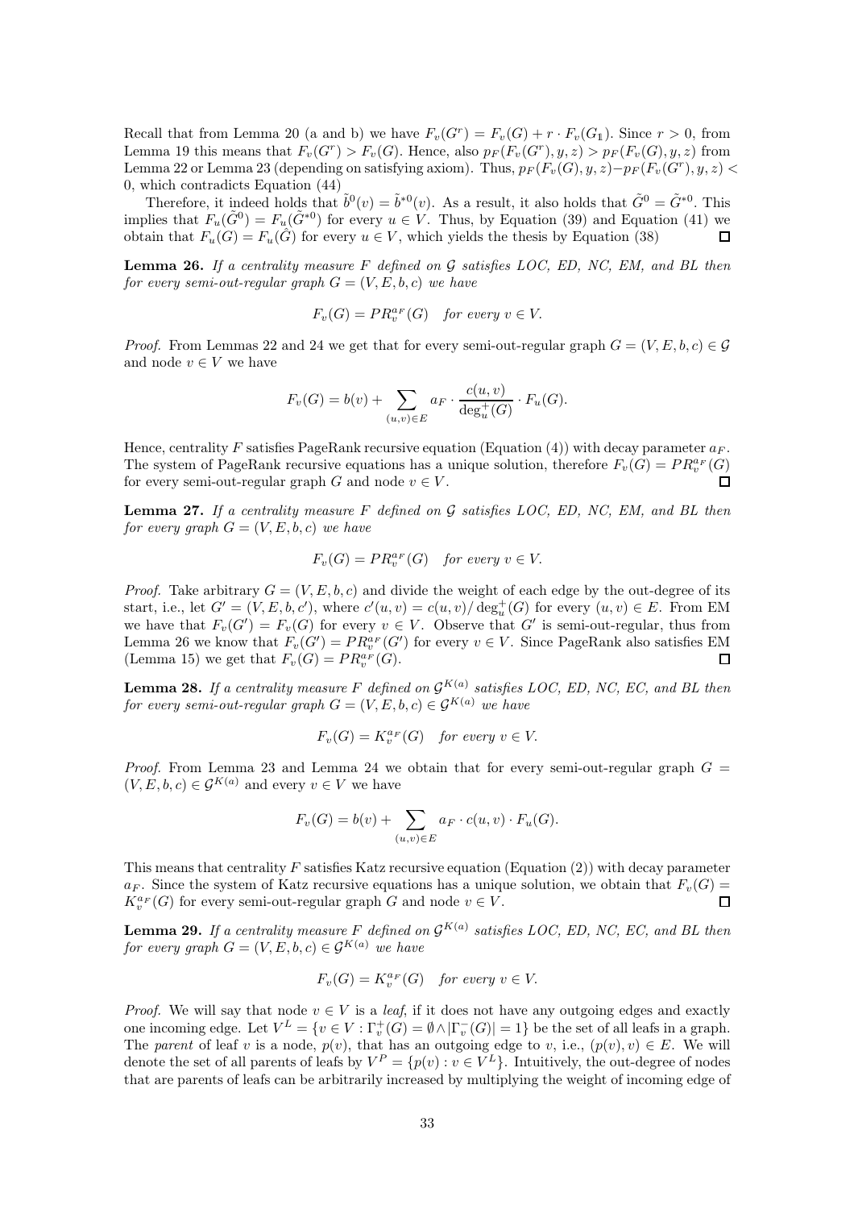Recall that from Lemma 20 (a and b) we have $F_v(G^r) = F_v(G) + r \cdot F_v(G_{\mathbb{1}})$. Since $r > 0$, from Lemma 19 this means that $F_v(G^r) > F_v(G)$. Hence, also $p_F(F_v(G^r), y, z) > p_F(F_v(G), y, z)$ from Lemma 22 or Lemma 23 (depending on satisfying axiom). Thus, $p_F(F_v(G), y, z) - p_F(F_v(G^r), y, z) < 0$, which contradicts Equation (44)

Therefore, it indeed holds that $\tilde{b}^0(v) = \tilde{b}^{*0}(v)$. As a result, it also holds that $\tilde{G}^0 = \tilde{G}^{*0}$. This implies that $F_u(\tilde{G}^0) = F_u(\tilde{G}^{*0})$ for every $u \in V$. Thus, by Equation (39) and Equation (41) we obtain that $F_u(G) = F_u(\hat{G})$ for every $u \in V$, which yields the thesis by Equation (38) $\square$

**Lemma 26.** *If a centrality measure $F$ defined on $\mathcal{G}$ satisfies LOC, ED, NC, EM, and BL then for every semi-out-regular graph $G = (V, E, b, c)$ we have*

$$F_v(G) = PR_v^{a_F}(G) \quad \text{for every } v \in V.$$

*Proof.* From Lemmas 22 and 24 we get that for every semi-out-regular graph $G = (V, E, b, c) \in \mathcal{G}$ and node $v \in V$ we have

$$F_v(G) = b(v) + \sum_{(u,v) \in E} a_F \cdot \frac{c(u,v)}{\deg_u^+(G)} \cdot F_u(G).$$

Hence, centrality $F$ satisfies PageRank recursive equation (Equation (4)) with decay parameter $a_F$. The system of PageRank recursive equations has a unique solution, therefore $F_v(G) = PR_v^{a_F}(G)$ for every semi-out-regular graph $G$ and node $v \in V$. $\square$

**Lemma 27.** *If a centrality measure $F$ defined on $\mathcal{G}$ satisfies LOC, ED, NC, EM, and BL then for every graph $G = (V, E, b, c)$ we have*

$$F_v(G) = PR_v^{a_F}(G) \quad \text{for every } v \in V.$$

*Proof.* Take arbitrary $G = (V, E, b, c)$ and divide the weight of each edge by the out-degree of its start, i.e., let $G' = (V, E, b, c')$, where $c'(u,v) = c(u,v)/\deg_u^+(G)$ for every $(u,v) \in E$. From EM we have that $F_v(G') = F_v(G)$ for every $v \in V$. Observe that $G'$ is semi-out-regular, thus from Lemma 26 we know that $F_v(G') = PR_v^{a_F}(G')$ for every $v \in V$. Since PageRank also satisfies EM (Lemma 15) we get that $F_v(G) = PR_v^{a_F}(G)$. $\square$

**Lemma 28.** *If a centrality measure $F$ defined on $\mathcal{G}^{K(a)}$ satisfies LOC, ED, NC, EC, and BL then for every semi-out-regular graph $G = (V, E, b, c) \in \mathcal{G}^{K(a)}$ we have*

$$F_v(G) = K_v^{a_F}(G) \quad \text{for every } v \in V.$$

*Proof.* From Lemma 23 and Lemma 24 we obtain that for every semi-out-regular graph $G = (V, E, b, c) \in \mathcal{G}^{K(a)}$ and every $v \in V$ we have

$$F_v(G) = b(v) + \sum_{(u,v) \in E} a_F \cdot c(u,v) \cdot F_u(G).$$

This means that centrality $F$ satisfies Katz recursive equation (Equation (2)) with decay parameter $a_F$. Since the system of Katz recursive equations has a unique solution, we obtain that $F_v(G) = K_v^{a_F}(G)$ for every semi-out-regular graph $G$ and node $v \in V$. $\square$

**Lemma 29.** *If a centrality measure $F$ defined on $\mathcal{G}^{K(a)}$ satisfies LOC, ED, NC, EC, and BL then for every graph $G = (V, E, b, c) \in \mathcal{G}^{K(a)}$ we have*

$$F_v(G) = K_v^{a_F}(G) \quad \text{for every } v \in V.$$

*Proof.* We will say that node $v \in V$ is a *leaf*, if it does not have any outgoing edges and exactly one incoming edge. Let $V^L = \{v \in V : \Gamma_v^+(G) = \emptyset \wedge |\Gamma_v^-(G)| = 1\}$ be the set of all leafs in a graph. The *parent* of leaf $v$ is a node, $p(v)$, that has an outgoing edge to $v$, i.e., $(p(v), v) \in E$. We will denote the set of all parents of leafs by $V^P = \{p(v) : v \in V^L\}$. Intuitively, the out-degree of nodes that are parents of leafs can be arbitrarily increased by multiplying the weight of incoming edge of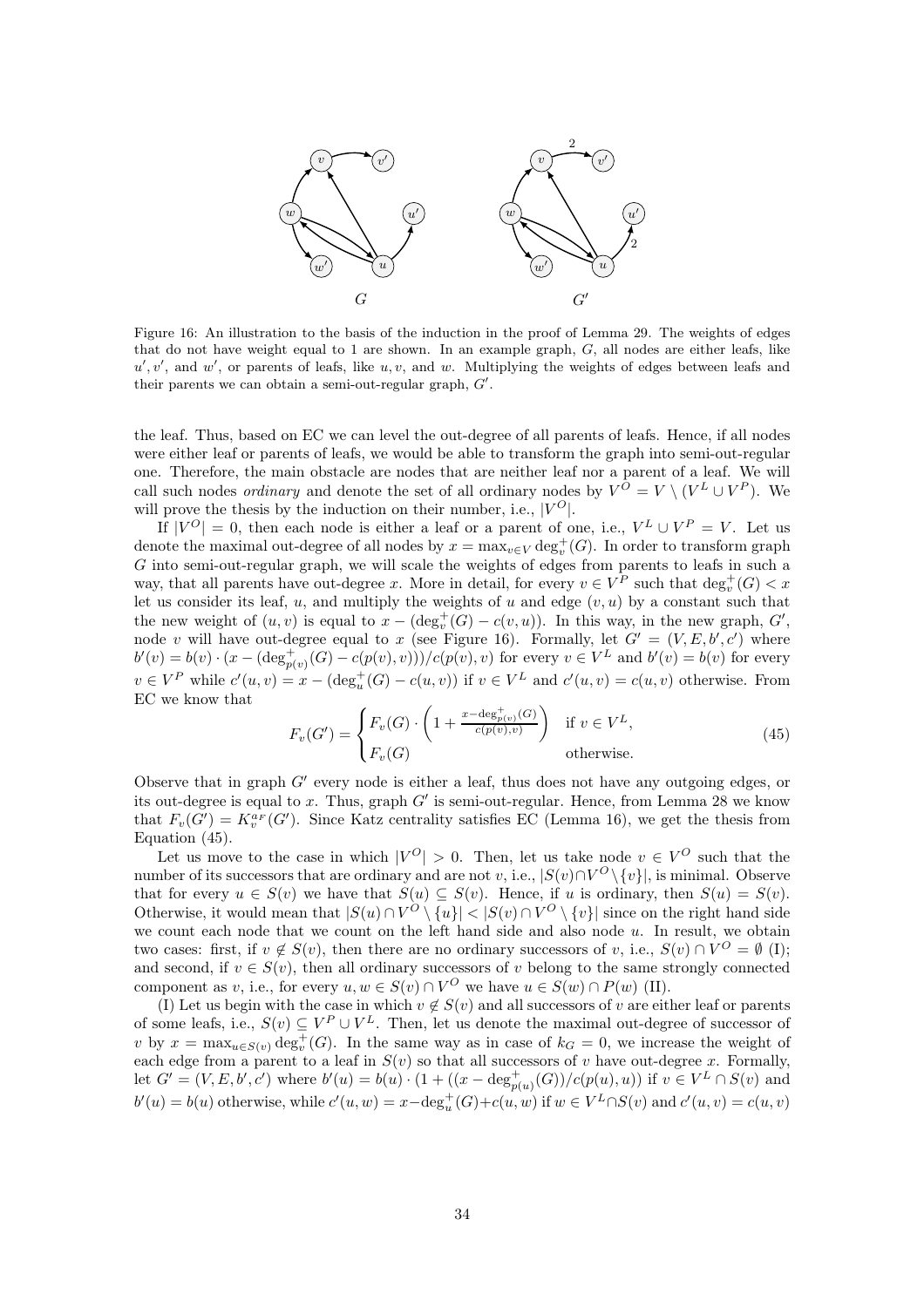Figure 16: An illustration to the basis of the induction in the proof of Lemma 29. The weights of edges that do not have weight equal to 1 are shown. In an example graph, $G$, all nodes are either leafs, like $u', v'$, and $w'$, or parents of leafs, like $u, v$, and $w$. Multiplying the weights of edges between leafs and their parents we can obtain a semi-out-regular graph, $G'$.

the leaf. Thus, based on EC we can level the out-degree of all parents of leafs. Hence, if all nodes were either leaf or parents of leafs, we would be able to transform the graph into semi-out-regular one. Therefore, the main obstacle are nodes that are neither leaf nor a parent of a leaf. We will call such nodes *ordinary* and denote the set of all ordinary nodes by $V^O = V \setminus (V^L \cup V^P)$. We will prove the thesis by the induction on their number, i.e., $|V^O|$.

If $|V^O| = 0$, then each node is either a leaf or a parent of one, i.e., $V^L \cup V^P = V$. Let us denote the maximal out-degree of all nodes by $x = \max_{v \in V} \deg^+_v(G)$. In order to transform graph $G$ into semi-out-regular graph, we will scale the weights of edges from parents to leafs in such a way, that all parents have out-degree $x$. More in detail, for every $v \in V^P$ such that $\deg^+_v(G) < x$ let us consider its leaf, $u$, and multiply the weights of $u$ and edge $(v, u)$ by a constant such that the new weight of $(u, v)$ is equal to $x - (\deg^+_v(G) - c(v, u))$. In this way, in the new graph, $G'$, node $v$ will have out-degree equal to $x$ (see Figure 16). Formally, let $G' = (V, E, b', c')$ where $b'(v) = b(v) \cdot (x - (\deg^+_{p(v)}(G) - c(p(v), v)))/c(p(v), v)$ for every $v \in V^L$ and $b'(v) = b(v)$ for every $v \in V^P$ while $c'(u, v) = x - (\deg^+_u(G) - c(u, v))$ if $v \in V^L$ and $c'(u, v) = c(u, v)$ otherwise. From EC we know that

$$F_v(G') = \begin{cases} F_v(G) \cdot \left(1 + \frac{x - \deg^+_{p(v)}(G)}{c(p(v), v)}\right) & \text{if } v \in V^L, \\ F_v(G) & \text{otherwise.} \end{cases} \tag{45}$$

Observe that in graph $G'$ every node is either a leaf, thus does not have any outgoing edges, or its out-degree is equal to $x$. Thus, graph $G'$ is semi-out-regular. Hence, from Lemma 28 we know that $F_v(G') = K^{a_F}_v(G')$. Since Katz centrality satisfies EC (Lemma 16), we get the thesis from Equation (45).

Let us move to the case in which $|V^O| > 0$. Then, let us take node $v \in V^O$ such that the number of its successors that are ordinary and are not $v$, i.e., $|S(v) \cap V^O \setminus \{v\}|$, is minimal. Observe that for every $u \in S(v)$ we have that $S(u) \subseteq S(v)$. Hence, if $u$ is ordinary, then $S(u) = S(v)$. Otherwise, it would mean that $|S(u) \cap V^O \setminus \{u\}| < |S(v) \cap V^O \setminus \{v\}|$ since on the right hand side we count each node that we count on the left hand side and also node $u$. In result, we obtain two cases: first, if $v \notin S(v)$, then there are no ordinary successors of $v$, i.e., $S(v) \cap V^O = \emptyset$ (I); and second, if $v \in S(v)$, then all ordinary successors of $v$ belong to the same strongly connected component as $v$, i.e., for every $u, w \in S(v) \cap V^O$ we have $u \in S(w) \cap P(w)$ (II).

(I) Let us begin with the case in which $v \notin S(v)$ and all successors of $v$ are either leaf or parents of some leafs, i.e., $S(v) \subseteq V^P \cup V^L$. Then, let us denote the maximal out-degree of successor of $v$ by $x = \max_{u \in S(v)} \deg^+_v(G)$. In the same way as in case of $k_G = 0$, we increase the weight of each edge from a parent to a leaf in $S(v)$ so that all successors of $v$ have out-degree $x$. Formally, let $G' = (V, E, b', c')$ where $b'(u) = b(u) \cdot (1 + ((x - \deg^+_{p(u)}(G))/c(p(u), u))$ if $v \in V^L \cap S(v)$ and $b'(u) = b(u)$ otherwise, while $c'(u, w) = x - \deg^+_u(G) + c(u, w)$ if $w \in V^L \cap S(v)$ and $c'(u, v) = c(u, v)$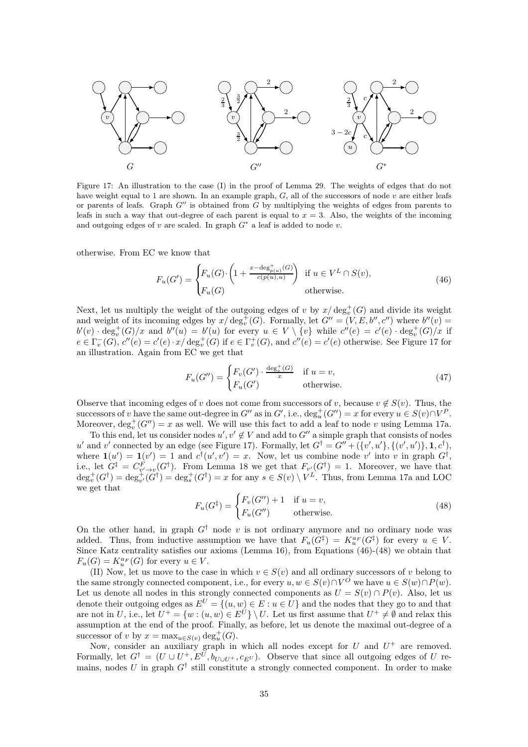Figure 17: An illustration to the case (I) in the proof of Lemma 29. The weights of edges that do not have weight equal to 1 are shown. In an example graph, $G$, all of the successors of node $v$ are either leafs or parents of leafs. Graph $G''$ is obtained from $G$ by multiplying the weights of edges from parents to leafs in such a way that out-degree of each parent is equal to $x = 3$. Also, the weights of the incoming and outgoing edges of $v$ are scaled. In graph $G^*$ a leaf is added to node $v$.

otherwise. From EC we know that

$$F_u(G') = \begin{cases} F_u(G) \cdot \left(1 + \frac{x - \deg^+_{p(u)}(G)}{c(p(u), u)}\right) & \text{if } u \in V^L \cap S(v), \\ F_u(G) & \text{otherwise.} \end{cases} \tag{46}$$

Next, let us multiply the weight of the outgoing edges of $v$ by $x/\deg^+_v(G)$ and divide its weight and weight of its incoming edges by $x/\deg^+_v(G)$. Formally, let $G'' = (V, E, b'', c'')$ where $b''(v) = b'(v) \cdot \deg^+_v(G)/x$ and $b''(u) = b'(u)$ for every $u \in V \setminus \{v\}$ while $c''(e) = c'(e) \cdot \deg^+_v(G)/x$ if $e \in \Gamma^-_v(G)$, $c''(e) = c'(e) \cdot x/\deg^+_v(G)$ if $e \in \Gamma^+_v(G)$, and $c''(e) = c'(e)$ otherwise. See Figure 17 for an illustration. Again from EC we get that

$$F_u(G'') = \begin{cases} F_v(G') \cdot \frac{\deg^+_v(G)}{x} & \text{if } u = v, \\ F_u(G') & \text{otherwise.} \end{cases} \tag{47}$$

Observe that incoming edges of $v$ does not come from successors of $v$, because $v \notin S(v)$. Thus, the successors of $v$ have the same out-degree in $G''$ as in $G'$, i.e., $\deg^+_u(G'') = x$ for every $u \in S(v) \cap V^P$. Moreover, $\deg^+_v(G'') = x$ as well. We will use this fact to add a leaf to node $v$ using Lemma 17a.

To this end, let us consider nodes $u', v' \notin V$ and add to $G''$ a simple graph that consists of nodes $u'$ and $v'$ connected by an edge (see Figure 17). Formally, let $G^\dagger = G'' + (\{v', u'\}, \{(v', u')\}, \mathbf{1}, c^\dagger)$, where $\mathbf{1}(u') = \mathbf{1}(v') = 1$ and $c^\dagger(u', v') = x$. Now, let us combine node $v'$ into $v$ in graph $G^\dagger$, i.e., let $G^\ddagger = C^F_{v' \to v}(G^\dagger)$. From Lemma 18 we get that $F_{v'}(G^\dagger) = 1$. Moreover, we have that $\deg^+_v(G^\dagger) = \deg^+_{v'}(G^\dagger) = \deg^+_s(G^\dagger) = x$ for any $s \in S(v) \setminus V^L$. Thus, from Lemma 17a and LOC we get that

$$F_u(G^\ddagger) = \begin{cases} F_v(G'') + 1 & \text{if } u = v, \\ F_u(G'') & \text{otherwise.} \end{cases} \tag{48}$$

On the other hand, in graph $G^\ddagger$ node $v$ is not ordinary anymore and no ordinary node was added. Thus, from inductive assumption we have that $F_u(G^\ddagger) = K^{a_F}_u(G^\ddagger)$ for every $u \in V$. Since Katz centrality satisfies our axioms (Lemma 16), from Equations (46)-(48) we obtain that $F_u(G) = K^{a_F}_u(G)$ for every $u \in V$.

(II) Now, let us move to the case in which $v \in S(v)$ and all ordinary successors of $v$ belong to the same strongly connected component, i.e., for every $u, w \in S(v) \cap V^O$ we have $u \in S(w) \cap P(w)$. Let us denote all nodes in this strongly connected components as $U = S(v) \cap P(v)$. Also, let us denote their outgoing edges as $E^U = \{(u, w) \in E : u \in U\}$ and the nodes that they go to and that are not in $U$, i.e., let $U^+ = \{w : (u, w) \in E^U\} \setminus U$. Let us first assume that $U^+ \neq \emptyset$ and relax this assumption at the end of the proof. Finally, as before, let us denote the maximal out-degree of a successor of $v$ by $x = \max_{u \in S(v)} \deg^+_u(G)$.

Now, consider an auxiliary graph in which all nodes except for $U$ and $U^+$ are removed. Formally, let $G^\dagger = (U \cup U^+, E^U, b_{U \cup U^+}, c_{E^U})$. Observe that since all outgoing edges of $U$ remains, nodes $U$ in graph $G^\dagger$ still constitute a strongly connected component. In order to make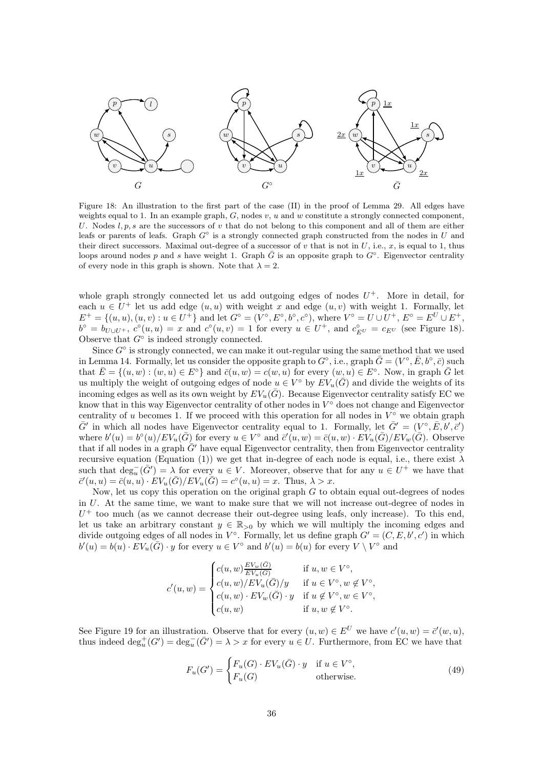Figure 18: An illustration to the first part of the case (II) in the proof of Lemma 29. All edges have weights equal to 1. In an example graph, $G$, nodes $v$, $u$ and $w$ constitute a strongly connected component, $U$. Nodes $l, p, s$ are the successors of $v$ that do not belong to this component and all of them are either leafs or parents of leafs. Graph $G^{\circ}$ is a strongly connected graph constructed from the nodes in $U$ and their direct successors. Maximal out-degree of a successor of $v$ that is not in $U$, i.e., $x$, is equal to 1, thus loops around nodes $p$ and $s$ have weight 1. Graph $\bar{G}$ is an opposite graph to $G^{\circ}$. Eigenvector centrality of every node in this graph is shown. Note that $\lambda = 2$.

whole graph strongly connected let us add outgoing edges of nodes $U^+$. More in detail, for each $u \in U^+$ let us add edge $(u, u)$ with weight $x$ and edge $(u, v)$ with weight 1. Formally, let $E^+ = \{(u, u), (u, v) : u \in U^+\}$ and let $G^{\circ} = (V^{\circ}, E^{\circ}, b^{\circ}, c^{\circ})$, where $V^{\circ} = U \cup U^+$, $E^{\circ} = E^U \cup E^+$, $b^{\circ} = b_{U \cup U^+}$, $c^{\circ}(u, u) = x$ and $c^{\circ}(u, v) = 1$ for every $u \in U^+$, and $c^{\circ}_{E^U} = c_{E^U}$ (see Figure 18). Observe that $G^{\circ}$ is indeed strongly connected.

Since $G^{\circ}$ is strongly connected, we can make it out-regular using the same method that we used in Lemma 14. Formally, let us consider the opposite graph to $G^{\circ}$, i.e., graph $\bar{G} = (V^{\circ}, \bar{E}, b^{\circ}, \bar{c})$ such that $\bar{E} = \{(u, w) : (w, u) \in E^{\circ}\}$ and $\bar{c}(u, w) = c(w, u)$ for every $(w, u) \in E^{\circ}$. Now, in graph $\bar{G}$ let us multiply the weight of outgoing edges of node $u \in V^{\circ}$ by $EV_u(\bar{G})$ and divide the weights of its incoming edges as well as its own weight by $EV_u(\bar{G})$. Because Eigenvector centrality satisfy EC we know that in this way Eigenvector centrality of other nodes in $V^{\circ}$ does not change and Eigenvector centrality of $u$ becomes 1. If we proceed with this operation for all nodes in $V^{\circ}$ we obtain graph $\bar{G}'$ in which all nodes have Eigenvector centrality equal to 1. Formally, let $\bar{G}' = (V^{\circ}, \bar{E}, b', \bar{c}')$ where $b'(u) = b^{\circ}(u)/EV_u(\bar{G})$ for every $u \in V^{\circ}$ and $\bar{c}'(u, w) = \bar{c}(u, w) \cdot EV_u(\bar{G})/EV_w(\bar{G})$. Observe that if all nodes in a graph $\bar{G}'$ have equal Eigenvector centrality, then from Eigenvector centrality recursive equation (Equation (1)) we get that in-degree of each node is equal, i.e., there exist $\lambda$ such that $\deg^-_u(\bar{G}') = \lambda$ for every $u \in V$. Moreover, observe that for any $u \in U^+$ we have that $\bar{c}'(u, u) = \bar{c}(u, u) \cdot EV_u(\bar{G})/EV_u(\bar{G}) = c^{\circ}(u, u) = x$. Thus, $\lambda > x$.

Now, let us copy this operation on the original graph $G$ to obtain equal out-degrees of nodes in $U$. At the same time, we want to make sure that we will not increase out-degree of nodes in $U^+$ too much (as we cannot decrease their out-degree using leafs, only increase). To this end, let us take an arbitrary constant $y \in \mathbb{R}_{>0}$ by which we will multiply the incoming edges and divide outgoing edges of all nodes in $V^{\circ}$. Formally, let us define graph $G' = (C, E, b', c')$ in which $b'(u) = b(u) \cdot EV_u(\bar{G}) \cdot y$ for every $u \in V^{\circ}$ and $b'(u) = b(u)$ for every $V \setminus V^{\circ}$ and

$$c'(u, w) = \begin{cases} c(u, w)\frac{EV_w(\bar{G})}{EV_u(\bar{G})} & \text{if } u, w \in V^{\circ}, \\ c(u, w)/EV_u(\bar{G})/y & \text{if } u \in V^{\circ}, w \notin V^{\circ}, \\ c(u, w) \cdot EV_w(\bar{G}) \cdot y & \text{if } u \notin V^{\circ}, w \in V^{\circ}, \\ c(u, w) & \text{if } u, w \notin V^{\circ}. \end{cases}$$

See Figure 19 for an illustration. Observe that for every $(u, w) \in E^U$ we have $c'(u, w) = \bar{c}'(w, u)$, thus indeed $\deg^+_u(G') = \deg^-_u(\bar{G}') = \lambda > x$ for every $u \in U$. Furthermore, from EC we have that

$$F_u(G') = \begin{cases} F_u(G) \cdot EV_u(\bar{G}) \cdot y & \text{if } u \in V^{\circ}, \\ F_u(G) & \text{otherwise.} \end{cases} \tag{49}$$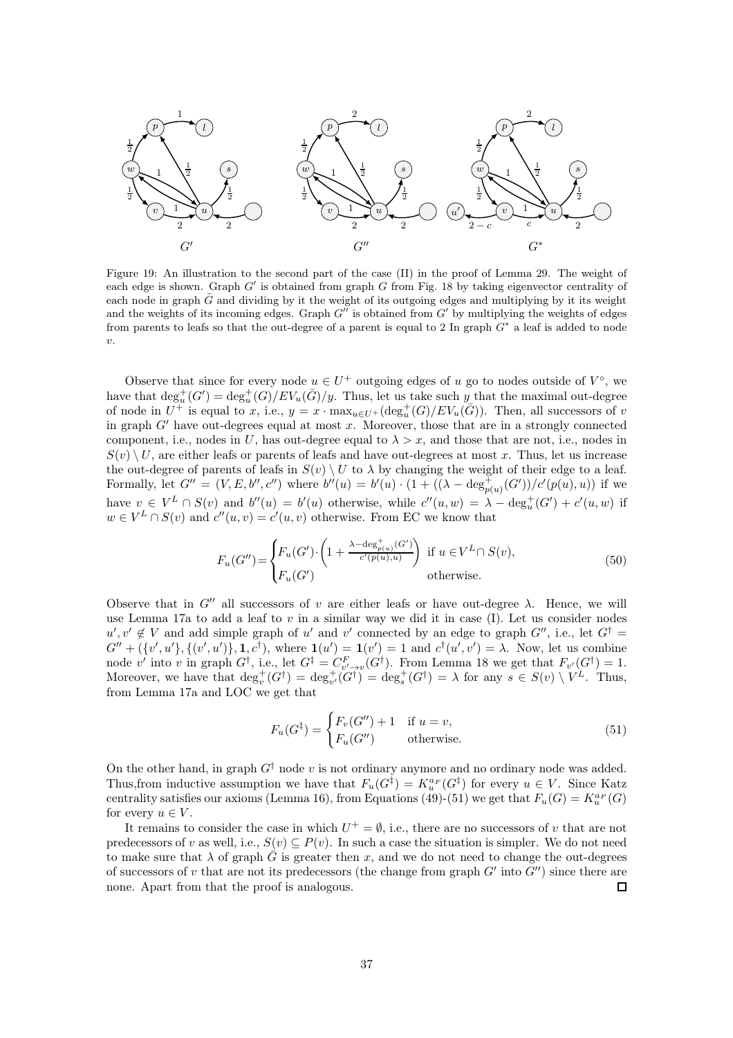Figure 19: An illustration to the second part of the case (II) in the proof of Lemma 29. The weight of each edge is shown. Graph $G'$ is obtained from graph $G$ from Fig. 18 by taking eigenvector centrality of each node in graph $\bar{G}$ and dividing by it the weight of its outgoing edges and multiplying by it its weight and the weights of its incoming edges. Graph $G''$ is obtained from $G'$ by multiplying the weights of edges from parents to leafs so that the out-degree of a parent is equal to 2 In graph $G^*$ a leaf is added to node $v$.

Observe that since for every node $u \in U^+$ outgoing edges of $u$ go to nodes outside of $V^\circ$, we have that $\deg^+_u(G') = \deg^+_u(G)/EV_u(\bar{G})/y$. Thus, let us take such $y$ that the maximal out-degree of node in $U^+$ is equal to $x$, i.e., $y = x \cdot \max_{u \in U^+}(\deg^+_u(G)/EV_u(\bar{G}))$. Then, all successors of $v$ in graph $G'$ have out-degrees equal at most $x$. Moreover, those that are in a strongly connected component, i.e., nodes in $U$, has out-degree equal to $\lambda > x$, and those that are not, i.e., nodes in $S(v) \setminus U$, are either leafs or parents of leafs and have out-degrees at most $x$. Thus, let us increase the out-degree of parents of leafs in $S(v) \setminus U$ to $\lambda$ by changing the weight of their edge to a leaf. Formally, let $G'' = (V, E, b'', c'')$ where $b''(u) = b'(u) \cdot (1 + ((\lambda - \deg^+_{p(u)}(G'))/c'(p(u), u))$ if we have $v \in V^L \cap S(v)$ and $b''(u) = b'(u)$ otherwise, while $c''(u, w) = \lambda - \deg^+_u(G') + c'(u, w)$ if $w \in V^L \cap S(v)$ and $c''(u, v) = c'(u, v)$ otherwise. From EC we know that

$$F_u(G'') = \begin{cases} F_u(G') \cdot \left(1 + \frac{\lambda - \deg^+_{p(u)}(G')}{c'(p(u), u)}\right) & \text{if } u \in V^L \cap S(v), \\ F_u(G') & \text{otherwise.} \end{cases} \tag{50}$$

Observe that in $G''$ all successors of $v$ are either leafs or have out-degree $\lambda$. Hence, we will use Lemma 17a to add a leaf to $v$ in a similar way we did it in case (I). Let us consider nodes $u', v' \notin V$ and add simple graph of $u'$ and $v'$ connected by an edge to graph $G''$, i.e., let $G^\dagger = G'' + (\{v', u'\}, \{(v', u')\}, \mathbf{1}, c^\dagger)$, where $\mathbf{1}(u') = \mathbf{1}(v') = 1$ and $c^\dagger(u', v') = \lambda$. Now, let us combine node $v'$ into $v$ in graph $G^\dagger$, i.e., let $G^\ddagger = C^F_{v' \to v}(G^\dagger)$. From Lemma 18 we get that $F_{v'}(G^\dagger) = 1$. Moreover, we have that $\deg^+_v(G^\dagger) = \deg^+_{v'}(G^\dagger) = \deg^+_s(G^\dagger) = \lambda$ for any $s \in S(v) \setminus V^L$. Thus, from Lemma 17a and LOC we get that

$$F_u(G^\ddagger) = \begin{cases} F_v(G'') + 1 & \text{if } u = v, \\ F_u(G'') & \text{otherwise.} \end{cases} \tag{51}$$

On the other hand, in graph $G^\dagger$ node $v$ is not ordinary anymore and no ordinary node was added. Thus,from inductive assumption we have that $F_u(G^\ddagger) = K^{a_F}_u(G^\ddagger)$ for every $u \in V$. Since Katz centrality satisfies our axioms (Lemma 16), from Equations (49)-(51) we get that $F_u(G) = K^{a_F}_u(G)$ for every $u \in V$.

It remains to consider the case in which $U^+ = \emptyset$, i.e., there are no successors of $v$ that are not predecessors of $v$ as well, i.e., $S(v) \subseteq P(v)$. In such a case the situation is simpler. We do not need to make sure that $\lambda$ of graph $\bar{G}$ is greater then $x$, and we do not need to change the out-degrees of successors of $v$ that are not its predecessors (the change from graph $G'$ into $G''$) since there are none. Apart from that the proof is analogous. $\square$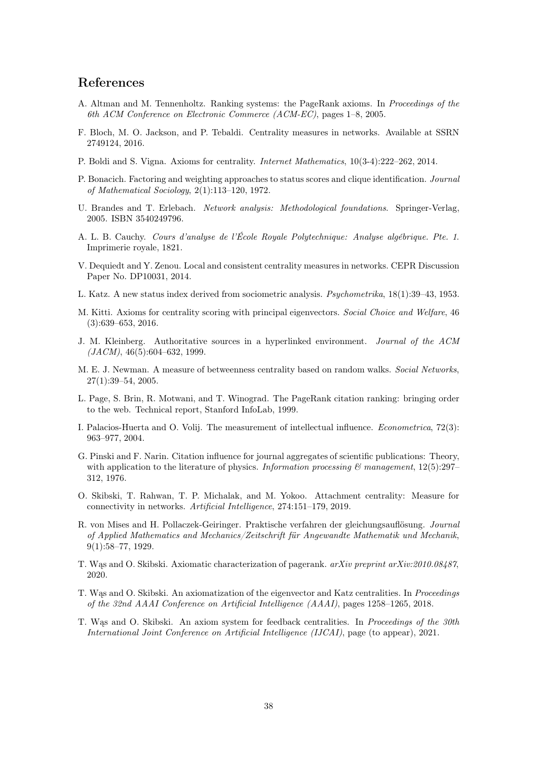## References

A. Altman and M. Tennenholtz. Ranking systems: the PageRank axioms. In *Proceedings of the 6th ACM Conference on Electronic Commerce (ACM-EC)*, pages 1–8, 2005.

F. Bloch, M. O. Jackson, and P. Tebaldi. Centrality measures in networks. Available at SSRN 2749124, 2016.

P. Boldi and S. Vigna. Axioms for centrality. *Internet Mathematics*, 10(3-4):222–262, 2014.

P. Bonacich. Factoring and weighting approaches to status scores and clique identification. *Journal of Mathematical Sociology*, 2(1):113–120, 1972.

U. Brandes and T. Erlebach. *Network analysis: Methodological foundations*. Springer-Verlag, 2005. ISBN 3540249796.

A. L. B. Cauchy. *Cours d'analyse de l'École Royale Polytechnique: Analyse algébrique. Pte. 1.* Imprimerie royale, 1821.

V. Dequiedt and Y. Zenou. Local and consistent centrality measures in networks. CEPR Discussion Paper No. DP10031, 2014.

L. Katz. A new status index derived from sociometric analysis. *Psychometrika*, 18(1):39–43, 1953.

M. Kitti. Axioms for centrality scoring with principal eigenvectors. *Social Choice and Welfare*, 46 (3):639–653, 2016.

J. M. Kleinberg. Authoritative sources in a hyperlinked environment. *Journal of the ACM (JACM)*, 46(5):604–632, 1999.

M. E. J. Newman. A measure of betweenness centrality based on random walks. *Social Networks*, 27(1):39–54, 2005.

L. Page, S. Brin, R. Motwani, and T. Winograd. The PageRank citation ranking: bringing order to the web. Technical report, Stanford InfoLab, 1999.

I. Palacios-Huerta and O. Volij. The measurement of intellectual influence. *Econometrica*, 72(3): 963–977, 2004.

G. Pinski and F. Narin. Citation influence for journal aggregates of scientific publications: Theory, with application to the literature of physics. *Information processing & management*, 12(5):297–312, 1976.

O. Skibski, T. Rahwan, T. P. Michalak, and M. Yokoo. Attachment centrality: Measure for connectivity in networks. *Artificial Intelligence*, 274:151–179, 2019.

R. von Mises and H. Pollaczek-Geiringer. Praktische verfahren der gleichungsauflösung. *Journal of Applied Mathematics and Mechanics/Zeitschrift für Angewandte Mathematik und Mechanik*, 9(1):58–77, 1929.

T. Wąs and O. Skibski. Axiomatic characterization of pagerank. *arXiv preprint arXiv:2010.08487*, 2020.

T. Wąs and O. Skibski. An axiomatization of the eigenvector and Katz centralities. In *Proceedings of the 32nd AAAI Conference on Artificial Intelligence (AAAI)*, pages 1258–1265, 2018.

T. Wąs and O. Skibski. An axiom system for feedback centralities. In *Proceedings of the 30th International Joint Conference on Artificial Intelligence (IJCAI)*, page (to appear), 2021.